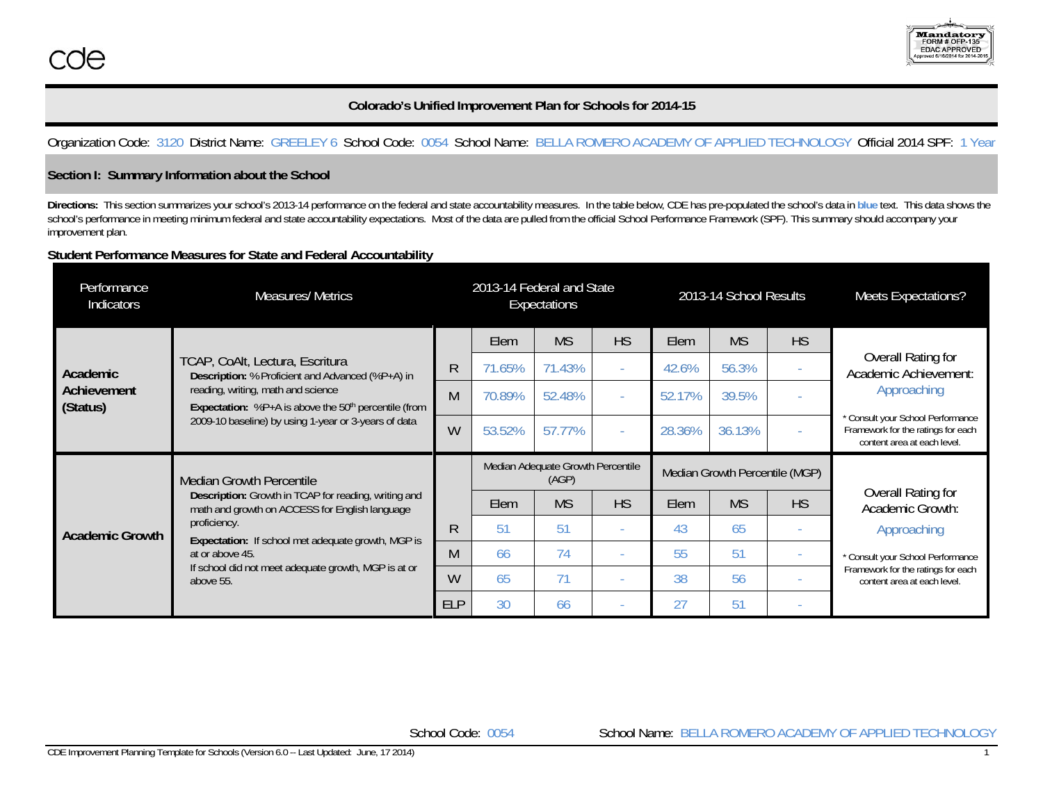cde

Mandatory FORM # OFP-135 EDAC APPROVED Approved 6/16/2014 for 2014-2015

## Colorado's Unified Improvement Plan for Schools for 2014-15

Organization Code: 3120 District Name: GREELEY 6 School Code: 0054 School Name: BELLA ROMERO ACADEMY OF APPLIED TECHNOLOGY Official 2014 SPF: 1 Year

## Section I: Summary Information about the School

**Directions:** This section summarizes your school's 2013-14 performance on the federal and state accountability measures. In the table below, CDE has pre-populated the school's data in **blue** text. This data shows the school's performance in meeting minimum federal and state accountability expectations. Most of the data are pulled from the official School Performance Framework (SPF). This summary should accompany your improvement plan.

### Student Performance Measures for State and Federal Accountability

| Performance Indicators | Measures/ Metrics | | 2013-14 Federal and State Expectations | | | 2013-14 School Results | | | Meets Expectations? |
|---|---|---|---|---|---|---|---|---|---|
| **Academic Achievement (Status)** | TCAP, CoAlt, Lectura, Escritura **Description:** % Proficient and Advanced (%P+A) in reading, writing, math and science **Expectation:** %P+A is above the 50th percentile (from 2009-10 baseline) by using 1-year or 3-years of data | | Elem | MS | HS | Elem | MS | HS | Overall Rating for Academic Achievement: Approaching * Consult your School Performance Framework for the ratings for each content area at each level. |
| | | R | 71.65% | 71.43% | - | 42.6% | 56.3% | - | |
| | | M | 70.89% | 52.48% | - | 52.17% | 39.5% | - | |
| | | W | 53.52% | 57.77% | - | 28.36% | 36.13% | - | |
| **Academic Growth** | Median Growth Percentile **Description:** Growth in TCAP for reading, writing and math and growth on ACCESS for English language proficiency. **Expectation:** If school met adequate growth, MGP is at or above 45. If school did not meet adequate growth, MGP is at or above 55. | | Median Adequate Growth Percentile (AGP) | | | Median Growth Percentile (MGP) | | | Overall Rating for Academic Growth: Approaching * Consult your School Performance Framework for the ratings for each content area at each level. |
| | | | Elem | MS | HS | Elem | MS | HS | |
| | | R | 51 | 51 | - | 43 | 65 | - | |
| | | M | 66 | 74 | - | 55 | 51 | - | |
| | | W | 65 | 71 | - | 38 | 56 | - | |
| | | ELP | 30 | 66 | - | 27 | 51 | - | |

School Code: 0054 School Name: BELLA ROMERO ACADEMY OF APPLIED TECHNOLOGY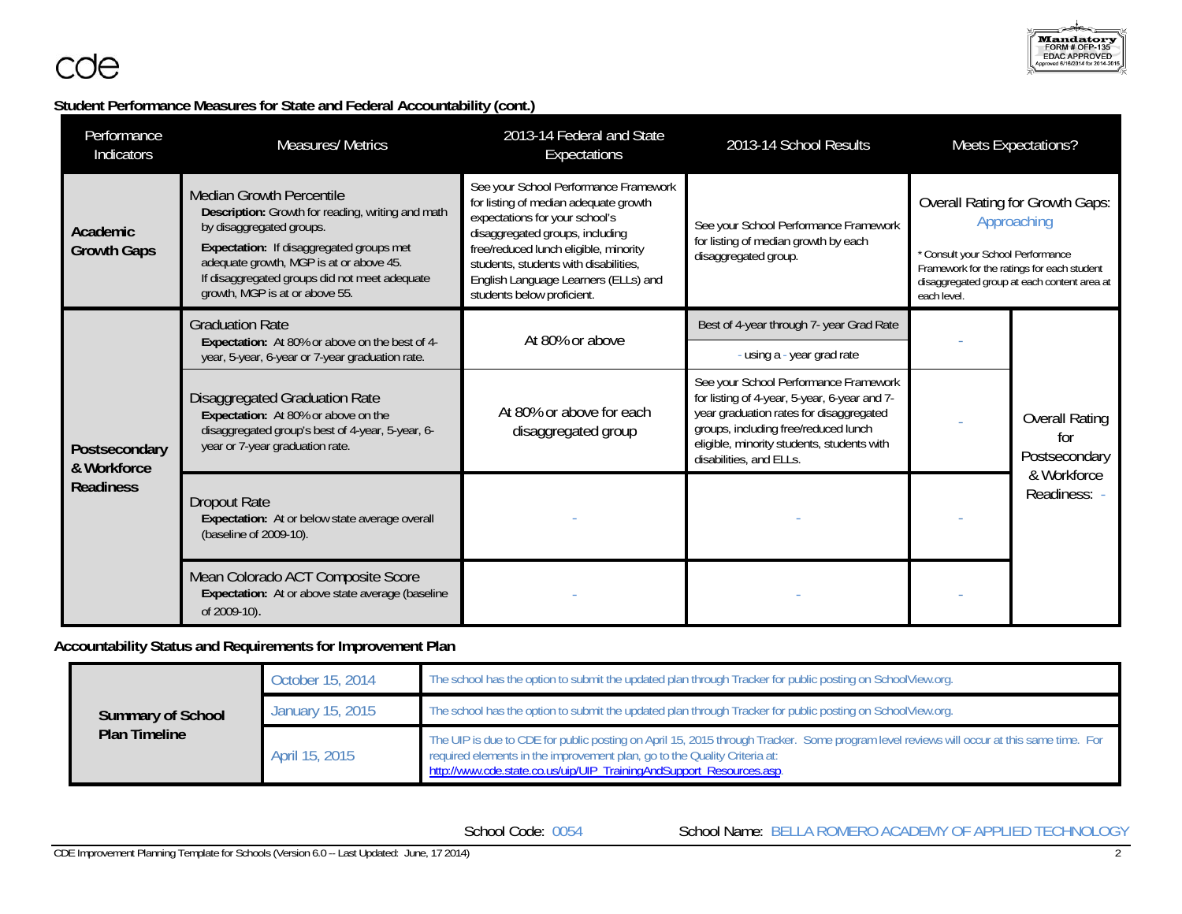cde

**Mandatory FORM # OFP-135 EDAC APPROVED Approved 6/16/2014 for 2014-2015**

**Student Performance Measures for State and Federal Accountability (cont.)**

| Performance Indicators | Measures/ Metrics | 2013-14 Federal and State Expectations | 2013-14 School Results | Meets Expectations? | |
|---|---|---|---|---|---|
| **Academic Growth Gaps** | Median Growth Percentile<br>**Description:** Growth for reading, writing and math by disaggregated groups.<br>**Expectation:** If disaggregated groups met adequate growth, MGP is at or above 45.<br>If disaggregated groups did not meet adequate growth, MGP is at or above 55. | See your School Performance Framework for listing of median adequate growth expectations for your school's disaggregated groups, including free/reduced lunch eligible, minority students, students with disabilities, English Language Learners (ELLs) and students below proficient. | See your School Performance Framework for listing of median growth by each disaggregated group. | Overall Rating for Growth Gaps: Approaching<br>* Consult your School Performance Framework for the ratings for each student disaggregated group at each content area at each level. | |
| **Postsecondary & Workforce Readiness** | Graduation Rate<br>**Expectation:** At 80% or above on the best of 4-year, 5-year, 6-year or 7-year graduation rate. | At 80% or above | Best of 4-year through 7- year Grad Rate<br>- using a - year grad rate | - | Overall Rating for Postsecondary & Workforce Readiness: - |
| | Disaggregated Graduation Rate<br>**Expectation:** At 80% or above on the disaggregated group's best of 4-year, 5-year, 6-year or 7-year graduation rate. | At 80% or above for each disaggregated group | See your School Performance Framework for listing of 4-year, 5-year, 6-year and 7-year graduation rates for disaggregated groups, including free/reduced lunch eligible, minority students, students with disabilities, and ELLs. | - | |
| | Dropout Rate<br>**Expectation:** At or below state average overall (baseline of 2009-10). | - | - | - | |
| | Mean Colorado ACT Composite Score<br>**Expectation:** At or above state average (baseline of 2009-10). | - | - | - | |

**Accountability Status and Requirements for Improvement Plan**

| **Summary of School Plan Timeline** | | |
|---|---|---|
| | October 15, 2014 | The school has the option to submit the updated plan through Tracker for public posting on SchoolView.org. |
| | January 15, 2015 | The school has the option to submit the updated plan through Tracker for public posting on SchoolView.org. |
| | April 15, 2015 | The UIP is due to CDE for public posting on April 15, 2015 through Tracker. Some program level reviews will occur at this same time. For required elements in the improvement plan, go to the Quality Criteria at: http://www.cde.state.co.us/uip/UIP_TrainingAndSupport_Resources.asp. |

School Code: 0054 School Name: BELLA ROMERO ACADEMY OF APPLIED TECHNOLOGY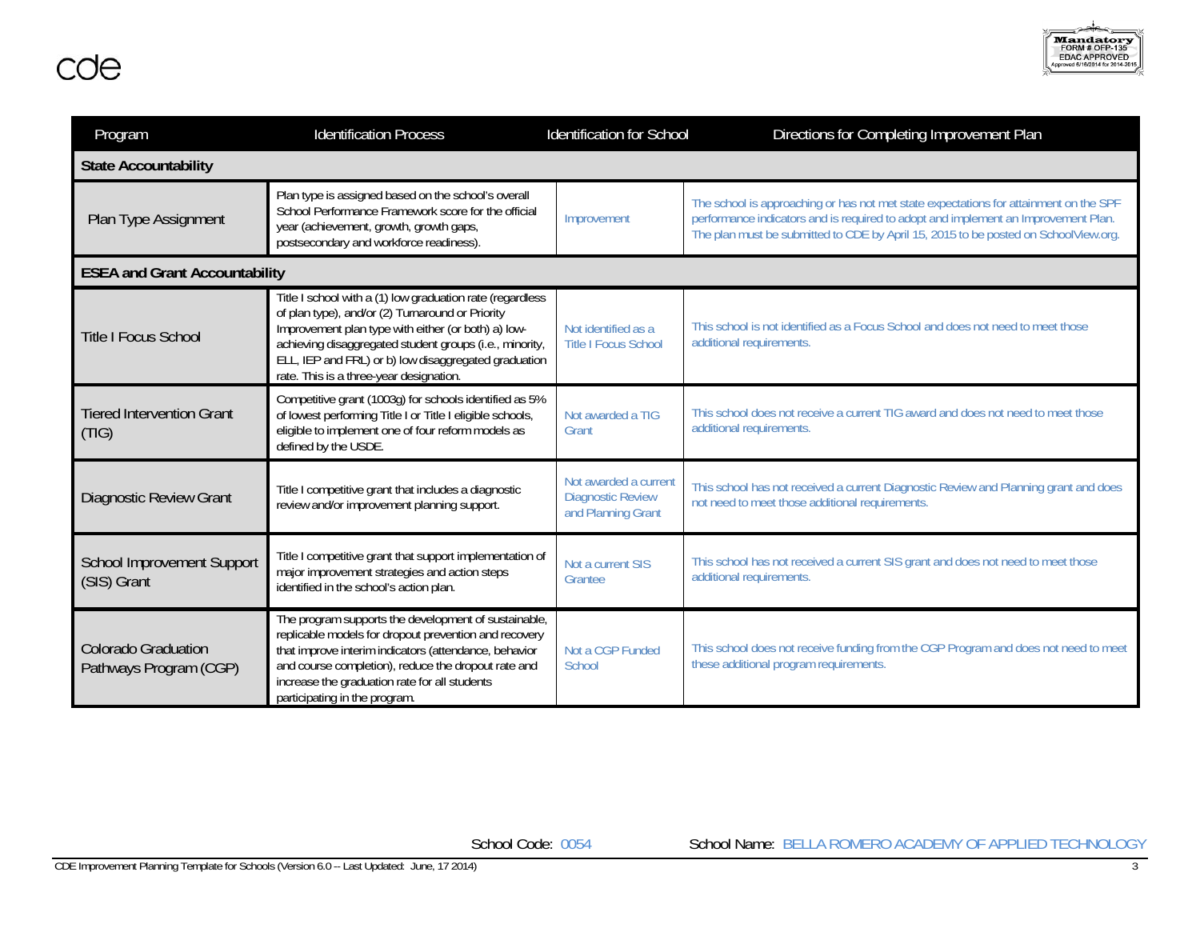cde

Mandatory FORM # OFP-135 EDAC APPROVED Approved 6/16/2014 for 2014-2015

| Program | Identification Process | Identification for School | Directions for Completing Improvement Plan |
|---|---|---|---|
| **State Accountability** | | | |
| Plan Type Assignment | Plan type is assigned based on the school's overall School Performance Framework score for the official year (achievement, growth, growth gaps, postsecondary and workforce readiness). | Improvement | The school is approaching or has not met state expectations for attainment on the SPF performance indicators and is required to adopt and implement an Improvement Plan. The plan must be submitted to CDE by April 15, 2015 to be posted on SchoolView.org. |
| **ESEA and Grant Accountability** | | | |
| Title I Focus School | Title I school with a (1) low graduation rate (regardless of plan type), and/or (2) Turnaround or Priority Improvement plan type with either (or both) a) low-achieving disaggregated student groups (i.e., minority, ELL, IEP and FRL) or b) low disaggregated graduation rate. This is a three-year designation. | Not identified as a Title I Focus School | This school is not identified as a Focus School and does not need to meet those additional requirements. |
| Tiered Intervention Grant (TIG) | Competitive grant (1003g) for schools identified as 5% of lowest performing Title I or Title I eligible schools, eligible to implement one of four reform models as defined by the USDE. | Not awarded a TIG Grant | This school does not receive a current TIG award and does not need to meet those additional requirements. |
| Diagnostic Review Grant | Title I competitive grant that includes a diagnostic review and/or improvement planning support. | Not awarded a current Diagnostic Review and Planning Grant | This school has not received a current Diagnostic Review and Planning grant and does not need to meet those additional requirements. |
| School Improvement Support (SIS) Grant | Title I competitive grant that support implementation of major improvement strategies and action steps identified in the school's action plan. | Not a current SIS Grantee | This school has not received a current SIS grant and does not need to meet those additional requirements. |
| Colorado Graduation Pathways Program (CGP) | The program supports the development of sustainable, replicable models for dropout prevention and recovery that improve interim indicators (attendance, behavior and course completion), reduce the dropout rate and increase the graduation rate for all students participating in the program. | Not a CGP Funded School | This school does not receive funding from the CGP Program and does not need to meet these additional program requirements. |

School Code: 0054 School Name: BELLA ROMERO ACADEMY OF APPLIED TECHNOLOGY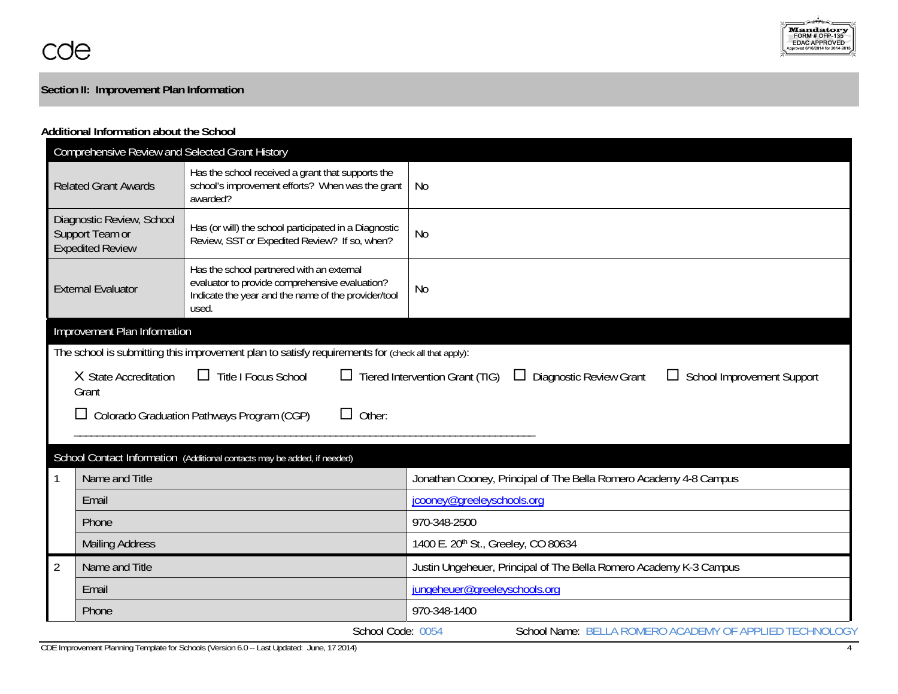## Section II: Improvement Plan Information

### Additional Information about the School

| Comprehensive Review and Selected Grant History | | |
|---|---|---|
| Related Grant Awards | Has the school received a grant that supports the school's improvement efforts? When was the grant awarded? | No |
| Diagnostic Review, School Support Team or Expedited Review | Has (or will) the school participated in a Diagnostic Review, SST or Expedited Review? If so, when? | No |
| External Evaluator | Has the school partnered with an external evaluator to provide comprehensive evaluation? Indicate the year and the name of the provider/tool used. | No |

**Improvement Plan Information**

The school is submitting this improvement plan to satisfy requirements for (check all that apply):

- X State Accreditation Grant
- ☐ Title I Focus School
- ☐ Tiered Intervention Grant (TIG)
- ☐ Diagnostic Review Grant
- ☐ School Improvement Support
- ☐ Colorado Graduation Pathways Program (CGP)
- ☐ Other: ________________________________________________________________________________

| School Contact Information (Additional contacts may be added, if needed) | | |
|---|---|---|
| 1 | Name and Title | Jonathan Cooney, Principal of The Bella Romero Academy 4-8 Campus |
| | Email | jcooney@greeleyschools.org |
| | Phone | 970-348-2500 |
| | Mailing Address | 1400 E. 20th St., Greeley, CO 80634 |
| 2 | Name and Title | Justin Ungeheuer, Principal of The Bella Romero Academy K-3 Campus |
| | Email | jungeheuer@greeleyschools.org |
| | Phone | 970-348-1400 |

School Code: 0054 School Name: BELLA ROMERO ACADEMY OF APPLIED TECHNOLOGY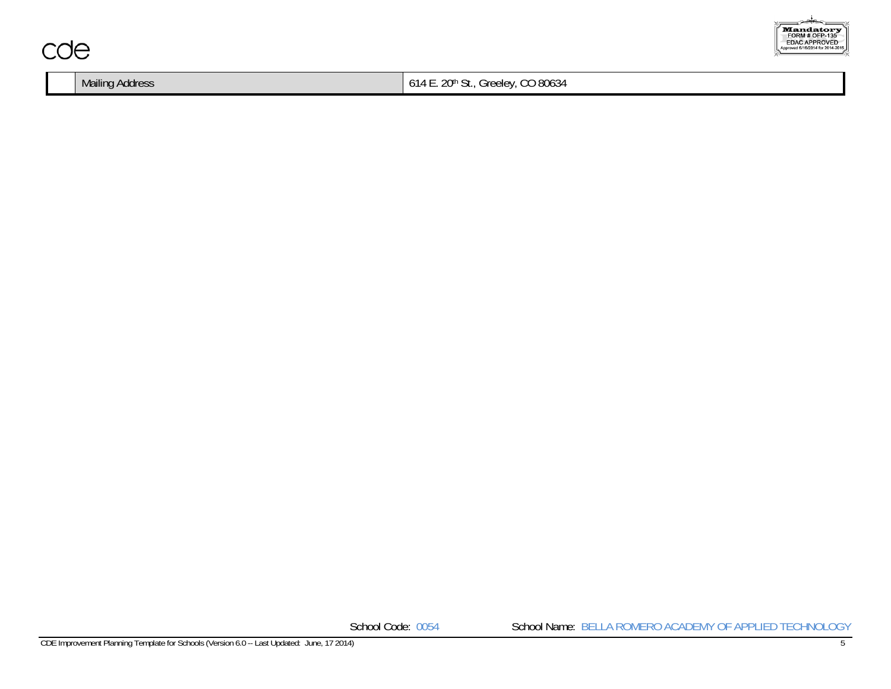| | Mailing Address | 614 E. 20th St., Greeley, CO 80634 |
|---|---|---|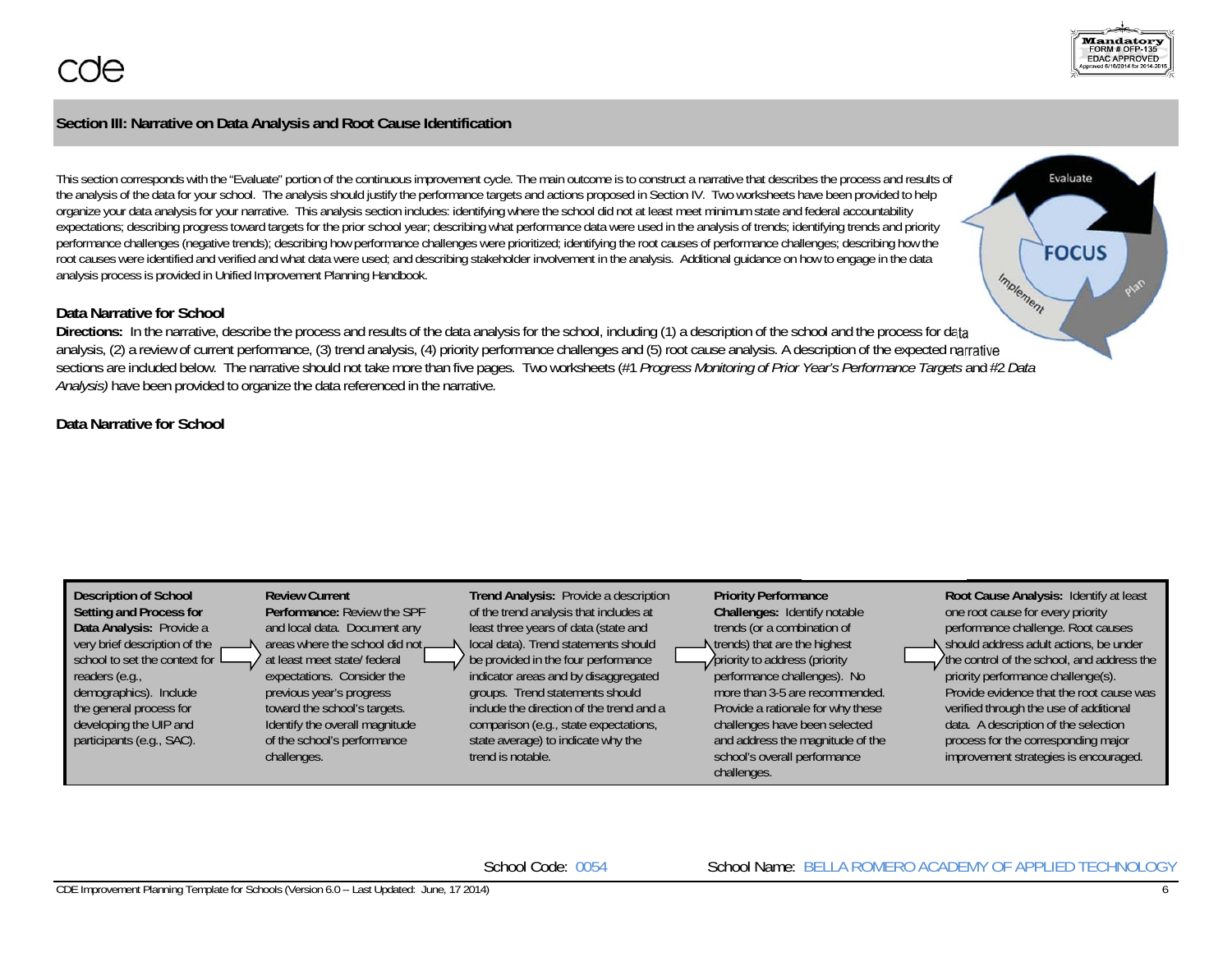cde

**Mandatory**
FORM # OFP-135
EDAC APPROVED
Approved 6/16/2014 for 2014-2015

## Section III: Narrative on Data Analysis and Root Cause Identification

This section corresponds with the "Evaluate" portion of the continuous improvement cycle. The main outcome is to construct a narrative that describes the process and results of the analysis of the data for your school. The analysis should justify the performance targets and actions proposed in Section IV. Two worksheets have been provided to help organize your data analysis for your narrative. This analysis section includes: identifying where the school did not at least meet minimum state and federal accountability expectations; describing progress toward targets for the prior school year; describing what performance data were used in the analysis of trends; identifying trends and priority performance challenges (negative trends); describing how performance challenges were prioritized; identifying the root causes of performance challenges; describing how the root causes were identified and verified and what data were used; and describing stakeholder involvement in the analysis. Additional guidance on how to engage in the data analysis process is provided in Unified Improvement Planning Handbook.

### Data Narrative for School

**Directions:** In the narrative, describe the process and results of the data analysis for the school, including (1) a description of the school and the process for data analysis, (2) a review of current performance, (3) trend analysis, (4) priority performance challenges and (5) root cause analysis. A description of the expected narrative sections are included below. The narrative should not take more than five pages. Two worksheets (#1 *Progress Monitoring of Prior Year's Performance Targets* and #2 *Data Analysis)* have been provided to organize the data referenced in the narrative.

### Data Narrative for School

| **Description of School Setting and Process for Data Analysis:** Provide a very brief description of the school to set the context for readers (e.g., demographics). Include the general process for developing the UIP and participants (e.g., SAC). | → | **Review Current Performance:** Review the SPF and local data. Document any areas where the school did not at least meet state/ federal expectations. Consider the previous year's progress toward the school's targets. Identify the overall magnitude of the school's performance challenges. | → | **Trend Analysis:** Provide a description of the trend analysis that includes at least three years of data (state and local data). Trend statements should be provided in the four performance indicator areas and by disaggregated groups. Trend statements should include the direction of the trend and a comparison (e.g., state expectations, state average) to indicate why the trend is notable. | → | **Priority Performance Challenges:** Identify notable trends (or a combination of trends) that are the highest priority to address (priority performance challenges). No more than 3-5 are recommended. Provide a rationale for why these challenges have been selected and address the magnitude of the school's overall performance challenges. | → | **Root Cause Analysis:** Identify at least one root cause for every priority performance challenge. Root causes should address adult actions, be under the control of the school, and address the priority performance challenge(s). Provide evidence that the root cause was verified through the use of additional data. A description of the selection process for the corresponding major improvement strategies is encouraged. |
|---|---|---|---|---|---|---|---|---|

School Code: 0054 School Name: BELLA ROMERO ACADEMY OF APPLIED TECHNOLOGY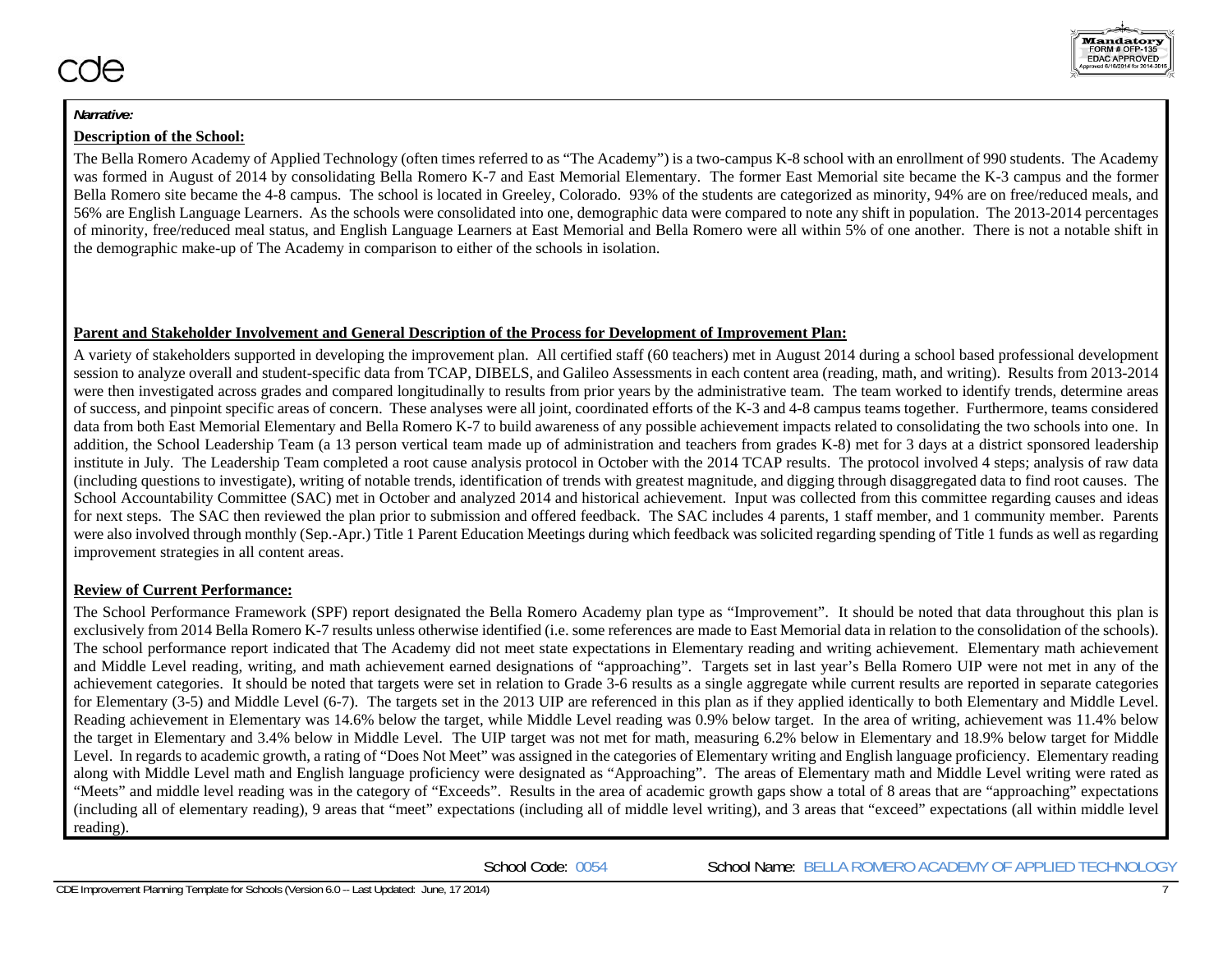***Narrative:***

**Description of the School:**

The Bella Romero Academy of Applied Technology (often times referred to as "The Academy") is a two-campus K-8 school with an enrollment of 990 students. The Academy was formed in August of 2014 by consolidating Bella Romero K-7 and East Memorial Elementary. The former East Memorial site became the K-3 campus and the former Bella Romero site became the 4-8 campus. The school is located in Greeley, Colorado. 93% of the students are categorized as minority, 94% are on free/reduced meals, and 56% are English Language Learners. As the schools were consolidated into one, demographic data were compared to note any shift in population. The 2013-2014 percentages of minority, free/reduced meal status, and English Language Learners at East Memorial and Bella Romero were all within 5% of one another. There is not a notable shift in the demographic make-up of The Academy in comparison to either of the schools in isolation.

**Parent and Stakeholder Involvement and General Description of the Process for Development of Improvement Plan:**

A variety of stakeholders supported in developing the improvement plan. All certified staff (60 teachers) met in August 2014 during a school based professional development session to analyze overall and student-specific data from TCAP, DIBELS, and Galileo Assessments in each content area (reading, math, and writing). Results from 2013-2014 were then investigated across grades and compared longitudinally to results from prior years by the administrative team. The team worked to identify trends, determine areas of success, and pinpoint specific areas of concern. These analyses were all joint, coordinated efforts of the K-3 and 4-8 campus teams together. Furthermore, teams considered data from both East Memorial Elementary and Bella Romero K-7 to build awareness of any possible achievement impacts related to consolidating the two schools into one. In addition, the School Leadership Team (a 13 person vertical team made up of administration and teachers from grades K-8) met for 3 days at a district sponsored leadership institute in July. The Leadership Team completed a root cause analysis protocol in October with the 2014 TCAP results. The protocol involved 4 steps; analysis of raw data (including questions to investigate), writing of notable trends, identification of trends with greatest magnitude, and digging through disaggregated data to find root causes. The School Accountability Committee (SAC) met in October and analyzed 2014 and historical achievement. Input was collected from this committee regarding causes and ideas for next steps. The SAC then reviewed the plan prior to submission and offered feedback. The SAC includes 4 parents, 1 staff member, and 1 community member. Parents were also involved through monthly (Sep.-Apr.) Title 1 Parent Education Meetings during which feedback was solicited regarding spending of Title 1 funds as well as regarding improvement strategies in all content areas.

**Review of Current Performance:**

The School Performance Framework (SPF) report designated the Bella Romero Academy plan type as "Improvement". It should be noted that data throughout this plan is exclusively from 2014 Bella Romero K-7 results unless otherwise identified (i.e. some references are made to East Memorial data in relation to the consolidation of the schools). The school performance report indicated that The Academy did not meet state expectations in Elementary reading and writing achievement. Elementary math achievement and Middle Level reading, writing, and math achievement earned designations of "approaching". Targets set in last year's Bella Romero UIP were not met in any of the achievement categories. It should be noted that targets were set in relation to Grade 3-6 results as a single aggregate while current results are reported in separate categories for Elementary (3-5) and Middle Level (6-7). The targets set in the 2013 UIP are referenced in this plan as if they applied identically to both Elementary and Middle Level. Reading achievement in Elementary was 14.6% below the target, while Middle Level reading was 0.9% below target. In the area of writing, achievement was 11.4% below the target in Elementary and 3.4% below in Middle Level. The UIP target was not met for math, measuring 6.2% below in Elementary and 18.9% below target for Middle Level. In regards to academic growth, a rating of "Does Not Meet" was assigned in the categories of Elementary writing and English language proficiency. Elementary reading along with Middle Level math and English language proficiency were designated as "Approaching". The areas of Elementary math and Middle Level writing were rated as "Meets" and middle level reading was in the category of "Exceeds". Results in the area of academic growth gaps show a total of 8 areas that are "approaching" expectations (including all of elementary reading), 9 areas that "meet" expectations (including all of middle level writing), and 3 areas that "exceed" expectations (all within middle level reading).

School Code: 0054 School Name: BELLA ROMERO ACADEMY OF APPLIED TECHNOLOGY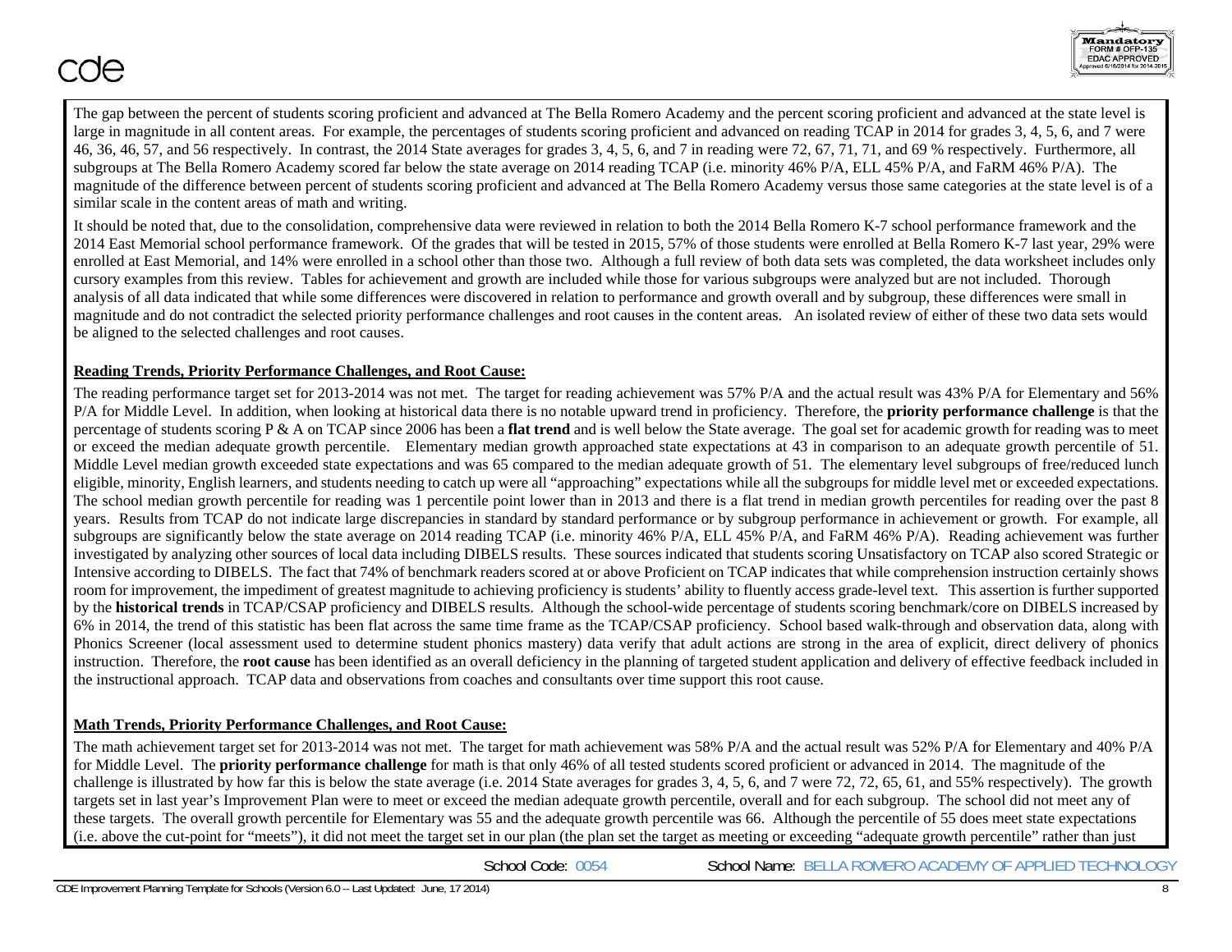The gap between the percent of students scoring proficient and advanced at The Bella Romero Academy and the percent scoring proficient and advanced at the state level is large in magnitude in all content areas. For example, the percentages of students scoring proficient and advanced on reading TCAP in 2014 for grades 3, 4, 5, 6, and 7 were 46, 36, 46, 57, and 56 respectively. In contrast, the 2014 State averages for grades 3, 4, 5, 6, and 7 in reading were 72, 67, 71, 71, and 69 % respectively. Furthermore, all subgroups at The Bella Romero Academy scored far below the state average on 2014 reading TCAP (i.e. minority 46% P/A, ELL 45% P/A, and FaRM 46% P/A). The magnitude of the difference between percent of students scoring proficient and advanced at The Bella Romero Academy versus those same categories at the state level is of a similar scale in the content areas of math and writing.

It should be noted that, due to the consolidation, comprehensive data were reviewed in relation to both the 2014 Bella Romero K-7 school performance framework and the 2014 East Memorial school performance framework. Of the grades that will be tested in 2015, 57% of those students were enrolled at Bella Romero K-7 last year, 29% were enrolled at East Memorial, and 14% were enrolled in a school other than those two. Although a full review of both data sets was completed, the data worksheet includes only cursory examples from this review. Tables for achievement and growth are included while those for various subgroups were analyzed but are not included. Thorough analysis of all data indicated that while some differences were discovered in relation to performance and growth overall and by subgroup, these differences were small in magnitude and do not contradict the selected priority performance challenges and root causes in the content areas. An isolated review of either of these two data sets would be aligned to the selected challenges and root causes.

**Reading Trends, Priority Performance Challenges, and Root Cause:**

The reading performance target set for 2013-2014 was not met. The target for reading achievement was 57% P/A and the actual result was 43% P/A for Elementary and 56% P/A for Middle Level. In addition, when looking at historical data there is no notable upward trend in proficiency. Therefore, the **priority performance challenge** is that the percentage of students scoring P & A on TCAP since 2006 has been a **flat trend** and is well below the State average. The goal set for academic growth for reading was to meet or exceed the median adequate growth percentile. Elementary median growth approached state expectations at 43 in comparison to an adequate growth percentile of 51. Middle Level median growth exceeded state expectations and was 65 compared to the median adequate growth of 51. The elementary level subgroups of free/reduced lunch eligible, minority, English learners, and students needing to catch up were all "approaching" expectations while all the subgroups for middle level met or exceeded expectations. The school median growth percentile for reading was 1 percentile point lower than in 2013 and there is a flat trend in median growth percentiles for reading over the past 8 years. Results from TCAP do not indicate large discrepancies in standard by standard performance or by subgroup performance in achievement or growth. For example, all subgroups are significantly below the state average on 2014 reading TCAP (i.e. minority 46% P/A, ELL 45% P/A, and FaRM 46% P/A). Reading achievement was further investigated by analyzing other sources of local data including DIBELS results. These sources indicated that students scoring Unsatisfactory on TCAP also scored Strategic or Intensive according to DIBELS. The fact that 74% of benchmark readers scored at or above Proficient on TCAP indicates that while comprehension instruction certainly shows room for improvement, the impediment of greatest magnitude to achieving proficiency is students' ability to fluently access grade-level text. This assertion is further supported by the **historical trends** in TCAP/CSAP proficiency and DIBELS results. Although the school-wide percentage of students scoring benchmark/core on DIBELS increased by 6% in 2014, the trend of this statistic has been flat across the same time frame as the TCAP/CSAP proficiency. School based walk-through and observation data, along with Phonics Screener (local assessment used to determine student phonics mastery) data verify that adult actions are strong in the area of explicit, direct delivery of phonics instruction. Therefore, the **root cause** has been identified as an overall deficiency in the planning of targeted student application and delivery of effective feedback included in the instructional approach. TCAP data and observations from coaches and consultants over time support this root cause.

**Math Trends, Priority Performance Challenges, and Root Cause:**

The math achievement target set for 2013-2014 was not met. The target for math achievement was 58% P/A and the actual result was 52% P/A for Elementary and 40% P/A for Middle Level. The **priority performance challenge** for math is that only 46% of all tested students scored proficient or advanced in 2014. The magnitude of the challenge is illustrated by how far this is below the state average (i.e. 2014 State averages for grades 3, 4, 5, 6, and 7 were 72, 72, 65, 61, and 55% respectively). The growth targets set in last year's Improvement Plan were to meet or exceed the median adequate growth percentile, overall and for each subgroup. The school did not meet any of these targets. The overall growth percentile for Elementary was 55 and the adequate growth percentile was 66. Although the percentile of 55 does meet state expectations (i.e. above the cut-point for "meets"), it did not meet the target set in our plan (the plan set the target as meeting or exceeding "adequate growth percentile" rather than just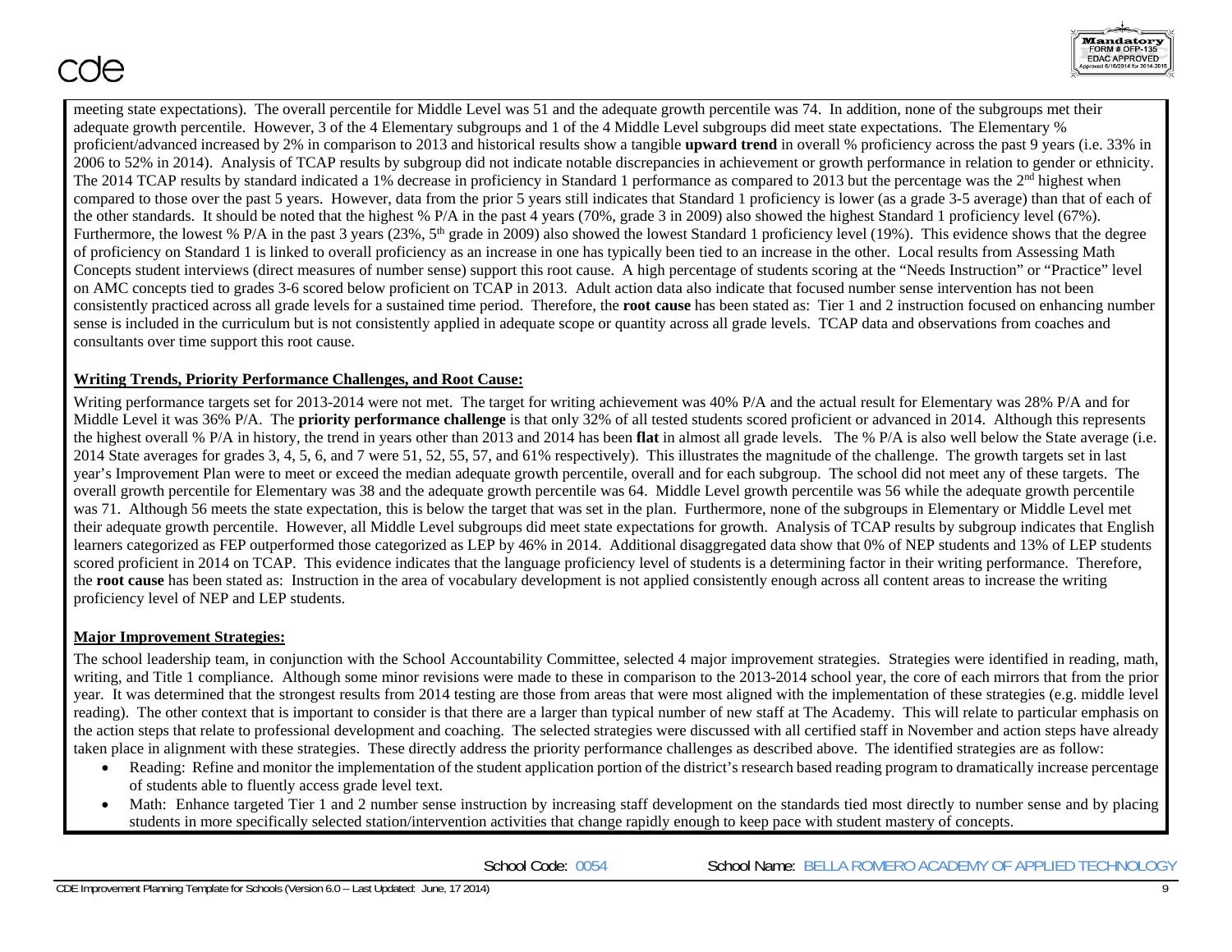meeting state expectations). The overall percentile for Middle Level was 51 and the adequate growth percentile was 74. In addition, none of the subgroups met their adequate growth percentile. However, 3 of the 4 Elementary subgroups and 1 of the 4 Middle Level subgroups did meet state expectations. The Elementary % proficient/advanced increased by 2% in comparison to 2013 and historical results show a tangible **upward trend** in overall % proficiency across the past 9 years (i.e. 33% in 2006 to 52% in 2014). Analysis of TCAP results by subgroup did not indicate notable discrepancies in achievement or growth performance in relation to gender or ethnicity. The 2014 TCAP results by standard indicated a 1% decrease in proficiency in Standard 1 performance as compared to 2013 but the percentage was the 2nd highest when compared to those over the past 5 years. However, data from the prior 5 years still indicates that Standard 1 proficiency is lower (as a grade 3-5 average) than that of each of the other standards. It should be noted that the highest % P/A in the past 4 years (70%, grade 3 in 2009) also showed the highest Standard 1 proficiency level (67%). Furthermore, the lowest % P/A in the past 3 years (23%, 5th grade in 2009) also showed the lowest Standard 1 proficiency level (19%). This evidence shows that the degree of proficiency on Standard 1 is linked to overall proficiency as an increase in one has typically been tied to an increase in the other. Local results from Assessing Math Concepts student interviews (direct measures of number sense) support this root cause. A high percentage of students scoring at the "Needs Instruction" or "Practice" level on AMC concepts tied to grades 3-6 scored below proficient on TCAP in 2013. Adult action data also indicate that focused number sense intervention has not been consistently practiced across all grade levels for a sustained time period. Therefore, the **root cause** has been stated as: Tier 1 and 2 instruction focused on enhancing number sense is included in the curriculum but is not consistently applied in adequate scope or quantity across all grade levels. TCAP data and observations from coaches and consultants over time support this root cause.

**Writing Trends, Priority Performance Challenges, and Root Cause:**

Writing performance targets set for 2013-2014 were not met. The target for writing achievement was 40% P/A and the actual result for Elementary was 28% P/A and for Middle Level it was 36% P/A. The **priority performance challenge** is that only 32% of all tested students scored proficient or advanced in 2014. Although this represents the highest overall % P/A in history, the trend in years other than 2013 and 2014 has been **flat** in almost all grade levels. The % P/A is also well below the State average (i.e. 2014 State averages for grades 3, 4, 5, 6, and 7 were 51, 52, 55, 57, and 61% respectively). This illustrates the magnitude of the challenge. The growth targets set in last year's Improvement Plan were to meet or exceed the median adequate growth percentile, overall and for each subgroup. The school did not meet any of these targets. The overall growth percentile for Elementary was 38 and the adequate growth percentile was 64. Middle Level growth percentile was 56 while the adequate growth percentile was 71. Although 56 meets the state expectation, this is below the target that was set in the plan. Furthermore, none of the subgroups in Elementary or Middle Level met their adequate growth percentile. However, all Middle Level subgroups did meet state expectations for growth. Analysis of TCAP results by subgroup indicates that English learners categorized as FEP outperformed those categorized as LEP by 46% in 2014. Additional disaggregated data show that 0% of NEP students and 13% of LEP students scored proficient in 2014 on TCAP. This evidence indicates that the language proficiency level of students is a determining factor in their writing performance. Therefore, the **root cause** has been stated as: Instruction in the area of vocabulary development is not applied consistently enough across all content areas to increase the writing proficiency level of NEP and LEP students.

**Major Improvement Strategies:**

The school leadership team, in conjunction with the School Accountability Committee, selected 4 major improvement strategies. Strategies were identified in reading, math, writing, and Title 1 compliance. Although some minor revisions were made to these in comparison to the 2013-2014 school year, the core of each mirrors that from the prior year. It was determined that the strongest results from 2014 testing are those from areas that were most aligned with the implementation of these strategies (e.g. middle level reading). The other context that is important to consider is that there are a larger than typical number of new staff at The Academy. This will relate to particular emphasis on the action steps that relate to professional development and coaching. The selected strategies were discussed with all certified staff in November and action steps have already taken place in alignment with these strategies. These directly address the priority performance challenges as described above. The identified strategies are as follow:

- Reading: Refine and monitor the implementation of the student application portion of the district's research based reading program to dramatically increase percentage of students able to fluently access grade level text.
- Math: Enhance targeted Tier 1 and 2 number sense instruction by increasing staff development on the standards tied most directly to number sense and by placing students in more specifically selected station/intervention activities that change rapidly enough to keep pace with student mastery of concepts.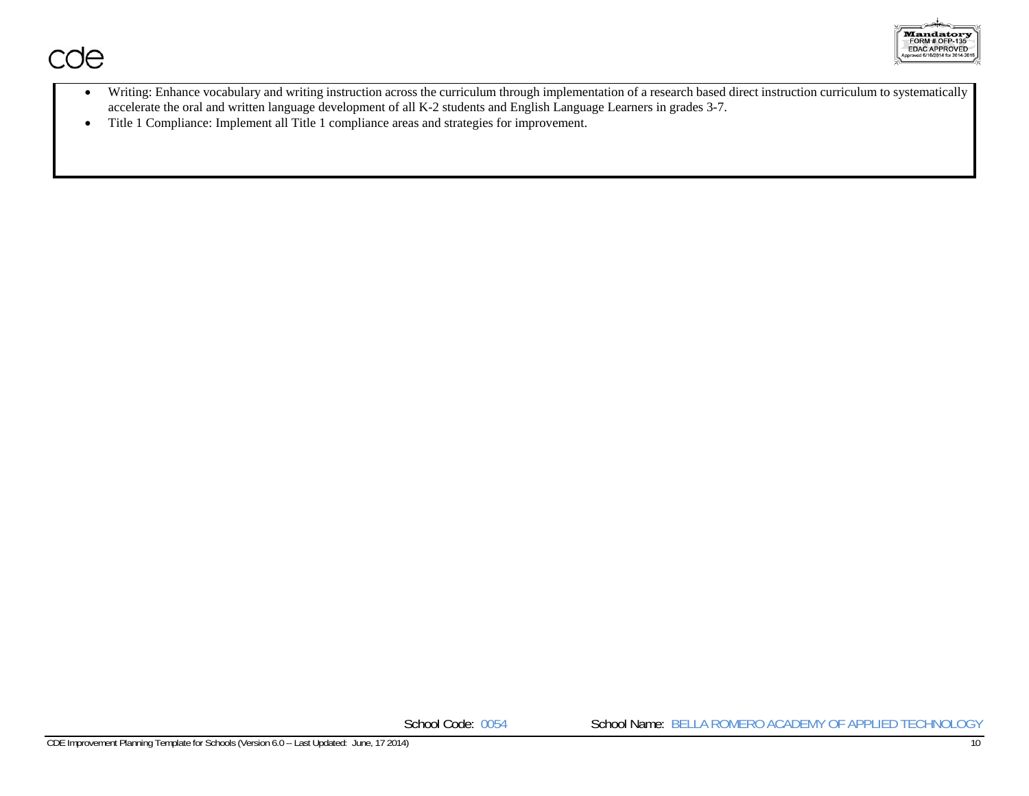- Writing: Enhance vocabulary and writing instruction across the curriculum through implementation of a research based direct instruction curriculum to systematically accelerate the oral and written language development of all K-2 students and English Language Learners in grades 3-7.
- Title 1 Compliance: Implement all Title 1 compliance areas and strategies for improvement.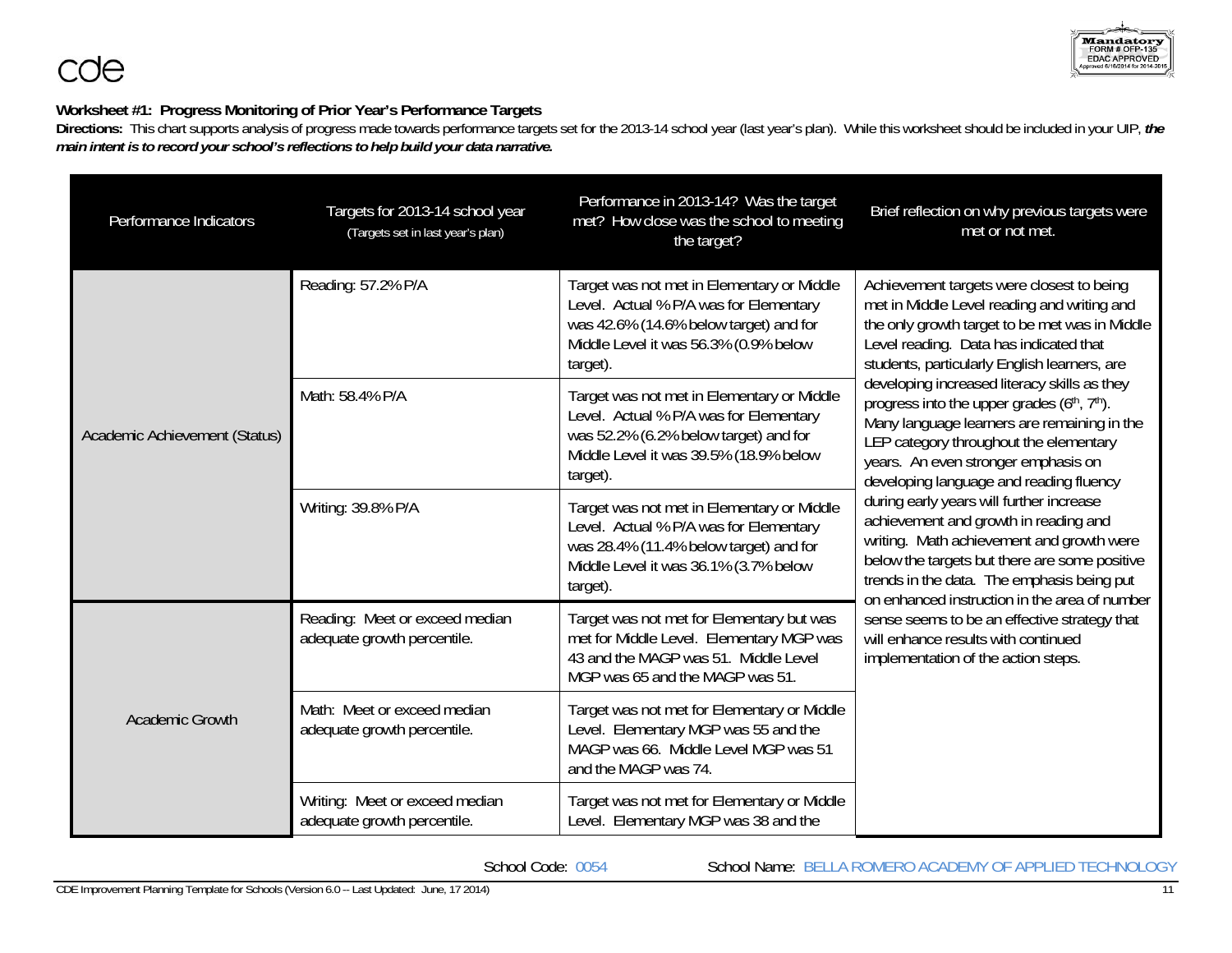### Worksheet #1: Progress Monitoring of Prior Year's Performance Targets

**Directions:** This chart supports analysis of progress made towards performance targets set for the 2013-14 school year (last year's plan). While this worksheet should be included in your UIP, ***the main intent is to record your school's reflections to help build your data narrative.***

| Performance Indicators | Targets for 2013-14 school year (Targets set in last year's plan) | Performance in 2013-14? Was the target met? How close was the school to meeting the target? | Brief reflection on why previous targets were met or not met. |
|---|---|---|---|
| Academic Achievement (Status) | Reading: 57.2% P/A | Target was not met in Elementary or Middle Level. Actual % P/A was for Elementary was 42.6% (14.6% below target) and for Middle Level it was 56.3% (0.9% below target). | Achievement targets were closest to being met in Middle Level reading and writing and the only growth target to be met was in Middle Level reading. Data has indicated that students, particularly English learners, are developing increased literacy skills as they progress into the upper grades (6th, 7th). Many language learners are remaining in the LEP category throughout the elementary years. An even stronger emphasis on developing language and reading fluency during early years will further increase achievement and growth in reading and writing. Math achievement and growth were below the targets but there are some positive trends in the data. The emphasis being put on enhanced instruction in the area of number sense seems to be an effective strategy that will enhance results with continued implementation of the action steps. |
| | Math: 58.4% P/A | Target was not met in Elementary or Middle Level. Actual % P/A was for Elementary was 52.2% (6.2% below target) and for Middle Level it was 39.5% (18.9% below target). | |
| | Writing: 39.8% P/A | Target was not met in Elementary or Middle Level. Actual % P/A was for Elementary was 28.4% (11.4% below target) and for Middle Level it was 36.1% (3.7% below target). | |
| Academic Growth | Reading: Meet or exceed median adequate growth percentile. | Target was not met for Elementary but was met for Middle Level. Elementary MGP was 43 and the MAGP was 51. Middle Level MGP was 65 and the MAGP was 51. | |
| | Math: Meet or exceed median adequate growth percentile. | Target was not met for Elementary or Middle Level. Elementary MGP was 55 and the MAGP was 66. Middle Level MGP was 51 and the MAGP was 74. | |
| | Writing: Meet or exceed median adequate growth percentile. | Target was not met for Elementary or Middle Level. Elementary MGP was 38 and the | |

School Code: 0054 School Name: BELLA ROMERO ACADEMY OF APPLIED TECHNOLOGY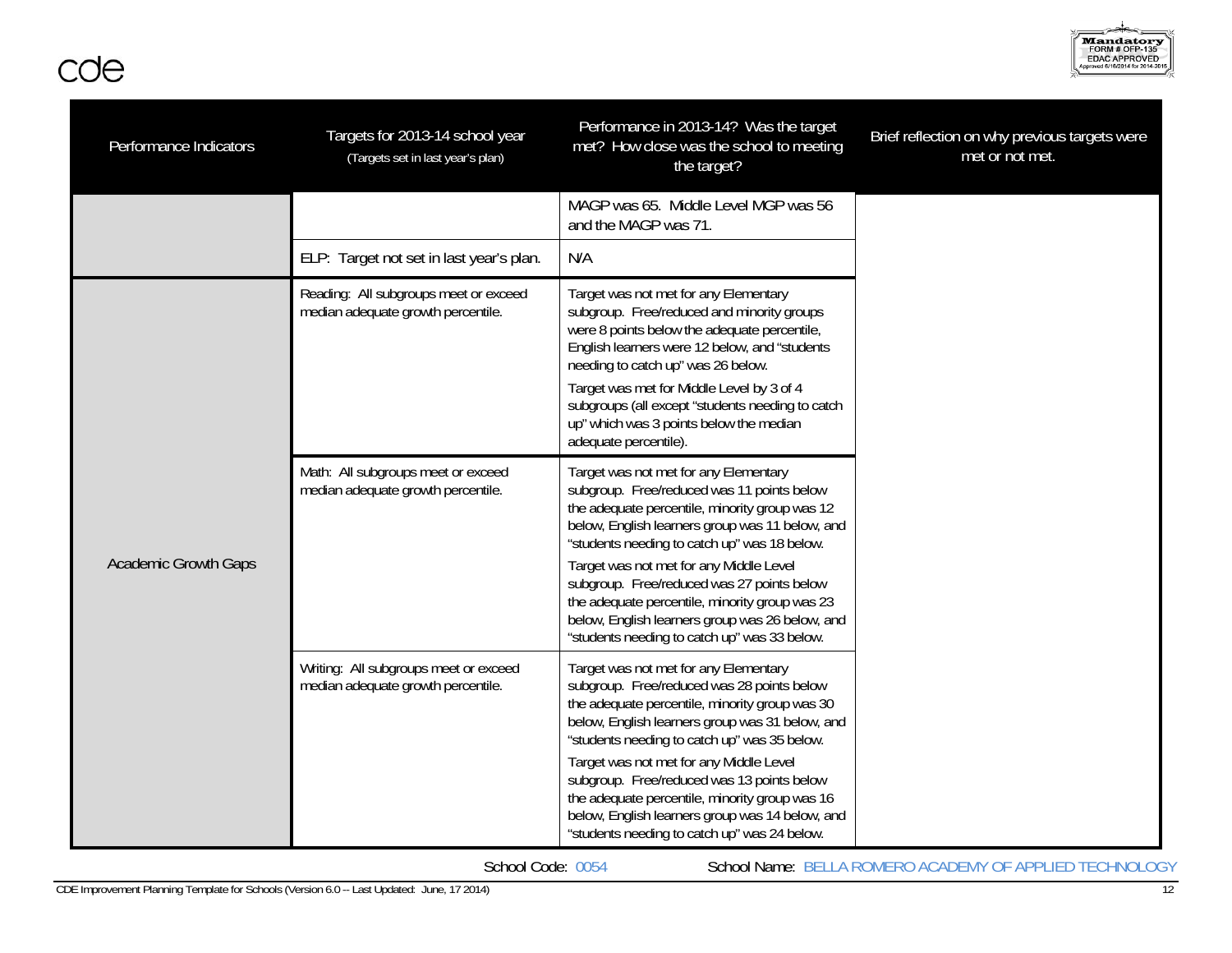| Performance Indicators | Targets for 2013-14 school year (Targets set in last year's plan) | Performance in 2013-14? Was the target met? How close was the school to meeting the target? | Brief reflection on why previous targets were met or not met. |
|---|---|---|---|
| | | MAGP was 65. Middle Level MGP was 56 and the MAGP was 71. | |
| | ELP: Target not set in last year's plan. | N/A | |
| Academic Growth Gaps | Reading: All subgroups meet or exceed median adequate growth percentile. | Target was not met for any Elementary subgroup. Free/reduced and minority groups were 8 points below the adequate percentile, English learners were 12 below, and "students needing to catch up" was 26 below.<br><br>Target was met for Middle Level by 3 of 4 subgroups (all except "students needing to catch up" which was 3 points below the median adequate percentile). | |
| | Math: All subgroups meet or exceed median adequate growth percentile. | Target was not met for any Elementary subgroup. Free/reduced was 11 points below the adequate percentile, minority group was 12 below, English learners group was 11 below, and "students needing to catch up" was 18 below.<br><br>Target was not met for any Middle Level subgroup. Free/reduced was 27 points below the adequate percentile, minority group was 23 below, English learners group was 26 below, and "students needing to catch up" was 33 below. | |
| | Writing: All subgroups meet or exceed median adequate growth percentile. | Target was not met for any Elementary subgroup. Free/reduced was 28 points below the adequate percentile, minority group was 30 below, English learners group was 31 below, and "students needing to catch up" was 35 below.<br><br>Target was not met for any Middle Level subgroup. Free/reduced was 13 points below the adequate percentile, minority group was 16 below, English learners group was 14 below, and "students needing to catch up" was 24 below. | |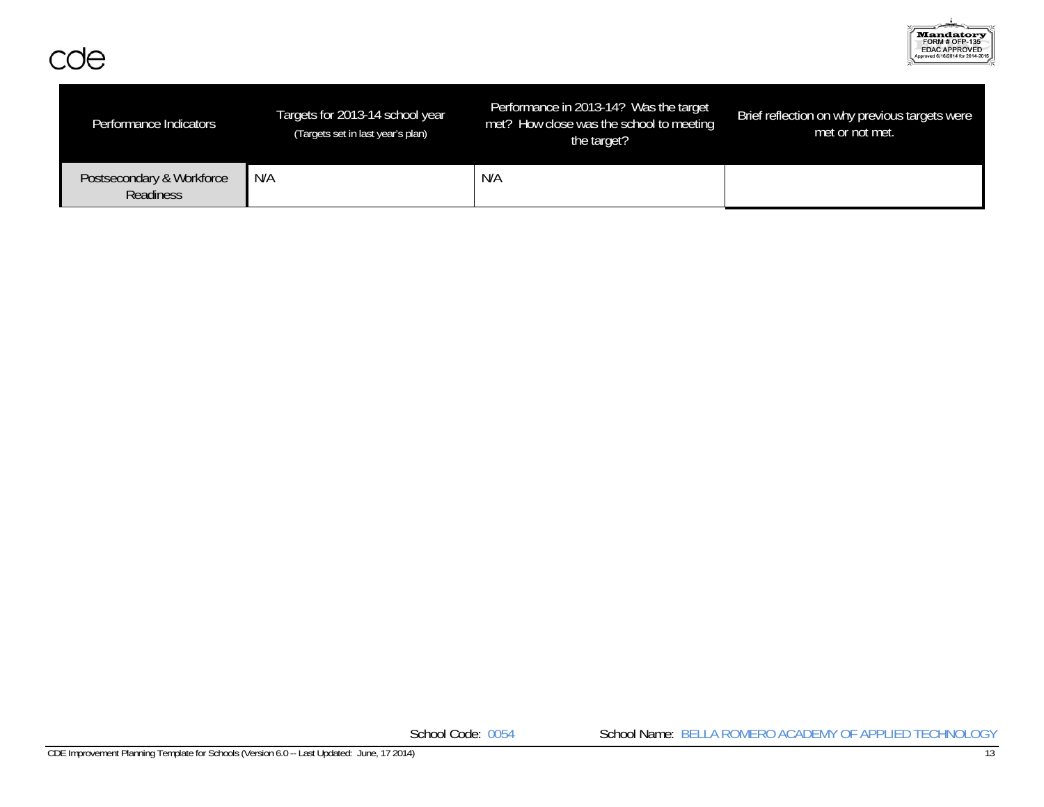| Performance Indicators | Targets for 2013-14 school year (Targets set in last year's plan) | Performance in 2013-14? Was the target met? How close was the school to meeting the target? | Brief reflection on why previous targets were met or not met. |
|---|---|---|---|
| Postsecondary & Workforce Readiness | N/A | N/A | |

School Code: 0054 School Name: BELLA ROMERO ACADEMY OF APPLIED TECHNOLOGY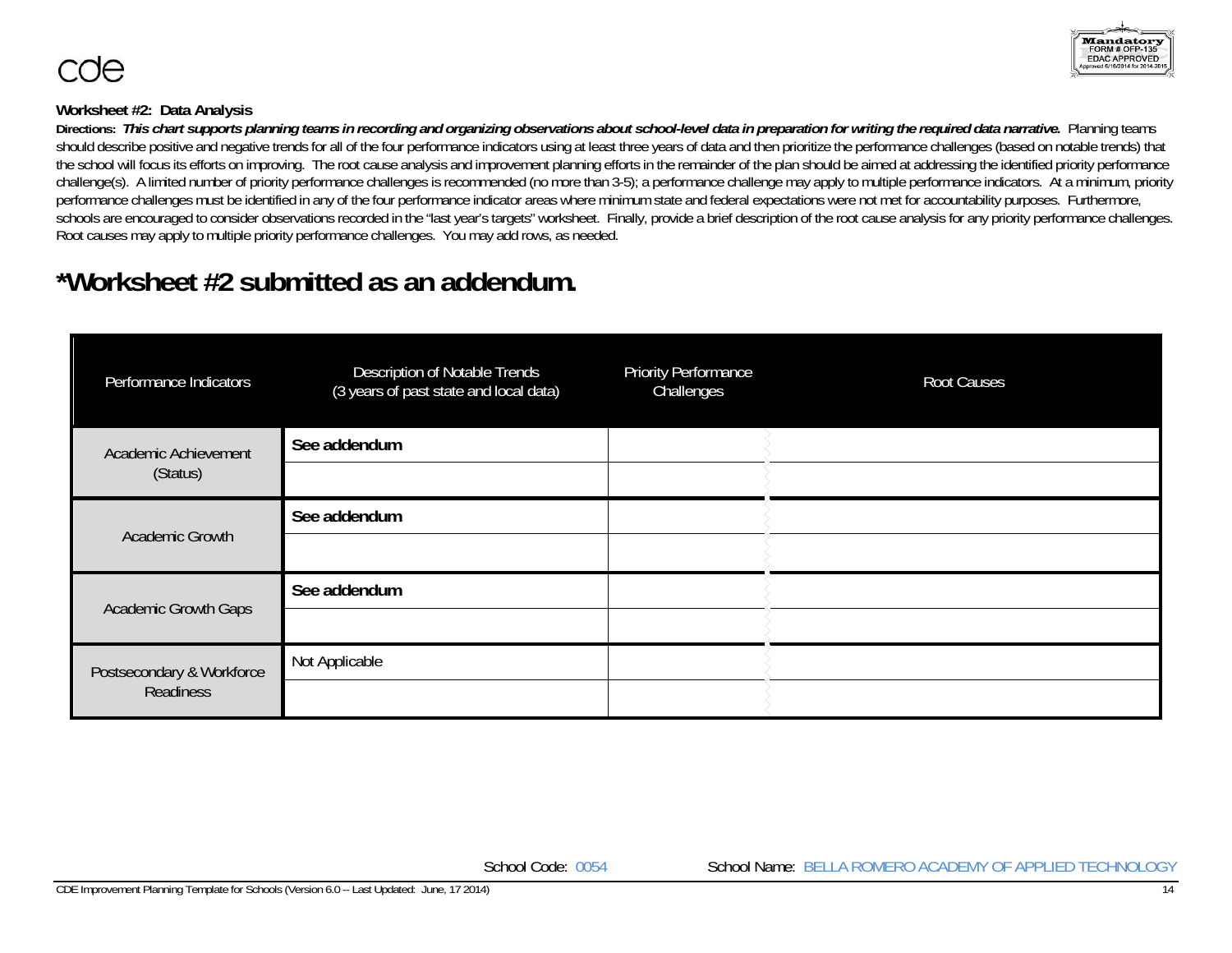cde

Mandatory
FORM # OFP-135
EDAC APPROVED
Approved 6/16/2014 for 2014-2015

**Worksheet #2: Data Analysis**

**Directions:** ***This chart supports planning teams in recording and organizing observations about school-level data in preparation for writing the required data narrative.*** Planning teams should describe positive and negative trends for all of the four performance indicators using at least three years of data and then prioritize the performance challenges (based on notable trends) that the school will focus its efforts on improving. The root cause analysis and improvement planning efforts in the remainder of the plan should be aimed at addressing the identified priority performance challenge(s). A limited number of priority performance challenges is recommended (no more than 3-5); a performance challenge may apply to multiple performance indicators. At a minimum, priority performance challenges must be identified in any of the four performance indicator areas where minimum state and federal expectations were not met for accountability purposes. Furthermore, schools are encouraged to consider observations recorded in the "last year's targets" worksheet. Finally, provide a brief description of the root cause analysis for any priority performance challenges. Root causes may apply to multiple priority performance challenges. You may add rows, as needed.

# *Worksheet #2 submitted as an addendum.

| Performance Indicators | Description of Notable Trends (3 years of past state and local data) | Priority Performance Challenges | Root Causes |
|---|---|---|---|
| Academic Achievement (Status) | **See addendum** | | |
| | | | |
| Academic Growth | **See addendum** | | |
| | | | |
| Academic Growth Gaps | **See addendum** | | |
| | | | |
| Postsecondary & Workforce Readiness | Not Applicable | | |
| | | | |

School Code: 0054 School Name: BELLA ROMERO ACADEMY OF APPLIED TECHNOLOGY

CDE Improvement Planning Template for Schools (Version 6.0 -- Last Updated: June, 17 2014)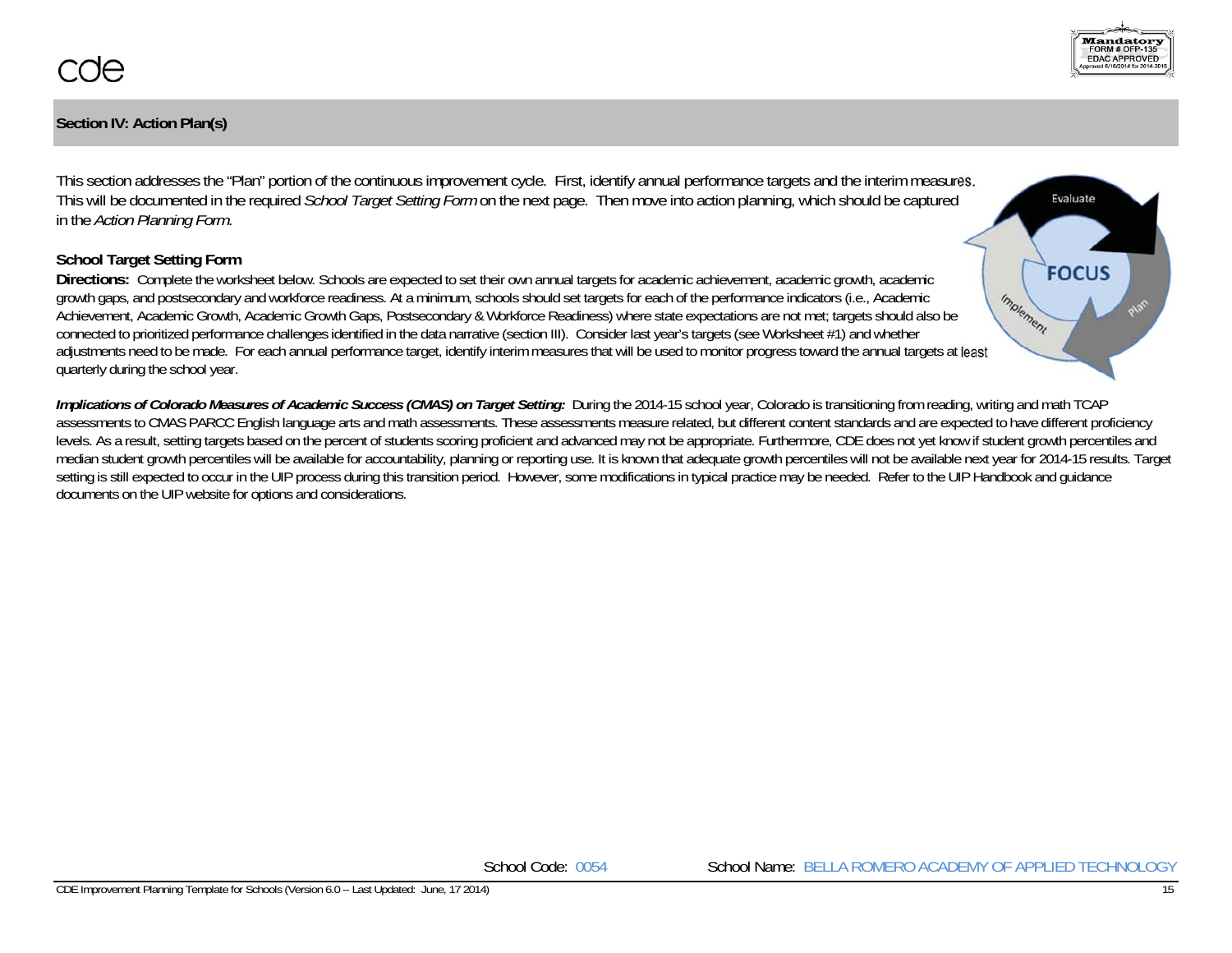## Section IV: Action Plan(s)

This section addresses the "Plan" portion of the continuous improvement cycle. First, identify annual performance targets and the interim measures. This will be documented in the required *School Target Setting Form* on the next page. Then move into action planning, which should be captured in the *Action Planning Form*.

### School Target Setting Form

**Directions:** Complete the worksheet below. Schools are expected to set their own annual targets for academic achievement, academic growth, academic growth gaps, and postsecondary and workforce readiness. At a minimum, schools should set targets for each of the performance indicators (i.e., Academic Achievement, Academic Growth, Academic Growth Gaps, Postsecondary & Workforce Readiness) where state expectations are not met; targets should also be connected to prioritized performance challenges identified in the data narrative (section III). Consider last year's targets (see Worksheet #1) and whether adjustments need to be made. For each annual performance target, identify interim measures that will be used to monitor progress toward the annual targets at least quarterly during the school year.

***Implications of Colorado Measures of Academic Success (CMAS) on Target Setting:*** During the 2014-15 school year, Colorado is transitioning from reading, writing and math TCAP assessments to CMAS PARCC English language arts and math assessments. These assessments measure related, but different content standards and are expected to have different proficiency levels. As a result, setting targets based on the percent of students scoring proficient and advanced may not be appropriate. Furthermore, CDE does not yet know if student growth percentiles and median student growth percentiles will be available for accountability, planning or reporting use. It is known that adequate growth percentiles will not be available next year for 2014-15 results. Target setting is still expected to occur in the UIP process during this transition period. However, some modifications in typical practice may be needed. Refer to the UIP Handbook and guidance documents on the UIP website for options and considerations.

School Code: 0054 School Name: BELLA ROMERO ACADEMY OF APPLIED TECHNOLOGY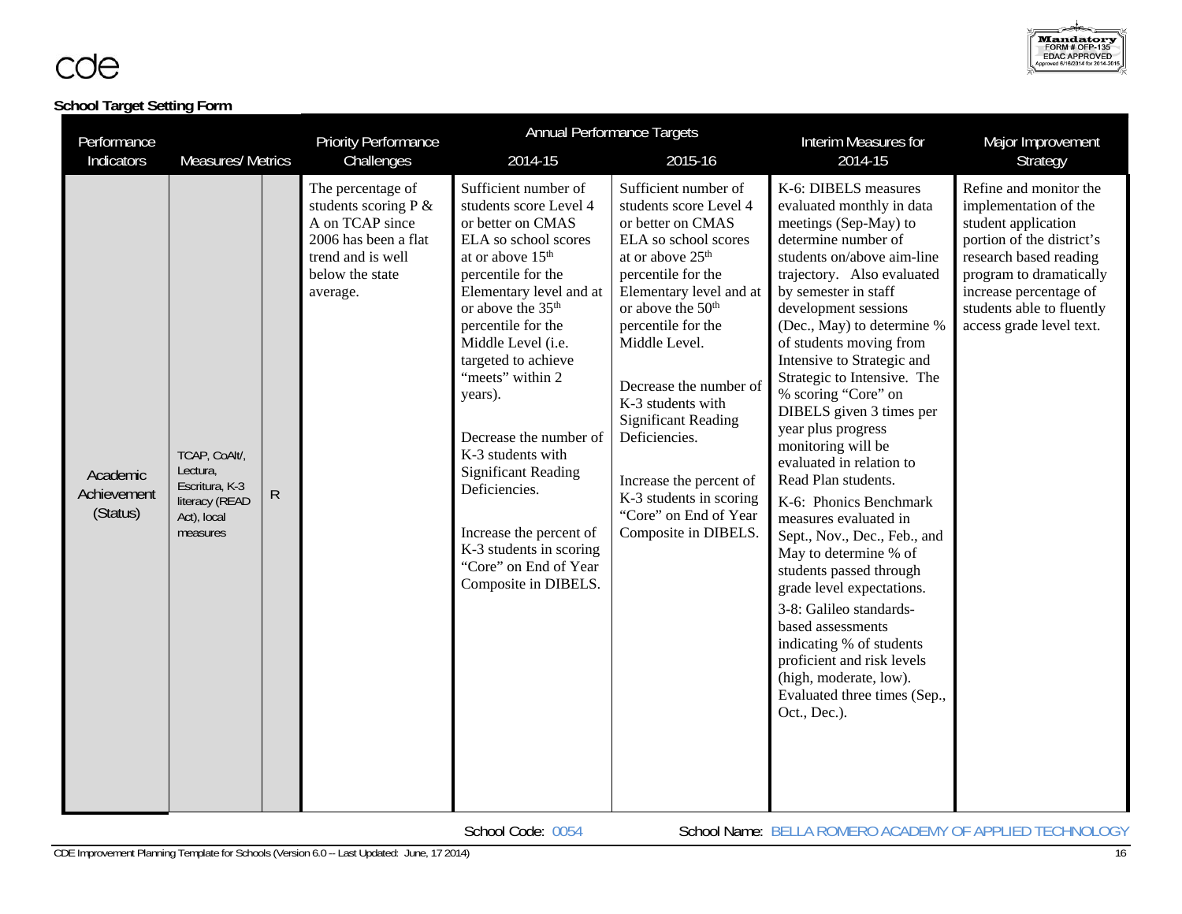cde

Mandatory FORM # OFP-135 EDAC APPROVED Approved 6/16/2014 for 2014-2015

**School Target Setting Form**

| Performance Indicators | Measures/ Metrics | | Priority Performance Challenges | Annual Performance Targets 2014-15 | Annual Performance Targets 2015-16 | Interim Measures for 2014-15 | Major Improvement Strategy |
|---|---|---|---|---|---|---|---|
| Academic Achievement (Status) | TCAP, CoAlt/, Lectura, Escritura, K-3 literacy (READ Act), local measures | R | The percentage of students scoring P & A on TCAP since 2006 has been a flat trend and is well below the state average. | Sufficient number of students score Level 4 or better on CMAS ELA so school scores at or above 15th percentile for the Elementary level and at or above the 35th percentile for the Middle Level (i.e. targeted to achieve "meets" within 2 years).<br><br>Decrease the number of K-3 students with Significant Reading Deficiencies.<br><br>Increase the percent of K-3 students in scoring "Core" on End of Year Composite in DIBELS. | Sufficient number of students score Level 4 or better on CMAS ELA so school scores at or above 25th percentile for the Elementary level and at or above the 50th percentile for the Middle Level.<br><br>Decrease the number of K-3 students with Significant Reading Deficiencies.<br><br>Increase the percent of K-3 students in scoring "Core" on End of Year Composite in DIBELS. | K-6: DIBELS measures evaluated monthly in data meetings (Sep-May) to determine number of students on/above aim-line trajectory. Also evaluated by semester in staff development sessions (Dec., May) to determine % of students moving from Intensive to Strategic and Strategic to Intensive. The % scoring "Core" on DIBELS given 3 times per year plus progress monitoring will be evaluated in relation to Read Plan students.<br><br>K-6: Phonics Benchmark measures evaluated in Sept., Nov., Dec., Feb., and May to determine % of students passed through grade level expectations.<br><br>3-8: Galileo standards-based assessments indicating % of students proficient and risk levels (high, moderate, low). Evaluated three times (Sep., Oct., Dec.). | Refine and monitor the implementation of the student application portion of the district's research based reading program to dramatically increase percentage of students able to fluently access grade level text. |

School Code: 0054 School Name: BELLA ROMERO ACADEMY OF APPLIED TECHNOLOGY

CDE Improvement Planning Template for Schools (Version 6.0 -- Last Updated: June, 17 2014)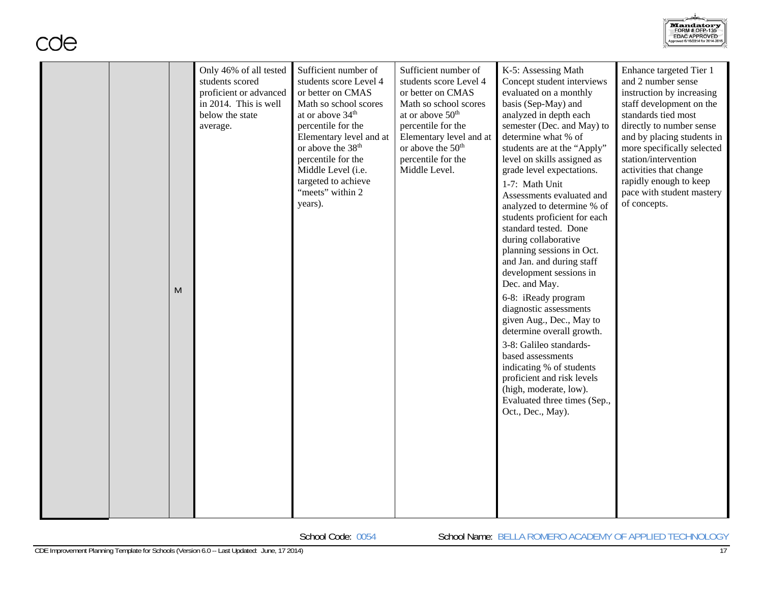| | | | | | | | |
|---|---|---|---|---|---|---|---|
| | | M | Only 46% of all tested students scored proficient or advanced in 2014. This is well below the state average. | Sufficient number of students score Level 4 or better on CMAS Math so school scores at or above 34th percentile for the Elementary level and at or above the 38th percentile for the Middle Level (i.e. targeted to achieve "meets" within 2 years). | Sufficient number of students score Level 4 or better on CMAS Math so school scores at or above 50th percentile for the Elementary level and at or above the 50th percentile for the Middle Level. | K-5: Assessing Math Concept student interviews evaluated on a monthly basis (Sep-May) and analyzed in depth each semester (Dec. and May) to determine what % of students are at the "Apply" level on skills assigned as grade level expectations.<br>1-7: Math Unit Assessments evaluated and analyzed to determine % of students proficient for each standard tested. Done during collaborative planning sessions in Oct. and Jan. and during staff development sessions in Dec. and May.<br>6-8: iReady program diagnostic assessments given Aug., Dec., May to determine overall growth.<br>3-8: Galileo standards-based assessments indicating % of students proficient and risk levels (high, moderate, low). Evaluated three times (Sep., Oct., Dec., May). | Enhance targeted Tier 1 and 2 number sense instruction by increasing staff development on the standards tied most directly to number sense and by placing students in more specifically selected station/intervention activities that change rapidly enough to keep pace with student mastery of concepts. |

School Code: 0054 School Name: BELLA ROMERO ACADEMY OF APPLIED TECHNOLOGY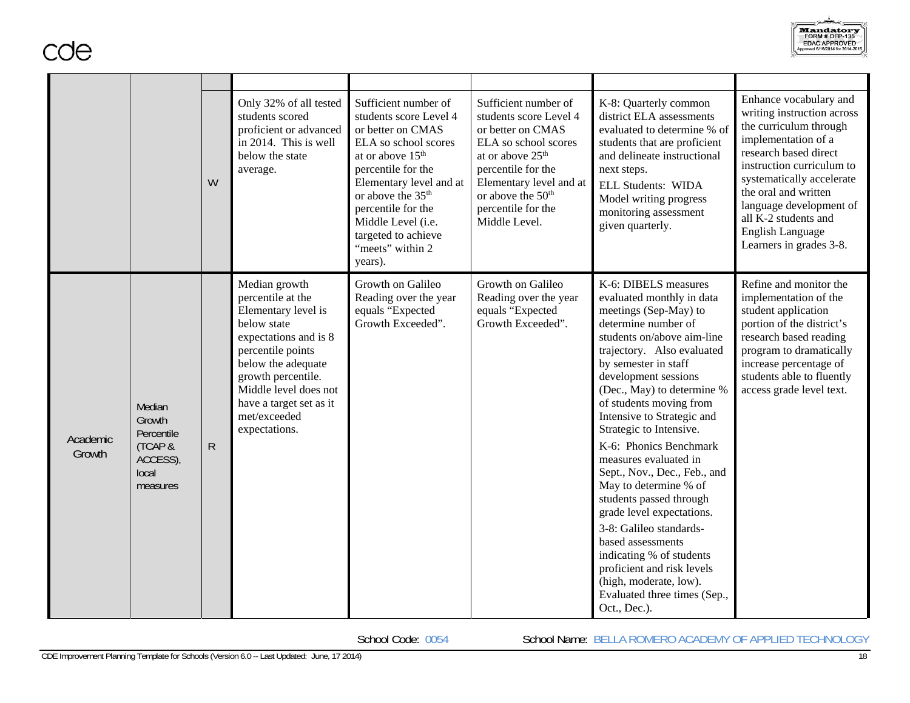| | | | | | | | |
|---|---|---|---|---|---|---|---|
| | | W | Only 32% of all tested students scored proficient or advanced in 2014. This is well below the state average. | Sufficient number of students score Level 4 or better on CMAS ELA so school scores at or above 15th percentile for the Elementary level and at or above the 35th percentile for the Middle Level (i.e. targeted to achieve "meets" within 2 years). | Sufficient number of students score Level 4 or better on CMAS ELA so school scores at or above 25th percentile for the Elementary level and at or above the 50th percentile for the Middle Level. | K-8: Quarterly common district ELA assessments evaluated to determine % of students that are proficient and delineate instructional next steps.<br>ELL Students: WIDA Model writing progress monitoring assessment given quarterly. | Enhance vocabulary and writing instruction across the curriculum through implementation of a research based direct instruction curriculum to systematically accelerate the oral and written language development of all K-2 students and English Language Learners in grades 3-8. |
| Academic Growth | Median Growth Percentile (TCAP & ACCESS), local measures | R | Median growth percentile at the Elementary level is below state expectations and is 8 percentile points below the adequate growth percentile. Middle level does not have a target set as it met/exceeded expectations. | Growth on Galileo Reading over the year equals "Expected Growth Exceeded". | Growth on Galileo Reading over the year equals "Expected Growth Exceeded". | K-6: DIBELS measures evaluated monthly in data meetings (Sep-May) to determine number of students on/above aim-line trajectory. Also evaluated by semester in staff development sessions (Dec., May) to determine % of students moving from Intensive to Strategic and Strategic to Intensive.<br>K-6: Phonics Benchmark measures evaluated in Sept., Nov., Dec., Feb., and May to determine % of students passed through grade level expectations.<br>3-8: Galileo standards-based assessments indicating % of students proficient and risk levels (high, moderate, low). Evaluated three times (Sep., Oct., Dec.). | Refine and monitor the implementation of the student application portion of the district's research based reading program to dramatically increase percentage of students able to fluently access grade level text. |

School Code: 0054 School Name: BELLA ROMERO ACADEMY OF APPLIED TECHNOLOGY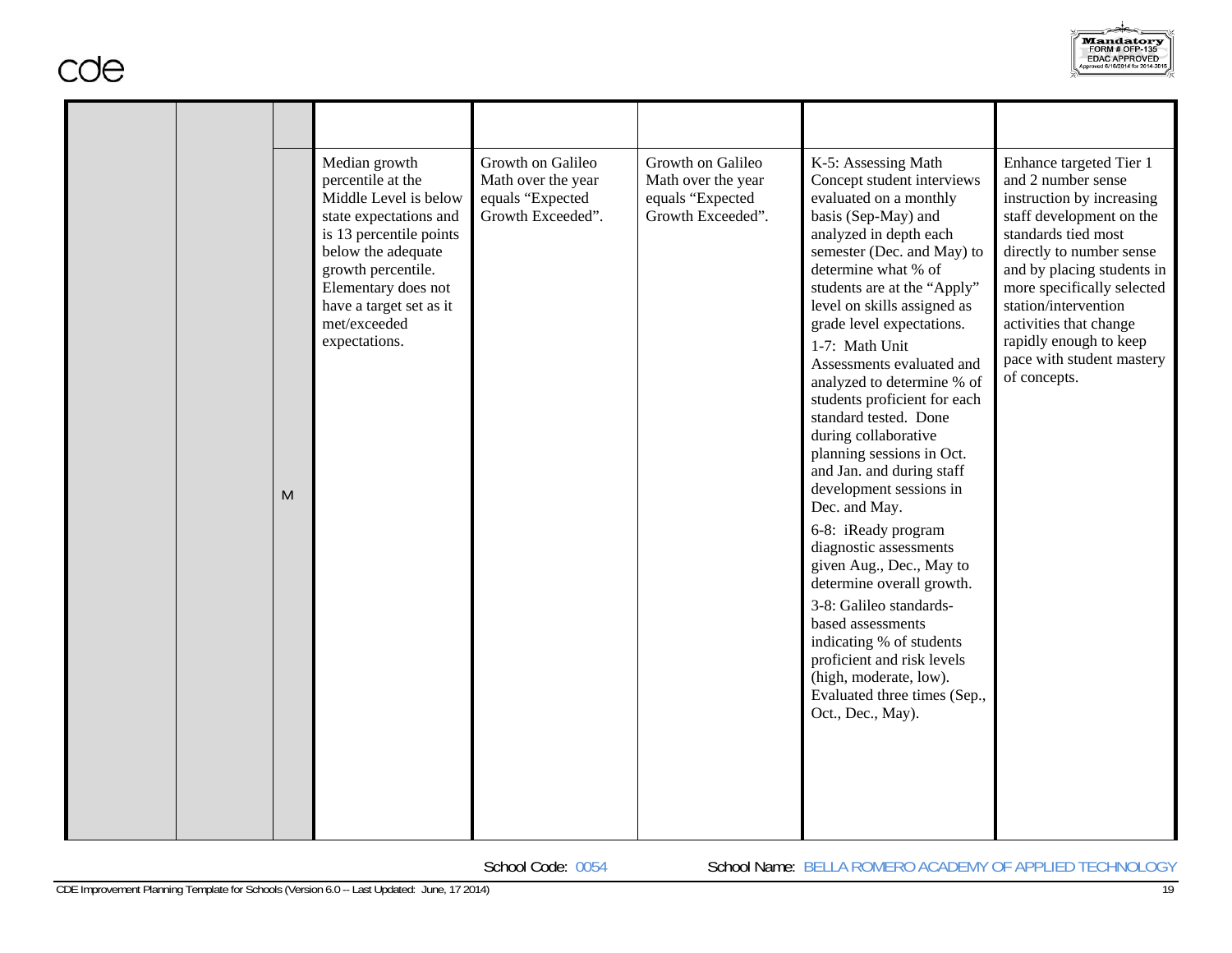| | | | | | | | |
|---|---|---|---|---|---|---|---|
| | | | | | | | |
| | | M | Median growth percentile at the Middle Level is below state expectations and is 13 percentile points below the adequate growth percentile. Elementary does not have a target set as it met/exceeded expectations. | Growth on Galileo Math over the year equals "Expected Growth Exceeded". | Growth on Galileo Math over the year equals "Expected Growth Exceeded". | K-5: Assessing Math Concept student interviews evaluated on a monthly basis (Sep-May) and analyzed in depth each semester (Dec. and May) to determine what % of students are at the "Apply" level on skills assigned as grade level expectations.<br>1-7: Math Unit Assessments evaluated and analyzed to determine % of students proficient for each standard tested. Done during collaborative planning sessions in Oct. and Jan. and during staff development sessions in Dec. and May.<br>6-8: iReady program diagnostic assessments given Aug., Dec., May to determine overall growth.<br>3-8: Galileo standards-based assessments indicating % of students proficient and risk levels (high, moderate, low). Evaluated three times (Sep., Oct., Dec., May). | Enhance targeted Tier 1 and 2 number sense instruction by increasing staff development on the standards tied most directly to number sense and by placing students in more specifically selected station/intervention activities that change rapidly enough to keep pace with student mastery of concepts. |

School Code: 0054 School Name: BELLA ROMERO ACADEMY OF APPLIED TECHNOLOGY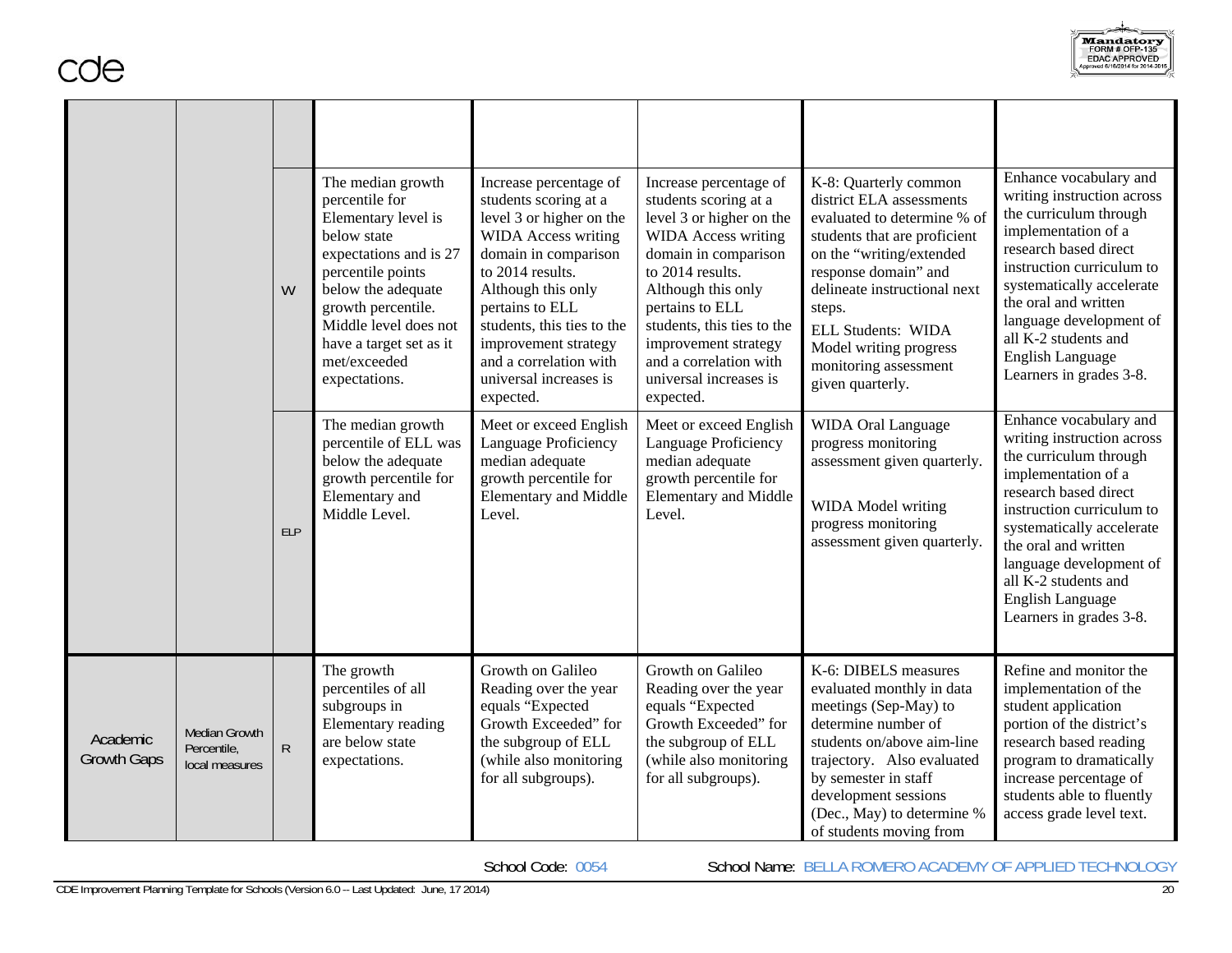| | | | | | | | |
|---|---|---|---|---|---|---|---|
| | | | | | | | |
| | | W | The median growth percentile for Elementary level is below state expectations and is 27 percentile points below the adequate growth percentile. Middle level does not have a target set as it met/exceeded expectations. | Increase percentage of students scoring at a level 3 or higher on the WIDA Access writing domain in comparison to 2014 results. Although this only pertains to ELL students, this ties to the improvement strategy and a correlation with universal increases is expected. | Increase percentage of students scoring at a level 3 or higher on the WIDA Access writing domain in comparison to 2014 results. Although this only pertains to ELL students, this ties to the improvement strategy and a correlation with universal increases is expected. | K-8: Quarterly common district ELA assessments evaluated to determine % of students that are proficient on the "writing/extended response domain" and delineate instructional next steps.<br>ELL Students: WIDA Model writing progress monitoring assessment given quarterly. | Enhance vocabulary and writing instruction across the curriculum through implementation of a research based direct instruction curriculum to systematically accelerate the oral and written language development of all K-2 students and English Language Learners in grades 3-8. |
| | | ELP | The median growth percentile of ELL was below the adequate growth percentile for Elementary and Middle Level. | Meet or exceed English Language Proficiency median adequate growth percentile for Elementary and Middle Level. | Meet or exceed English Language Proficiency median adequate growth percentile for Elementary and Middle Level. | WIDA Oral Language progress monitoring assessment given quarterly.<br><br>WIDA Model writing progress monitoring assessment given quarterly. | Enhance vocabulary and writing instruction across the curriculum through implementation of a research based direct instruction curriculum to systematically accelerate the oral and written language development of all K-2 students and English Language Learners in grades 3-8. |
| Academic Growth Gaps | Median Growth Percentile, local measures | R | The growth percentiles of all subgroups in Elementary reading are below state expectations. | Growth on Galileo Reading over the year equals "Expected Growth Exceeded" for the subgroup of ELL (while also monitoring for all subgroups). | Growth on Galileo Reading over the year equals "Expected Growth Exceeded" for the subgroup of ELL (while also monitoring for all subgroups). | K-6: DIBELS measures evaluated monthly in data meetings (Sep-May) to determine number of students on/above aim-line trajectory. Also evaluated by semester in staff development sessions (Dec., May) to determine % of students moving from | Refine and monitor the implementation of the student application portion of the district's research based reading program to dramatically increase percentage of students able to fluently access grade level text. |

School Code: 0054 School Name: BELLA ROMERO ACADEMY OF APPLIED TECHNOLOGY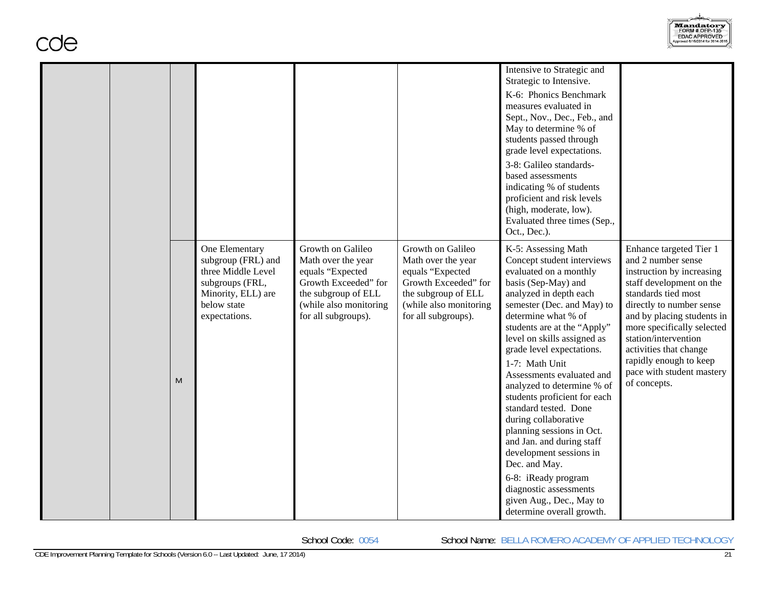| | | | | | | | |
|---|---|---|---|---|---|---|---|
| | | | | | | Intensive to Strategic and Strategic to Intensive.<br>K-6: Phonics Benchmark measures evaluated in Sept., Nov., Dec., Feb., and May to determine % of students passed through grade level expectations.<br>3-8: Galileo standards-based assessments indicating % of students proficient and risk levels (high, moderate, low). Evaluated three times (Sep., Oct., Dec.). | |
| | | M | One Elementary subgroup (FRL) and three Middle Level subgroups (FRL, Minority, ELL) are below state expectations. | Growth on Galileo Math over the year equals "Expected Growth Exceeded" for the subgroup of ELL (while also monitoring for all subgroups). | Growth on Galileo Math over the year equals "Expected Growth Exceeded" for the subgroup of ELL (while also monitoring for all subgroups). | K-5: Assessing Math Concept student interviews evaluated on a monthly basis (Sep-May) and analyzed in depth each semester (Dec. and May) to determine what % of students are at the "Apply" level on skills assigned as grade level expectations.<br>1-7: Math Unit Assessments evaluated and analyzed to determine % of students proficient for each standard tested. Done during collaborative planning sessions in Oct. and Jan. and during staff development sessions in Dec. and May.<br>6-8: iReady program diagnostic assessments given Aug., Dec., May to determine overall growth. | Enhance targeted Tier 1 and 2 number sense instruction by increasing staff development on the standards tied most directly to number sense and by placing students in more specifically selected station/intervention activities that change rapidly enough to keep pace with student mastery of concepts. |

School Code: 0054 School Name: BELLA ROMERO ACADEMY OF APPLIED TECHNOLOGY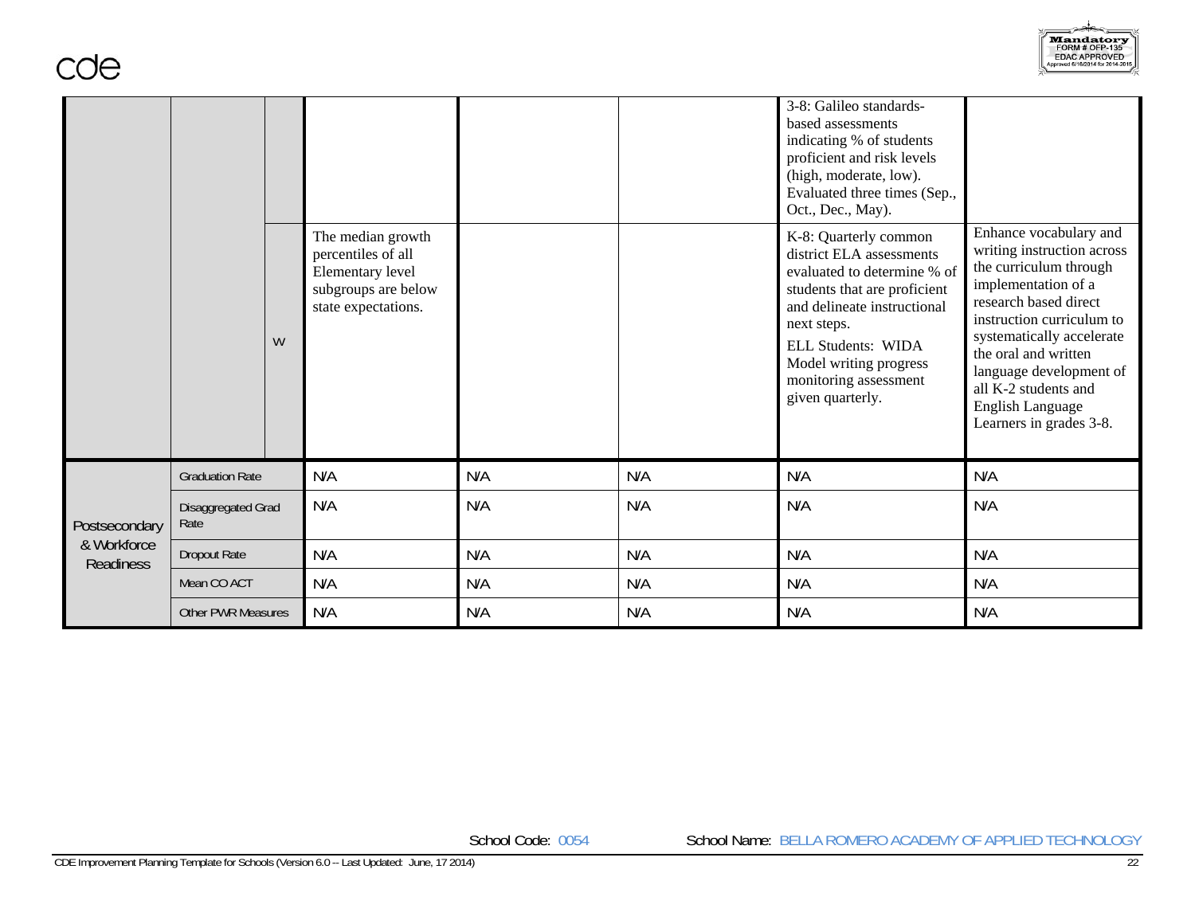| | | | | | | | |
|---|---|---|---|---|---|---|---|
| | | | | | | 3-8: Galileo standards-based assessments indicating % of students proficient and risk levels (high, moderate, low). Evaluated three times (Sep., Oct., Dec., May). | |
| | | W | The median growth percentiles of all Elementary level subgroups are below state expectations. | | | K-8: Quarterly common district ELA assessments evaluated to determine % of students that are proficient and delineate instructional next steps.<br>ELL Students: WIDA Model writing progress monitoring assessment given quarterly. | Enhance vocabulary and writing instruction across the curriculum through implementation of a research based direct instruction curriculum to systematically accelerate the oral and written language development of all K-2 students and English Language Learners in grades 3-8. |
| Postsecondary & Workforce Readiness | Graduation Rate | | N/A | N/A | N/A | N/A | N/A |
| | Disaggregated Grad Rate | | N/A | N/A | N/A | N/A | N/A |
| | Dropout Rate | | N/A | N/A | N/A | N/A | N/A |
| | Mean CO ACT | | N/A | N/A | N/A | N/A | N/A |
| | Other PWR Measures | | N/A | N/A | N/A | N/A | N/A |

School Code: 0054 School Name: BELLA ROMERO ACADEMY OF APPLIED TECHNOLOGY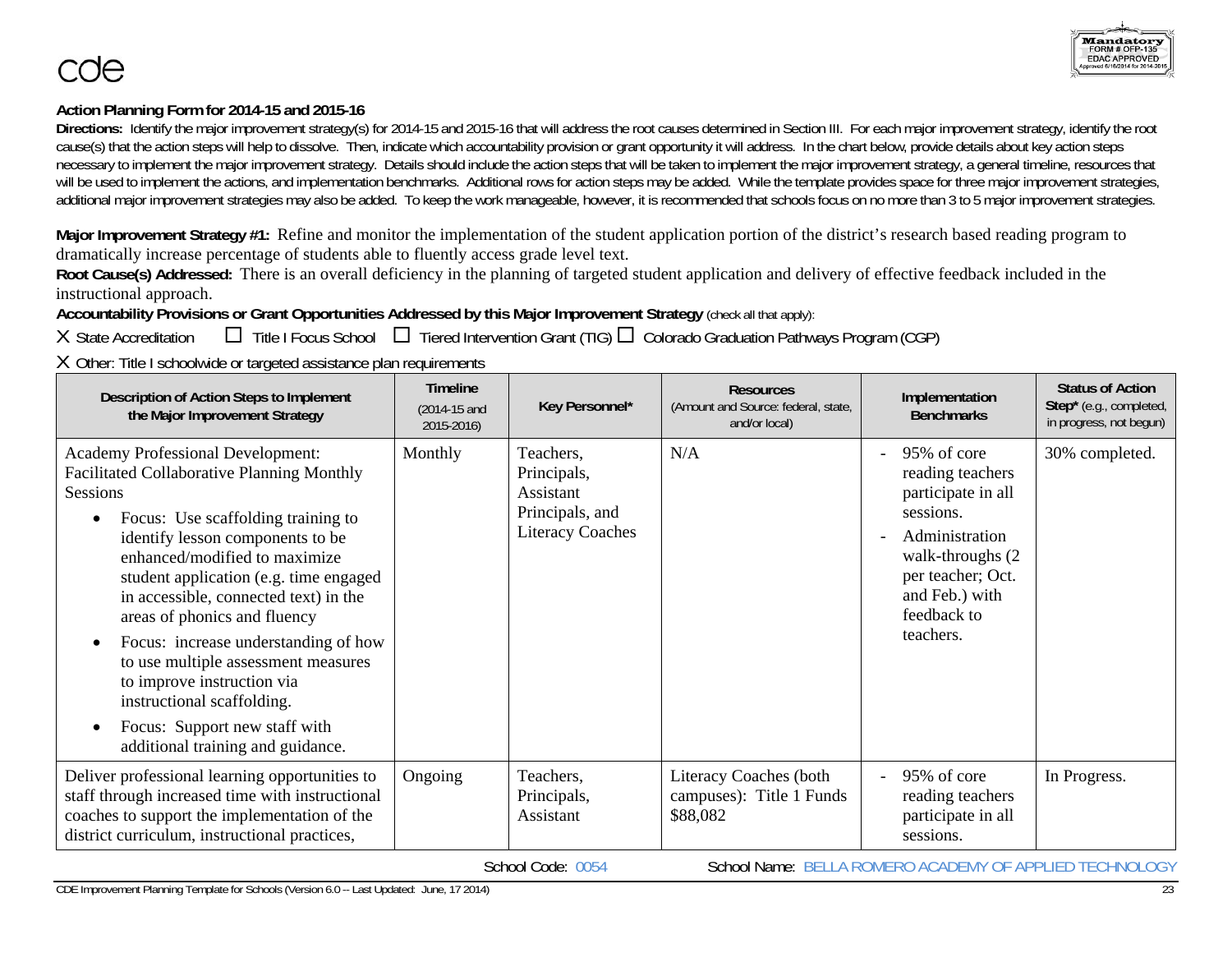cde

**Action Planning Form for 2014-15 and 2015-16**

**Directions:** Identify the major improvement strategy(s) for 2014-15 and 2015-16 that will address the root causes determined in Section III. For each major improvement strategy, identify the root cause(s) that the action steps will help to dissolve. Then, indicate which accountability provision or grant opportunity it will address. In the chart below, provide details about key action steps necessary to implement the major improvement strategy. Details should include the action steps that will be taken to implement the major improvement strategy, a general timeline, resources that will be used to implement the actions, and implementation benchmarks. Additional rows for action steps may be added. While the template provides space for three major improvement strategies, additional major improvement strategies may also be added. To keep the work manageable, however, it is recommended that schools focus on no more than 3 to 5 major improvement strategies.

**Major Improvement Strategy #1:** Refine and monitor the implementation of the student application portion of the district's research based reading program to dramatically increase percentage of students able to fluently access grade level text.

**Root Cause(s) Addressed:** There is an overall deficiency in the planning of targeted student application and delivery of effective feedback included in the instructional approach.

**Accountability Provisions or Grant Opportunities Addressed by this Major Improvement Strategy** (check all that apply):

X State Accreditation ☐ Title I Focus School ☐ Tiered Intervention Grant (TIG) ☐ Colorado Graduation Pathways Program (CGP)

X Other: Title I schoolwide or targeted assistance plan requirements

| Description of Action Steps to Implement the Major Improvement Strategy | Timeline (2014-15 and 2015-2016) | Key Personnel* | Resources (Amount and Source: federal, state, and/or local) | Implementation Benchmarks | Status of Action Step* (e.g., completed, in progress, not begun) |
|---|---|---|---|---|---|
| Academy Professional Development: Facilitated Collaborative Planning Monthly Sessions<br>• Focus: Use scaffolding training to identify lesson components to be enhanced/modified to maximize student application (e.g. time engaged in accessible, connected text) in the areas of phonics and fluency<br>• Focus: increase understanding of how to use multiple assessment measures to improve instruction via instructional scaffolding.<br>• Focus: Support new staff with additional training and guidance. | Monthly | Teachers, Principals, Assistant Principals, and Literacy Coaches | N/A | - 95% of core reading teachers participate in all sessions.<br>- Administration walk-throughs (2 per teacher; Oct. and Feb.) with feedback to teachers. | 30% completed. |
| Deliver professional learning opportunities to staff through increased time with instructional coaches to support the implementation of the district curriculum, instructional practices, | Ongoing | Teachers, Principals, Assistant | Literacy Coaches (both campuses): Title 1 Funds $88,082 | - 95% of core reading teachers participate in all sessions. | In Progress. |

School Code: 0054 School Name: BELLA ROMERO ACADEMY OF APPLIED TECHNOLOGY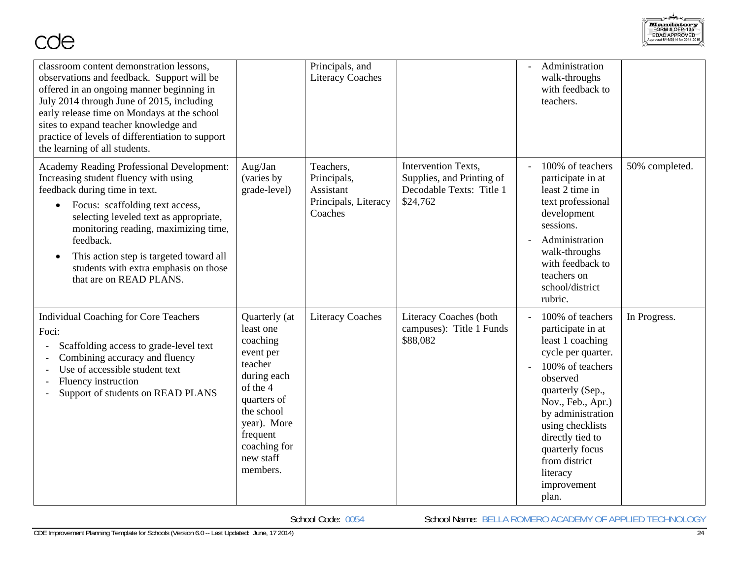| | | | | | |
|---|---|---|---|---|---|
| classroom content demonstration lessons, observations and feedback. Support will be offered in an ongoing manner beginning in July 2014 through June of 2015, including early release time on Mondays at the school sites to expand teacher knowledge and practice of levels of differentiation to support the learning of all students. | | Principals, and Literacy Coaches | | - Administration walk-throughs with feedback to teachers. | |
| Academy Reading Professional Development: Increasing student fluency with using feedback during time in text.<br>• Focus: scaffolding text access, selecting leveled text as appropriate, monitoring reading, maximizing time, feedback.<br>• This action step is targeted toward all students with extra emphasis on those that are on READ PLANS. | Aug/Jan (varies by grade-level) | Teachers, Principals, Assistant Principals, Literacy Coaches | Intervention Texts, Supplies, and Printing of Decodable Texts: Title 1 $24,762 | - 100% of teachers participate in at least 2 time in text professional development sessions.<br>- Administration walk-throughs with feedback to teachers on school/district rubric. | 50% completed. |
| Individual Coaching for Core Teachers<br>Foci:<br>- Scaffolding access to grade-level text<br>- Combining accuracy and fluency<br>- Use of accessible student text<br>- Fluency instruction<br>- Support of students on READ PLANS | Quarterly (at least one coaching event per teacher during each of the 4 quarters of the school year). More frequent coaching for new staff members. | Literacy Coaches | Literacy Coaches (both campuses): Title 1 Funds $88,082 | - 100% of teachers participate in at least 1 coaching cycle per quarter.<br>- 100% of teachers observed quarterly (Sep., Nov., Feb., Apr.) by administration using checklists directly tied to quarterly focus from district literacy improvement plan. | In Progress. |

School Code: 0054 School Name: BELLA ROMERO ACADEMY OF APPLIED TECHNOLOGY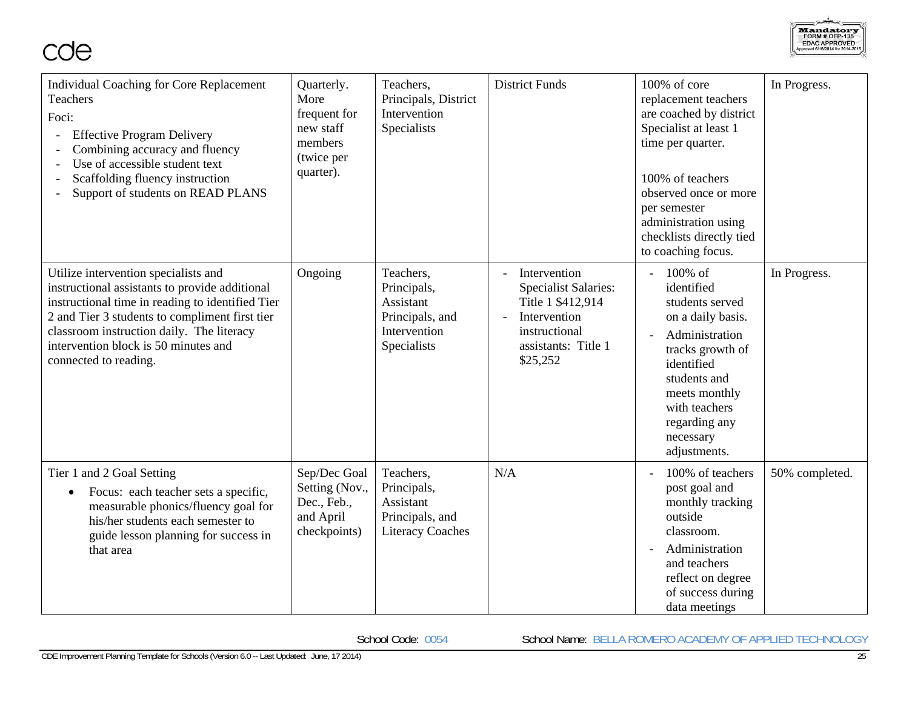| | | | | | |
|---|---|---|---|---|---|
| Individual Coaching for Core Replacement Teachers<br>Foci:<br>- Effective Program Delivery<br>- Combining accuracy and fluency<br>- Use of accessible student text<br>- Scaffolding fluency instruction<br>- Support of students on READ PLANS | Quarterly. More frequent for new staff members (twice per quarter). | Teachers, Principals, District Intervention Specialists | District Funds | 100% of core replacement teachers are coached by district Specialist at least 1 time per quarter.<br><br>100% of teachers observed once or more per semester administration using checklists directly tied to coaching focus. | In Progress. |
| Utilize intervention specialists and instructional assistants to provide additional instructional time in reading to identified Tier 2 and Tier 3 students to compliment first tier classroom instruction daily. The literacy intervention block is 50 minutes and connected to reading. | Ongoing | Teachers, Principals, Assistant Principals, and Intervention Specialists | - Intervention Specialist Salaries: Title 1 $412,914<br>- Intervention instructional assistants: Title 1 $25,252 | - 100% of identified students served on a daily basis.<br>- Administration tracks growth of identified students and meets monthly with teachers regarding any necessary adjustments. | In Progress. |
| Tier 1 and 2 Goal Setting<br>• Focus: each teacher sets a specific, measurable phonics/fluency goal for his/her students each semester to guide lesson planning for success in that area | Sep/Dec Goal Setting (Nov., Dec., Feb., and April checkpoints) | Teachers, Principals, Assistant Principals, and Literacy Coaches | N/A | - 100% of teachers post goal and monthly tracking outside classroom.<br>- Administration and teachers reflect on degree of success during data meetings | 50% completed. |

School Code: 0054 School Name: BELLA ROMERO ACADEMY OF APPLIED TECHNOLOGY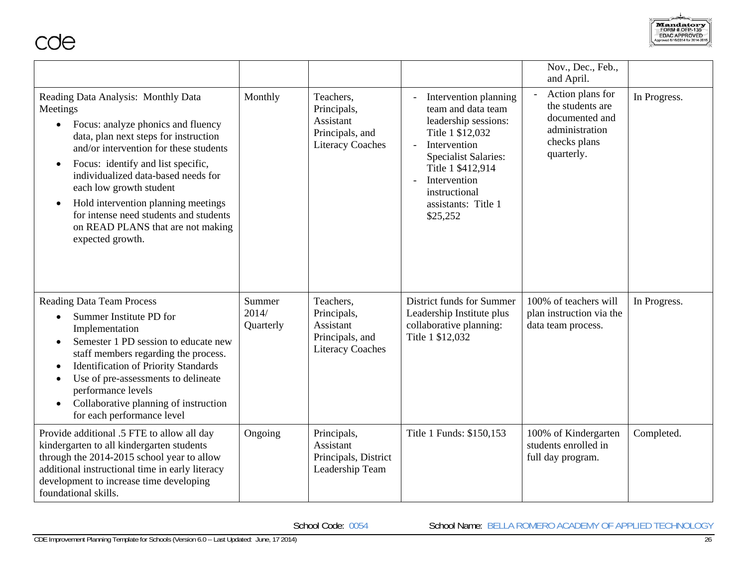| | | | | | |
|---|---|---|---|---|---|
| | | | | Nov., Dec., Feb., and April. | |
| Reading Data Analysis: Monthly Data Meetings<br>• Focus: analyze phonics and fluency data, plan next steps for instruction and/or intervention for these students<br>• Focus: identify and list specific, individualized data-based needs for each low growth student<br>• Hold intervention planning meetings for intense need students and students on READ PLANS that are not making expected growth. | Monthly | Teachers, Principals, Assistant Principals, and Literacy Coaches | - Intervention planning team and data team leadership sessions: Title 1 $12,032<br>- Intervention Specialist Salaries: Title 1 $412,914<br>- Intervention instructional assistants: Title 1 $25,252 | - Action plans for the students are documented and administration checks plans quarterly. | In Progress. |
| Reading Data Team Process<br>• Summer Institute PD for Implementation<br>• Semester 1 PD session to educate new staff members regarding the process.<br>• Identification of Priority Standards<br>• Use of pre-assessments to delineate performance levels<br>• Collaborative planning of instruction for each performance level | Summer 2014/ Quarterly | Teachers, Principals, Assistant Principals, and Literacy Coaches | District funds for Summer Leadership Institute plus collaborative planning: Title 1 $12,032 | 100% of teachers will plan instruction via the data team process. | In Progress. |
| Provide additional .5 FTE to allow all day kindergarten to all kindergarten students through the 2014-2015 school year to allow additional instructional time in early literacy development to increase time developing foundational skills. | Ongoing | Principals, Assistant Principals, District Leadership Team | Title 1 Funds: $150,153 | 100% of Kindergarten students enrolled in full day program. | Completed. |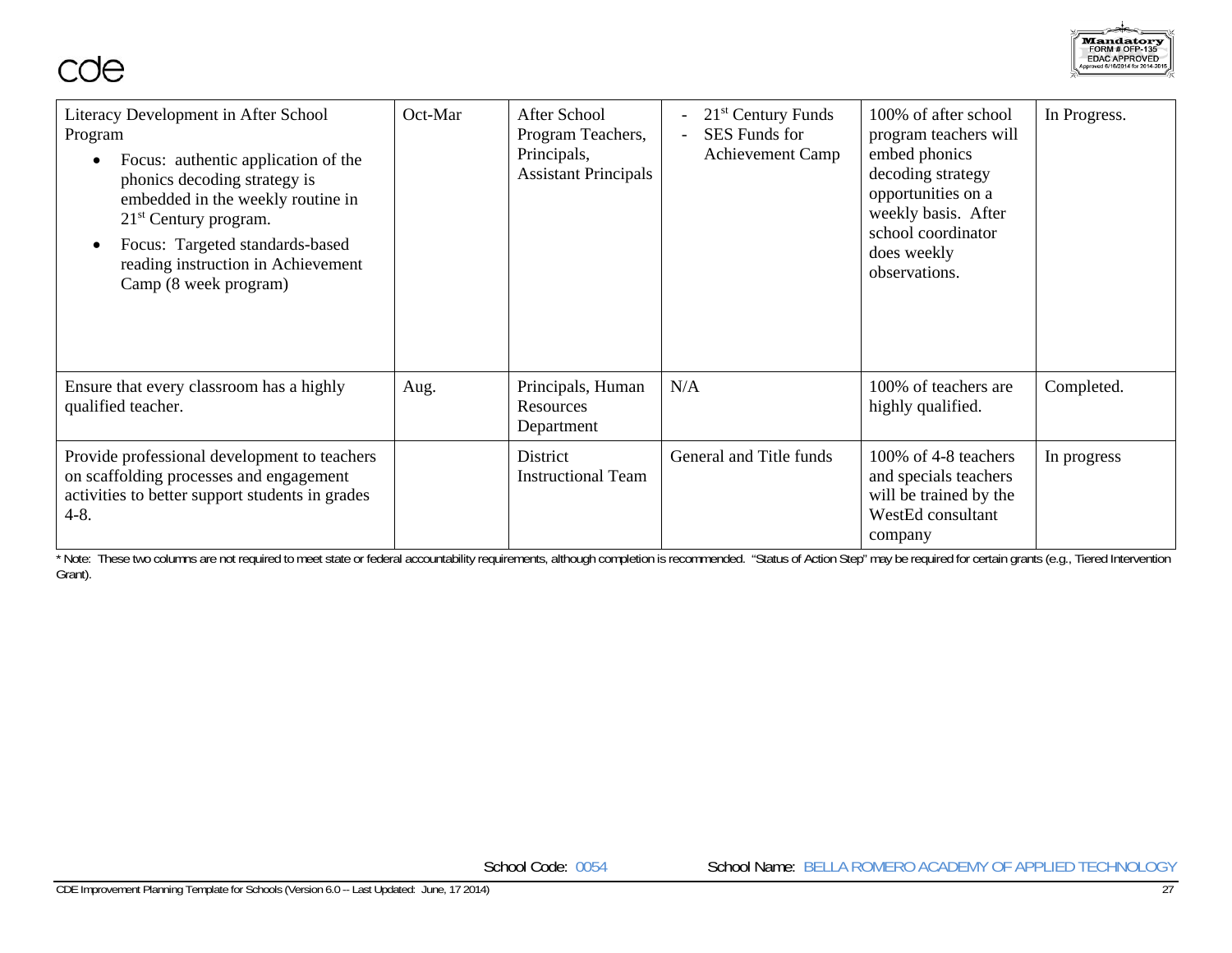| | | | | | |
|---|---|---|---|---|---|
| Literacy Development in After School Program<br>• Focus: authentic application of the phonics decoding strategy is embedded in the weekly routine in 21st Century program.<br>• Focus: Targeted standards-based reading instruction in Achievement Camp (8 week program) | Oct-Mar | After School Program Teachers, Principals, Assistant Principals | - 21st Century Funds<br>- SES Funds for Achievement Camp | 100% of after school program teachers will embed phonics decoding strategy opportunities on a weekly basis. After school coordinator does weekly observations. | In Progress. |
| Ensure that every classroom has a highly qualified teacher. | Aug. | Principals, Human Resources Department | N/A | 100% of teachers are highly qualified. | Completed. |
| Provide professional development to teachers on scaffolding processes and engagement activities to better support students in grades 4-8. | | District Instructional Team | General and Title funds | 100% of 4-8 teachers and specials teachers will be trained by the WestEd consultant company | In progress |

* Note: These two columns are not required to meet state or federal accountability requirements, although completion is recommended. "Status of Action Step" may be required for certain grants (e.g., Tiered Intervention Grant).

School Code: 0054 School Name: BELLA ROMERO ACADEMY OF APPLIED TECHNOLOGY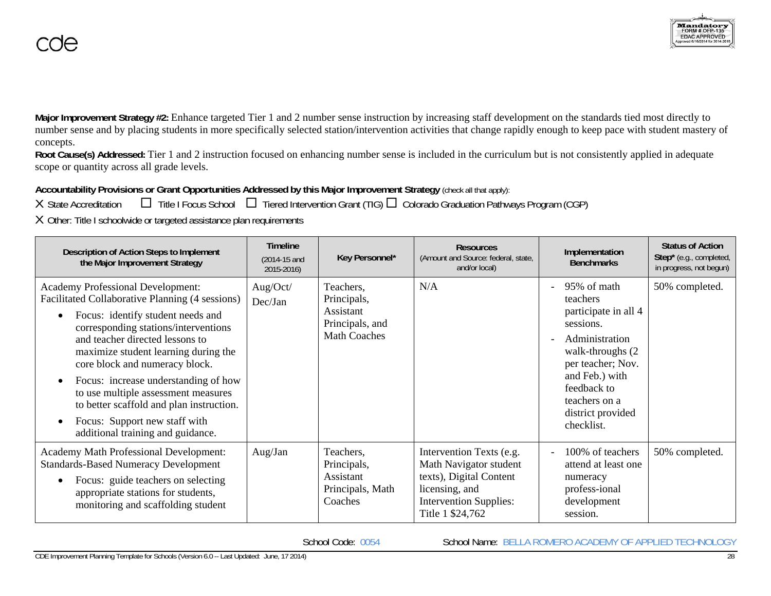**Major Improvement Strategy #2:** Enhance targeted Tier 1 and 2 number sense instruction by increasing staff development on the standards tied most directly to number sense and by placing students in more specifically selected station/intervention activities that change rapidly enough to keep pace with student mastery of concepts.

**Root Cause(s) Addressed:** Tier 1 and 2 instruction focused on enhancing number sense is included in the curriculum but is not consistently applied in adequate scope or quantity across all grade levels.

**Accountability Provisions or Grant Opportunities Addressed by this Major Improvement Strategy** (check all that apply):

X State Accreditation ☐ Title I Focus School ☐ Tiered Intervention Grant (TIG) ☐ Colorado Graduation Pathways Program (CGP)

X Other: Title I schoolwide or targeted assistance plan requirements

| Description of Action Steps to Implement the Major Improvement Strategy | Timeline (2014-15 and 2015-2016) | Key Personnel* | Resources (Amount and Source: federal, state, and/or local) | Implementation Benchmarks | Status of Action Step* (e.g., completed, in progress, not begun) |
|---|---|---|---|---|---|
| Academy Professional Development: Facilitated Collaborative Planning (4 sessions)<br>• Focus: identify student needs and corresponding stations/interventions and teacher directed lessons to maximize student learning during the core block and numeracy block.<br>• Focus: increase understanding of how to use multiple assessment measures to better scaffold and plan instruction.<br>• Focus: Support new staff with additional training and guidance. | Aug/Oct/ Dec/Jan | Teachers, Principals, Assistant Principals, and Math Coaches | N/A | - 95% of math teachers participate in all 4 sessions.<br>- Administration walk-throughs (2 per teacher; Nov. and Feb.) with feedback to teachers on a district provided checklist. | 50% completed. |
| Academy Math Professional Development: Standards-Based Numeracy Development<br>• Focus: guide teachers on selecting appropriate stations for students, monitoring and scaffolding student | Aug/Jan | Teachers, Principals, Assistant Principals, Math Coaches | Intervention Texts (e.g. Math Navigator student texts), Digital Content licensing, and Intervention Supplies: Title 1 $24,762 | - 100% of teachers attend at least one numeracy profess-ional development session. | 50% completed. |

School Code: 0054 School Name: BELLA ROMERO ACADEMY OF APPLIED TECHNOLOGY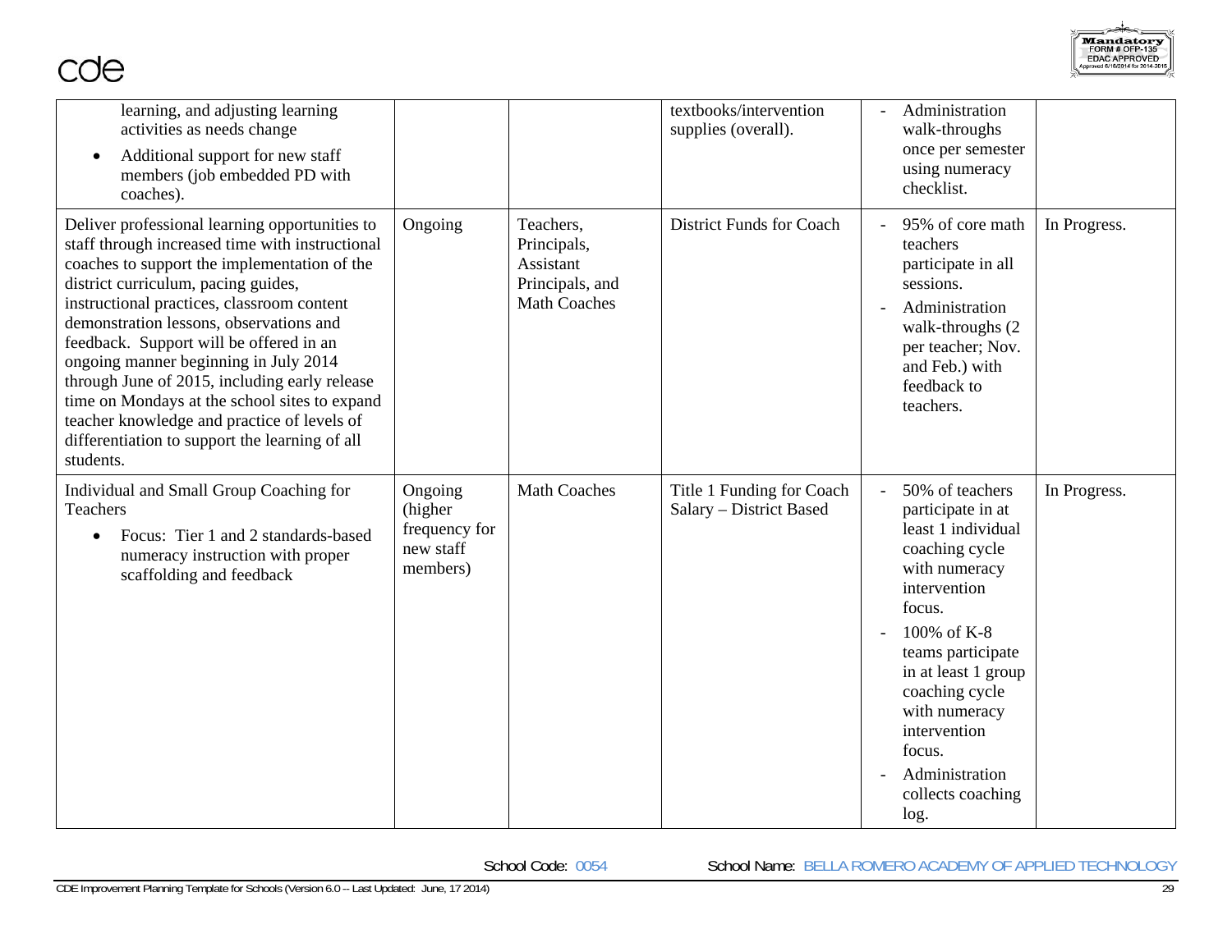| | | | | | |
|---|---|---|---|---|---|
| learning, and adjusting learning activities as needs change<br>• Additional support for new staff members (job embedded PD with coaches). | | | textbooks/intervention supplies (overall). | - Administration walk-throughs once per semester using numeracy checklist. | |
| Deliver professional learning opportunities to staff through increased time with instructional coaches to support the implementation of the district curriculum, pacing guides, instructional practices, classroom content demonstration lessons, observations and feedback. Support will be offered in an ongoing manner beginning in July 2014 through June of 2015, including early release time on Mondays at the school sites to expand teacher knowledge and practice of levels of differentiation to support the learning of all students. | Ongoing | Teachers, Principals, Assistant Principals, and Math Coaches | District Funds for Coach | - 95% of core math teachers participate in all sessions.<br>- Administration walk-throughs (2 per teacher; Nov. and Feb.) with feedback to teachers. | In Progress. |
| Individual and Small Group Coaching for Teachers<br>• Focus: Tier 1 and 2 standards-based numeracy instruction with proper scaffolding and feedback | Ongoing (higher frequency for new staff members) | Math Coaches | Title 1 Funding for Coach Salary – District Based | - 50% of teachers participate in at least 1 individual coaching cycle with numeracy intervention focus.<br>- 100% of K-8 teams participate in at least 1 group coaching cycle with numeracy intervention focus.<br>- Administration collects coaching log. | In Progress. |

School Code: 0054 School Name: BELLA ROMERO ACADEMY OF APPLIED TECHNOLOGY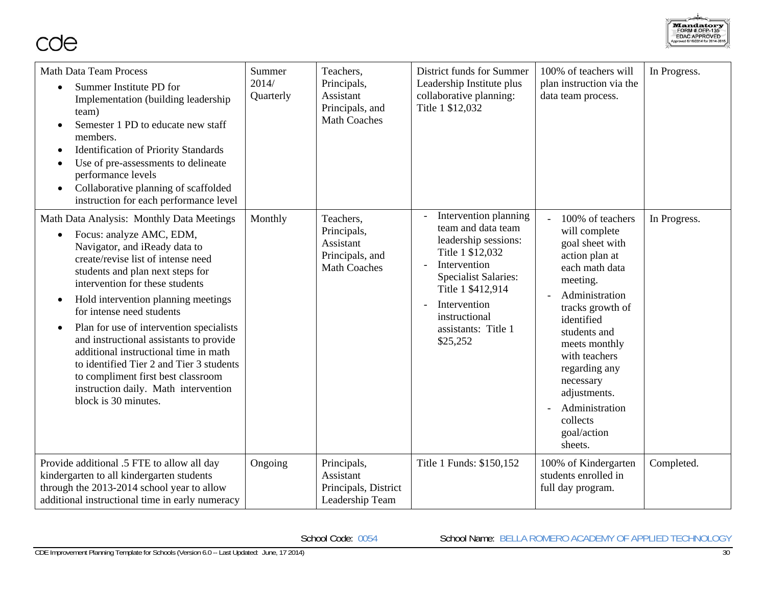| Math Data Team Process<br>• Summer Institute PD for Implementation (building leadership team)<br>• Semester 1 PD to educate new staff members.<br>• Identification of Priority Standards<br>• Use of pre-assessments to delineate performance levels<br>• Collaborative planning of scaffolded instruction for each performance level | Summer 2014/ Quarterly | Teachers, Principals, Assistant Principals, and Math Coaches | District funds for Summer Leadership Institute plus collaborative planning: Title 1 $12,032 | 100% of teachers will plan instruction via the data team process. | In Progress. |
|---|---|---|---|---|---|
| Math Data Analysis: Monthly Data Meetings<br>• Focus: analyze AMC, EDM, Navigator, and iReady data to create/revise list of intense need students and plan next steps for intervention for these students<br>• Hold intervention planning meetings for intense need students<br>• Plan for use of intervention specialists and instructional assistants to provide additional instructional time in math to identified Tier 2 and Tier 3 students to compliment first best classroom instruction daily. Math intervention block is 30 minutes. | Monthly | Teachers, Principals, Assistant Principals, and Math Coaches | - Intervention planning team and data team leadership sessions: Title 1 $12,032<br>- Intervention Specialist Salaries: Title 1 $412,914<br>- Intervention instructional assistants: Title 1 $25,252 | - 100% of teachers will complete goal sheet with action plan at each math data meeting.<br>- Administration tracks growth of identified students and meets monthly with teachers regarding any necessary adjustments.<br>- Administration collects goal/action sheets. | In Progress. |
| Provide additional .5 FTE to allow all day kindergarten to all kindergarten students through the 2013-2014 school year to allow additional instructional time in early numeracy | Ongoing | Principals, Assistant Principals, District Leadership Team | Title 1 Funds: $150,152 | 100% of Kindergarten students enrolled in full day program. | Completed. |

School Code: 0054 School Name: BELLA ROMERO ACADEMY OF APPLIED TECHNOLOGY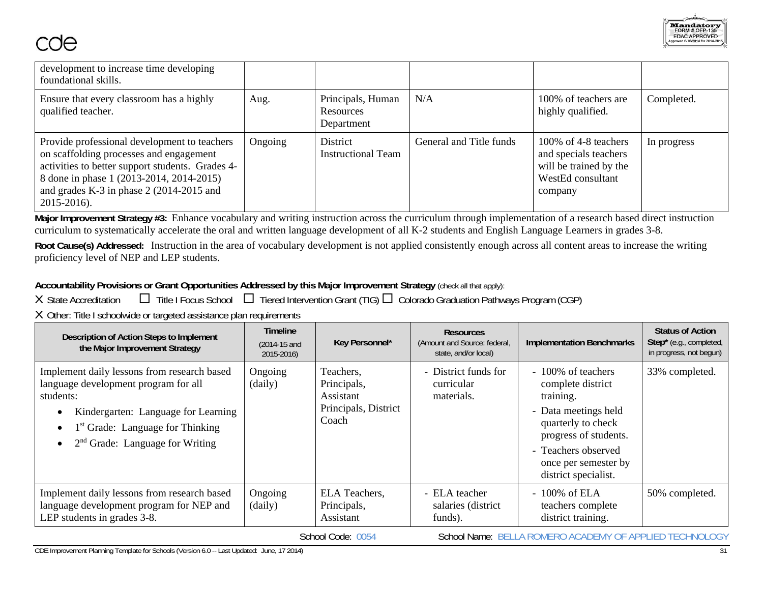| | | | | | |
|---|---|---|---|---|---|
| development to increase time developing foundational skills. | | | | | |
| Ensure that every classroom has a highly qualified teacher. | Aug. | Principals, Human Resources Department | N/A | 100% of teachers are highly qualified. | Completed. |
| Provide professional development to teachers on scaffolding processes and engagement activities to better support students. Grades 4-8 done in phase 1 (2013-2014, 2014-2015) and grades K-3 in phase 2 (2014-2015 and 2015-2016). | Ongoing | District Instructional Team | General and Title funds | 100% of 4-8 teachers and specials teachers will be trained by the WestEd consultant company | In progress |

**Major Improvement Strategy #3:** Enhance vocabulary and writing instruction across the curriculum through implementation of a research based direct instruction curriculum to systematically accelerate the oral and written language development of all K-2 students and English Language Learners in grades 3-8.

**Root Cause(s) Addressed:** Instruction in the area of vocabulary development is not applied consistently enough across all content areas to increase the writing proficiency level of NEP and LEP students.

**Accountability Provisions or Grant Opportunities Addressed by this Major Improvement Strategy** (check all that apply):

X State Accreditation ☐ Title I Focus School ☐ Tiered Intervention Grant (TIG) ☐ Colorado Graduation Pathways Program (CGP)

X Other: Title I schoolwide or targeted assistance plan requirements

| Description of Action Steps to Implement the Major Improvement Strategy | Timeline (2014-15 and 2015-2016) | Key Personnel* | Resources (Amount and Source: federal, state, and/or local) | Implementation Benchmarks | Status of Action Step* (e.g., completed, in progress, not begun) |
|---|---|---|---|---|---|
| Implement daily lessons from research based language development program for all students:<br>• Kindergarten: Language for Learning<br>• 1st Grade: Language for Thinking<br>• 2nd Grade: Language for Writing | Ongoing (daily) | Teachers, Principals, Assistant Principals, District Coach | - District funds for curricular materials. | - 100% of teachers complete district training.<br>- Data meetings held quarterly to check progress of students.<br>- Teachers observed once per semester by district specialist. | 33% completed. |
| Implement daily lessons from research based language development program for NEP and LEP students in grades 3-8. | Ongoing (daily) | ELA Teachers, Principals, Assistant | - ELA teacher salaries (district funds). | - 100% of ELA teachers complete district training. | 50% completed. |

School Code: 0054 School Name: BELLA ROMERO ACADEMY OF APPLIED TECHNOLOGY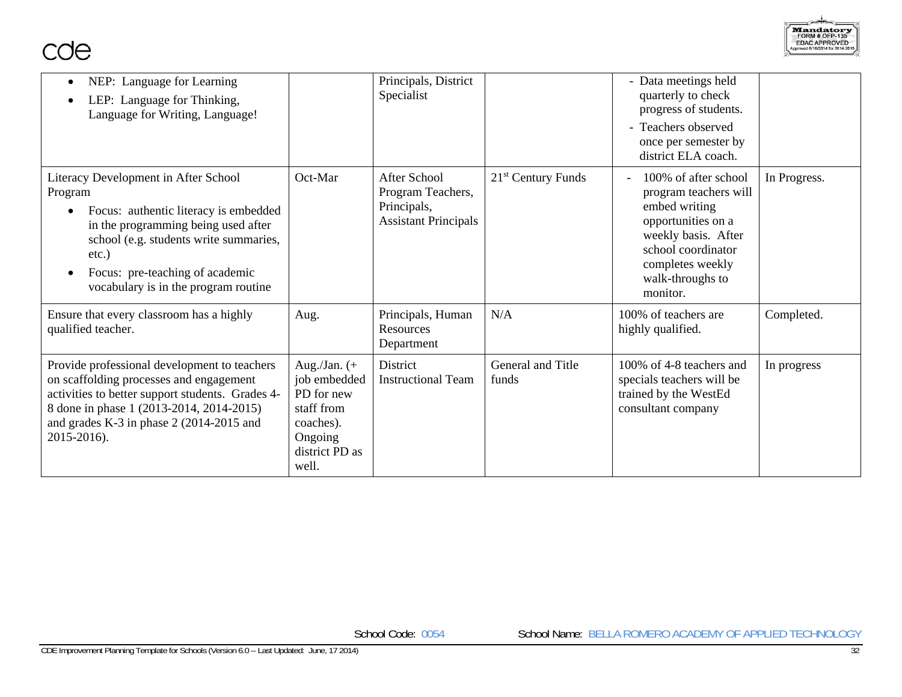| | | | | | |
|---|---|---|---|---|---|
| • NEP: Language for Learning<br>• LEP: Language for Thinking, Language for Writing, Language! | | Principals, District Specialist | | - Data meetings held quarterly to check progress of students.<br>- Teachers observed once per semester by district ELA coach. | |
| Literacy Development in After School Program<br>• Focus: authentic literacy is embedded in the programming being used after school (e.g. students write summaries, etc.)<br>• Focus: pre-teaching of academic vocabulary is in the program routine | Oct-Mar | After School Program Teachers, Principals, Assistant Principals | 21st Century Funds | - 100% of after school program teachers will embed writing opportunities on a weekly basis. After school coordinator completes weekly walk-throughs to monitor. | In Progress. |
| Ensure that every classroom has a highly qualified teacher. | Aug. | Principals, Human Resources Department | N/A | 100% of teachers are highly qualified. | Completed. |
| Provide professional development to teachers on scaffolding processes and engagement activities to better support students. Grades 4-8 done in phase 1 (2013-2014, 2014-2015) and grades K-3 in phase 2 (2014-2015 and 2015-2016). | Aug./Jan. (+ job embedded PD for new staff from coaches). Ongoing district PD as well. | District Instructional Team | General and Title funds | 100% of 4-8 teachers and specials teachers will be trained by the WestEd consultant company | In progress |

School Code: 0054 School Name: BELLA ROMERO ACADEMY OF APPLIED TECHNOLOGY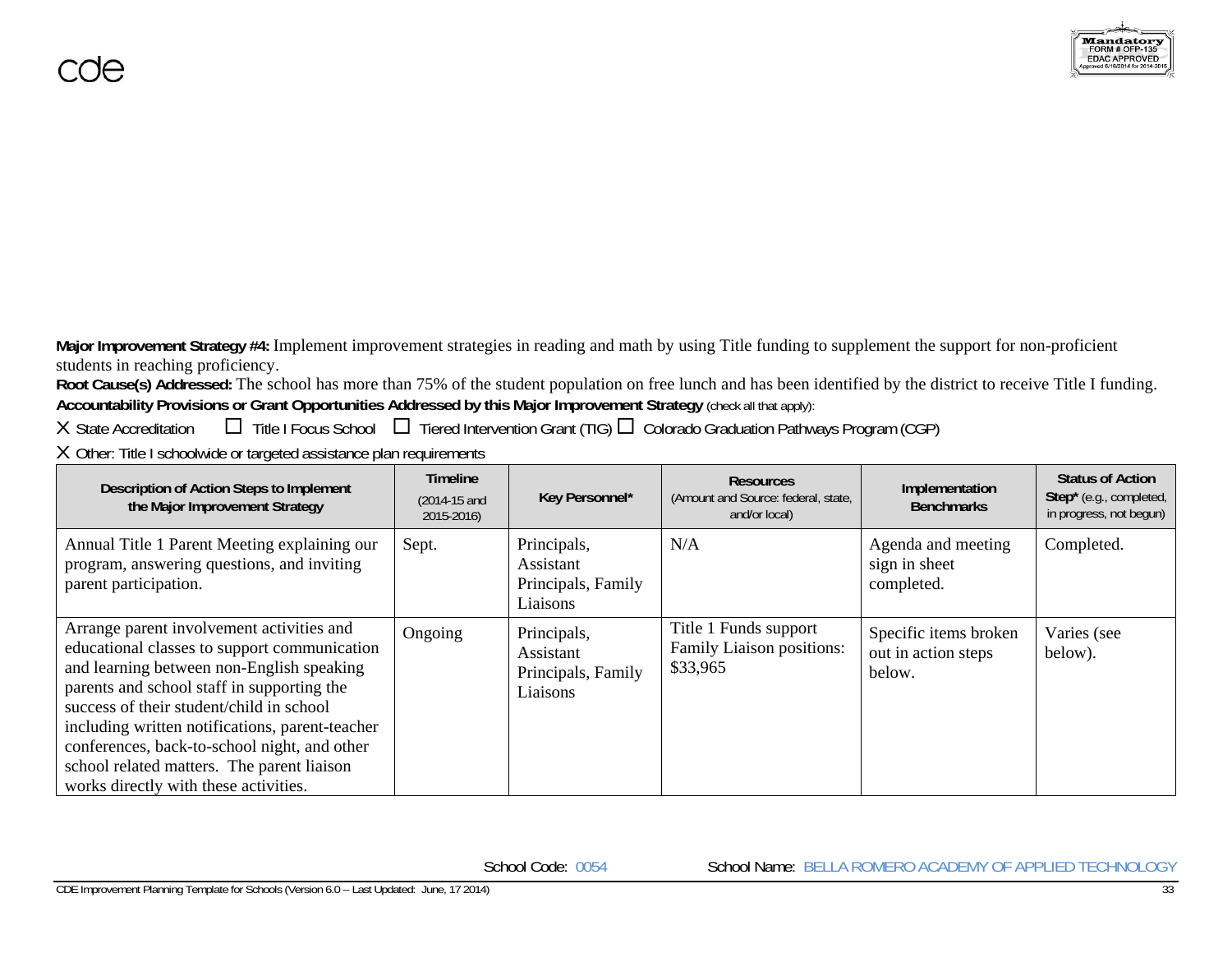**Major Improvement Strategy #4:** Implement improvement strategies in reading and math by using Title funding to supplement the support for non-proficient students in reaching proficiency.

**Root Cause(s) Addressed:** The school has more than 75% of the student population on free lunch and has been identified by the district to receive Title I funding.

**Accountability Provisions or Grant Opportunities Addressed by this Major Improvement Strategy** (check all that apply):

X State Accreditation ☐ Title I Focus School ☐ Tiered Intervention Grant (TIG) ☐ Colorado Graduation Pathways Program (CGP)

X Other: Title I schoolwide or targeted assistance plan requirements

| Description of Action Steps to Implement the Major Improvement Strategy | Timeline (2014-15 and 2015-2016) | Key Personnel* | Resources (Amount and Source: federal, state, and/or local) | Implementation Benchmarks | Status of Action Step* (e.g., completed, in progress, not begun) |
|---|---|---|---|---|---|
| Annual Title 1 Parent Meeting explaining our program, answering questions, and inviting parent participation. | Sept. | Principals, Assistant Principals, Family Liaisons | N/A | Agenda and meeting sign in sheet completed. | Completed. |
| Arrange parent involvement activities and educational classes to support communication and learning between non-English speaking parents and school staff in supporting the success of their student/child in school including written notifications, parent-teacher conferences, back-to-school night, and other school related matters. The parent liaison works directly with these activities. | Ongoing | Principals, Assistant Principals, Family Liaisons | Title 1 Funds support Family Liaison positions: $33,965 | Specific items broken out in action steps below. | Varies (see below). |

School Code: 0054 School Name: BELLA ROMERO ACADEMY OF APPLIED TECHNOLOGY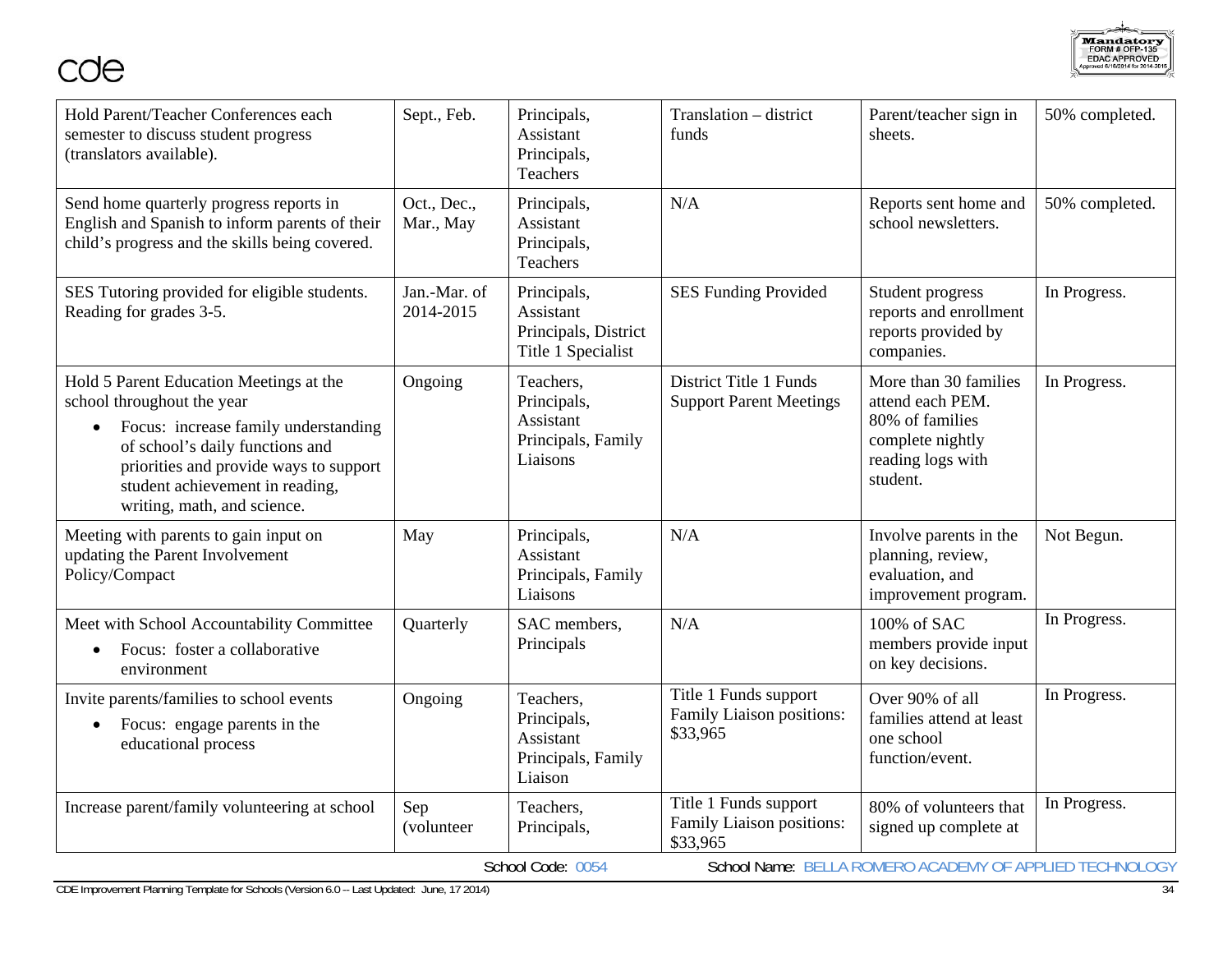| Hold Parent/Teacher Conferences each semester to discuss student progress (translators available). | Sept., Feb. | Principals, Assistant Principals, Teachers | Translation – district funds | Parent/teacher sign in sheets. | 50% completed. |
|---|---|---|---|---|---|
| Send home quarterly progress reports in English and Spanish to inform parents of their child's progress and the skills being covered. | Oct., Dec., Mar., May | Principals, Assistant Principals, Teachers | N/A | Reports sent home and school newsletters. | 50% completed. |
| SES Tutoring provided for eligible students. Reading for grades 3-5. | Jan.-Mar. of 2014-2015 | Principals, Assistant Principals, District Title 1 Specialist | SES Funding Provided | Student progress reports and enrollment reports provided by companies. | In Progress. |
| Hold 5 Parent Education Meetings at the school throughout the year<br>• Focus: increase family understanding of school's daily functions and priorities and provide ways to support student achievement in reading, writing, math, and science. | Ongoing | Teachers, Principals, Assistant Principals, Family Liaisons | District Title 1 Funds Support Parent Meetings | More than 30 families attend each PEM. 80% of families complete nightly reading logs with student. | In Progress. |
| Meeting with parents to gain input on updating the Parent Involvement Policy/Compact | May | Principals, Assistant Principals, Family Liaisons | N/A | Involve parents in the planning, review, evaluation, and improvement program. | Not Begun. |
| Meet with School Accountability Committee<br>• Focus: foster a collaborative environment | Quarterly | SAC members, Principals | N/A | 100% of SAC members provide input on key decisions. | In Progress. |
| Invite parents/families to school events<br>• Focus: engage parents in the educational process | Ongoing | Teachers, Principals, Assistant Principals, Family Liaison | Title 1 Funds support Family Liaison positions: $33,965 | Over 90% of all families attend at least one school function/event. | In Progress. |
| Increase parent/family volunteering at school | Sep (volunteer | Teachers, Principals, | Title 1 Funds support Family Liaison positions: $33,965 | 80% of volunteers that signed up complete at | In Progress. |

School Code: 0054 School Name: BELLA ROMERO ACADEMY OF APPLIED TECHNOLOGY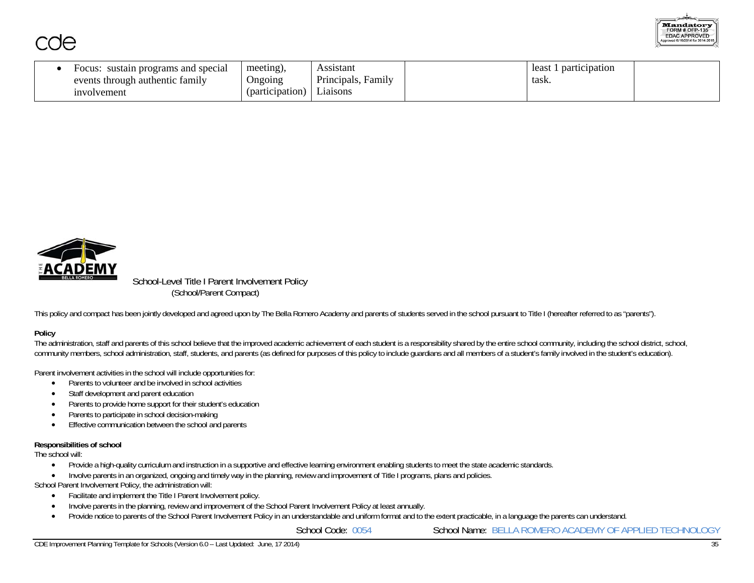| | | | | | |
|---|---|---|---|---|---|
| • Focus: sustain programs and special events through authentic family involvement | meeting), Ongoing (participation) | Assistant Principals, Family Liaisons | | least 1 participation task. | |

School-Level Title I Parent Involvement Policy
(School/Parent Compact)

This policy and compact has been jointly developed and agreed upon by The Bella Romero Academy and parents of students served in the school pursuant to Title I (hereafter referred to as "parents").

**Policy**

The administration, staff and parents of this school believe that the improved academic achievement of each student is a responsibility shared by the entire school community, including the school district, school, community members, school administration, staff, students, and parents (as defined for purposes of this policy to include guardians and all members of a student's family involved in the student's education).

Parent involvement activities in the school will include opportunities for:

- Parents to volunteer and be involved in school activities
- Staff development and parent education
- Parents to provide home support for their student's education
- Parents to participate in school decision-making
- Effective communication between the school and parents

**Responsibilities of school**

The school will:

- Provide a high-quality curriculum and instruction in a supportive and effective learning environment enabling students to meet the state academic standards.
- Involve parents in an organized, ongoing and timely way in the planning, review and improvement of Title I programs, plans and policies.

School Parent Involvement Policy, the administration will:

- Facilitate and implement the Title I Parent Involvement policy.
- Involve parents in the planning, review and improvement of the School Parent Involvement Policy at least annually.
- Provide notice to parents of the School Parent Involvement Policy in an understandable and uniform format and to the extent practicable, in a language the parents can understand.

School Code: 0054 School Name: BELLA ROMERO ACADEMY OF APPLIED TECHNOLOGY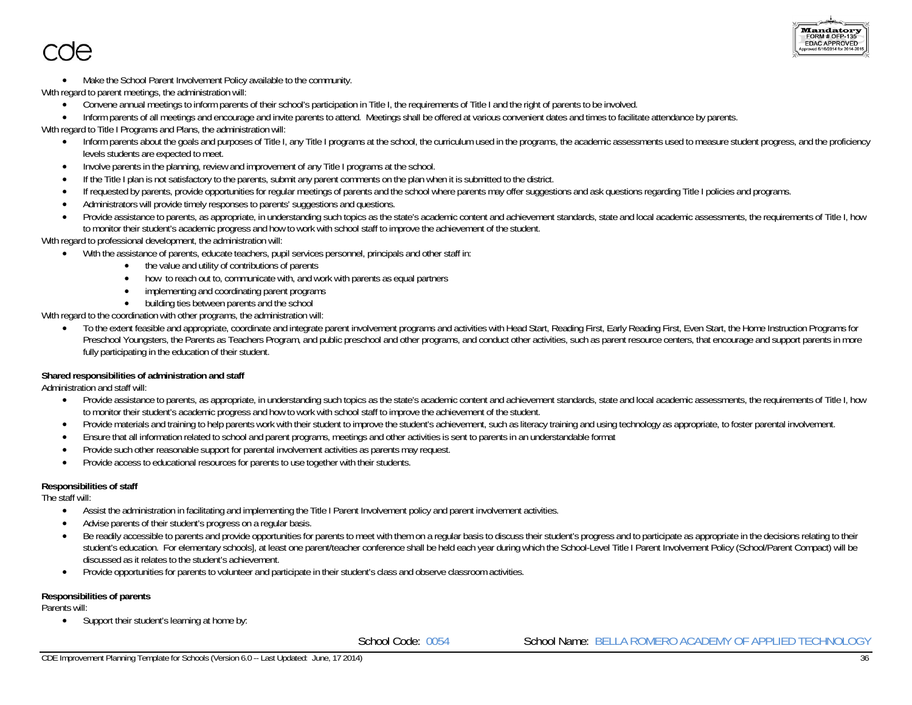- Make the School Parent Involvement Policy available to the community.

With regard to parent meetings, the administration will:

- Convene annual meetings to inform parents of their school's participation in Title I, the requirements of Title I and the right of parents to be involved.
- Inform parents of all meetings and encourage and invite parents to attend. Meetings shall be offered at various convenient dates and times to facilitate attendance by parents.

With regard to Title I Programs and Plans, the administration will:

- Inform parents about the goals and purposes of Title I, any Title I programs at the school, the curriculum used in the programs, the academic assessments used to measure student progress, and the proficiency levels students are expected to meet.
- Involve parents in the planning, review and improvement of any Title I programs at the school.
- If the Title I plan is not satisfactory to the parents, submit any parent comments on the plan when it is submitted to the district.
- If requested by parents, provide opportunities for regular meetings of parents and the school where parents may offer suggestions and ask questions regarding Title I policies and programs.
- Administrators will provide timely responses to parents' suggestions and questions.
- Provide assistance to parents, as appropriate, in understanding such topics as the state's academic content and achievement standards, state and local academic assessments, the requirements of Title I, how to monitor their student's academic progress and how to work with school staff to improve the achievement of the student.

With regard to professional development, the administration will:

- With the assistance of parents, educate teachers, pupil services personnel, principals and other staff in:
    - the value and utility of contributions of parents
    - how to reach out to, communicate with, and work with parents as equal partners
    - implementing and coordinating parent programs
    - building ties between parents and the school

With regard to the coordination with other programs, the administration will:

- To the extent feasible and appropriate, coordinate and integrate parent involvement programs and activities with Head Start, Reading First, Early Reading First, Even Start, the Home Instruction Programs for Preschool Youngsters, the Parents as Teachers Program, and public preschool and other programs, and conduct other activities, such as parent resource centers, that encourage and support parents in more fully participating in the education of their student.

**Shared responsibilities of administration and staff**

Administration and staff will:

- Provide assistance to parents, as appropriate, in understanding such topics as the state's academic content and achievement standards, state and local academic assessments, the requirements of Title I, how to monitor their student's academic progress and how to work with school staff to improve the achievement of the student.
- Provide materials and training to help parents work with their student to improve the student's achievement, such as literacy training and using technology as appropriate, to foster parental involvement.
- Ensure that all information related to school and parent programs, meetings and other activities is sent to parents in an understandable format
- Provide such other reasonable support for parental involvement activities as parents may request.
- Provide access to educational resources for parents to use together with their students.

**Responsibilities of staff**

The staff will:

- Assist the administration in facilitating and implementing the Title I Parent Involvement policy and parent involvement activities.
- Advise parents of their student's progress on a regular basis.
- Be readily accessible to parents and provide opportunities for parents to meet with them on a regular basis to discuss their student's progress and to participate as appropriate in the decisions relating to their student's education. For elementary schools], at least one parent/teacher conference shall be held each year during which the School-Level Title I Parent Involvement Policy (School/Parent Compact) will be discussed as it relates to the student's achievement.
- Provide opportunities for parents to volunteer and participate in their student's class and observe classroom activities.

**Responsibilities of parents**

Parents will:

- Support their student's learning at home by:

School Code: 0054 School Name: BELLA ROMERO ACADEMY OF APPLIED TECHNOLOGY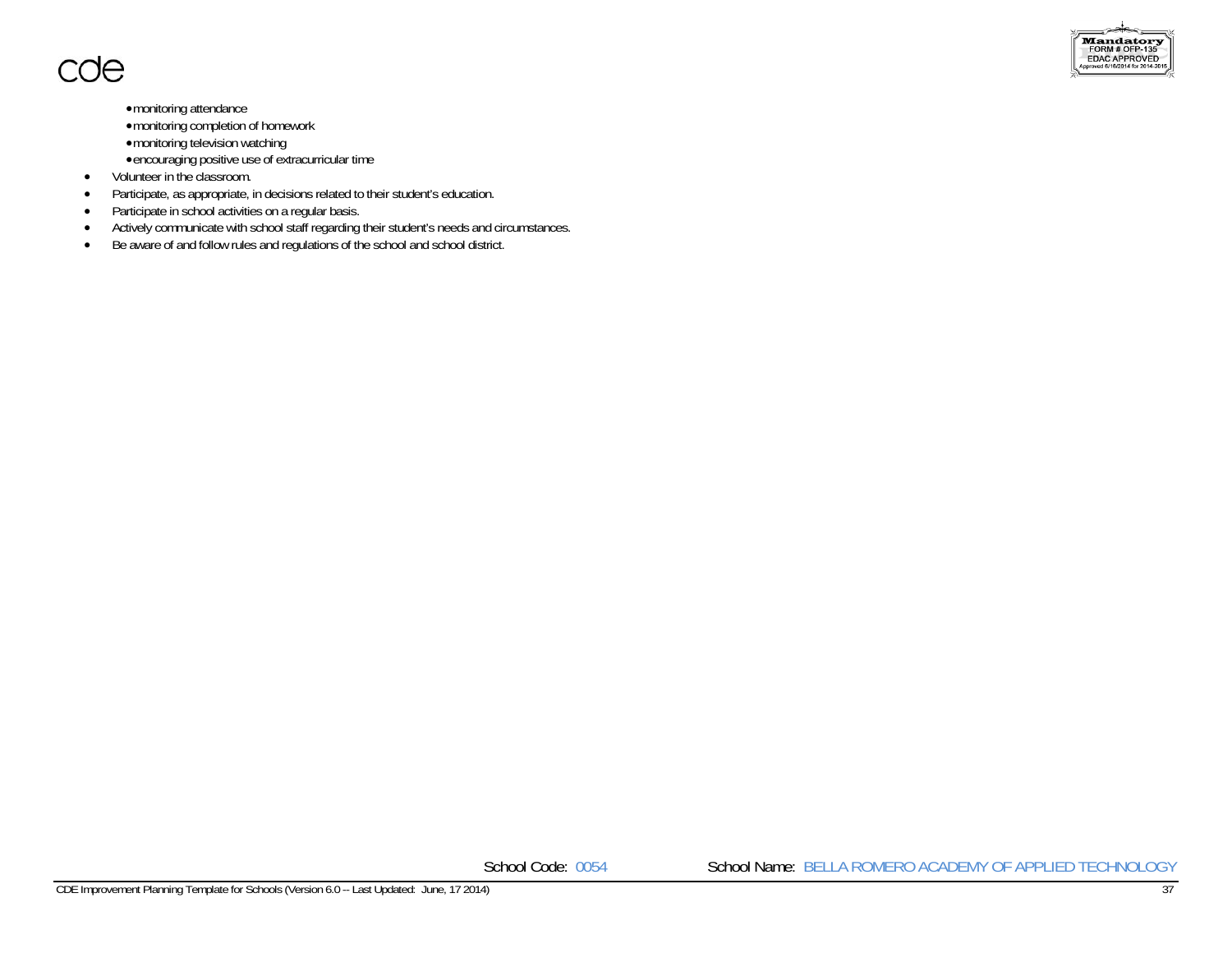- monitoring attendance
  - monitoring completion of homework
  - monitoring television watching
  - encouraging positive use of extracurricular time
- Volunteer in the classroom.
- Participate, as appropriate, in decisions related to their student's education.
- Participate in school activities on a regular basis.
- Actively communicate with school staff regarding their student's needs and circumstances.
- Be aware of and follow rules and regulations of the school and school district.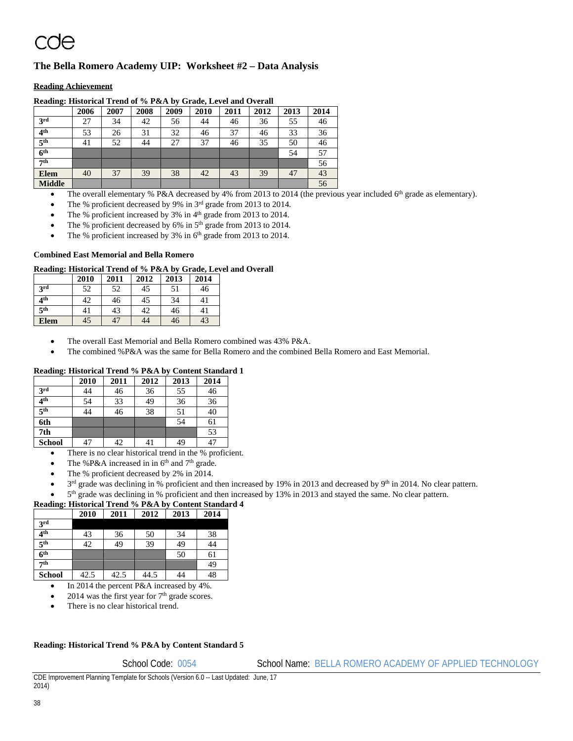# The Bella Romero Academy UIP: Worksheet #2 – Data Analysis

**Reading Achievement**

**Reading: Historical Trend of % P&A by Grade, Level and Overall**

| | 2006 | 2007 | 2008 | 2009 | 2010 | 2011 | 2012 | 2013 | 2014 |
|---|---|---|---|---|---|---|---|---|---|
| **3rd** | 27 | 34 | 42 | 56 | 44 | 46 | 36 | 55 | 46 |
| **4th** | 53 | 26 | 31 | 32 | 46 | 37 | 46 | 33 | 36 |
| **5th** | 41 | 52 | 44 | 27 | 37 | 46 | 35 | 50 | 46 |
| **6th** | | | | | | | | 54 | 57 |
| **7th** | | | | | | | | | 56 |
| **Elem** | 40 | 37 | 39 | 38 | 42 | 43 | 39 | 47 | 43 |
| **Middle** | | | | | | | | | 56 |

- The overall elementary % P&A decreased by 4% from 2013 to 2014 (the previous year included 6th grade as elementary).
- The % proficient decreased by 9% in 3rd grade from 2013 to 2014.
- The % proficient increased by 3% in 4th grade from 2013 to 2014.
- The % proficient decreased by 6% in 5th grade from 2013 to 2014.
- The % proficient increased by 3% in 6th grade from 2013 to 2014.

**Combined East Memorial and Bella Romero**

**Reading: Historical Trend of % P&A by Grade, Level and Overall**

| | 2010 | 2011 | 2012 | 2013 | 2014 |
|---|---|---|---|---|---|
| **3rd** | 52 | 52 | 45 | 51 | 46 |
| **4th** | 42 | 46 | 45 | 34 | 41 |
| **5th** | 41 | 43 | 42 | 46 | 41 |
| **Elem** | 45 | 47 | 44 | 46 | 43 |

- The overall East Memorial and Bella Romero combined was 43% P&A.
- The combined %P&A was the same for Bella Romero and the combined Bella Romero and East Memorial.

**Reading: Historical Trend % P&A by Content Standard 1**

| | 2010 | 2011 | 2012 | 2013 | 2014 |
|---|---|---|---|---|---|
| **3rd** | 44 | 46 | 36 | 55 | 46 |
| **4th** | 54 | 33 | 49 | 36 | 36 |
| **5th** | 44 | 46 | 38 | 51 | 40 |
| **6th** | | | | 54 | 61 |
| **7th** | | | | | 53 |
| **School** | 47 | 42 | 41 | 49 | 47 |

- There is no clear historical trend in the % proficient.
- The %P&A increased in in 6th and 7th grade.
- The % proficient decreased by 2% in 2014.
- 3rd grade was declining in % proficient and then increased by 19% in 2013 and decreased by 9th in 2014. No clear pattern.
- 5th grade was declining in % proficient and then increased by 13% in 2013 and stayed the same. No clear pattern.

**Reading: Historical Trend % P&A by Content Standard 4**

| | 2010 | 2011 | 2012 | 2013 | 2014 |
|---|---|---|---|---|---|
| **3rd** | | | | | |
| **4th** | 43 | 36 | 50 | 34 | 38 |
| **5th** | 42 | 49 | 39 | 49 | 44 |
| **6th** | | | | 50 | 61 |
| **7th** | | | | | 49 |
| **School** | 42.5 | 42.5 | 44.5 | 44 | 48 |

- In 2014 the percent P&A increased by 4%.
- 2014 was the first year for 7th grade scores.
- There is no clear historical trend.

**Reading: Historical Trend % P&A by Content Standard 5**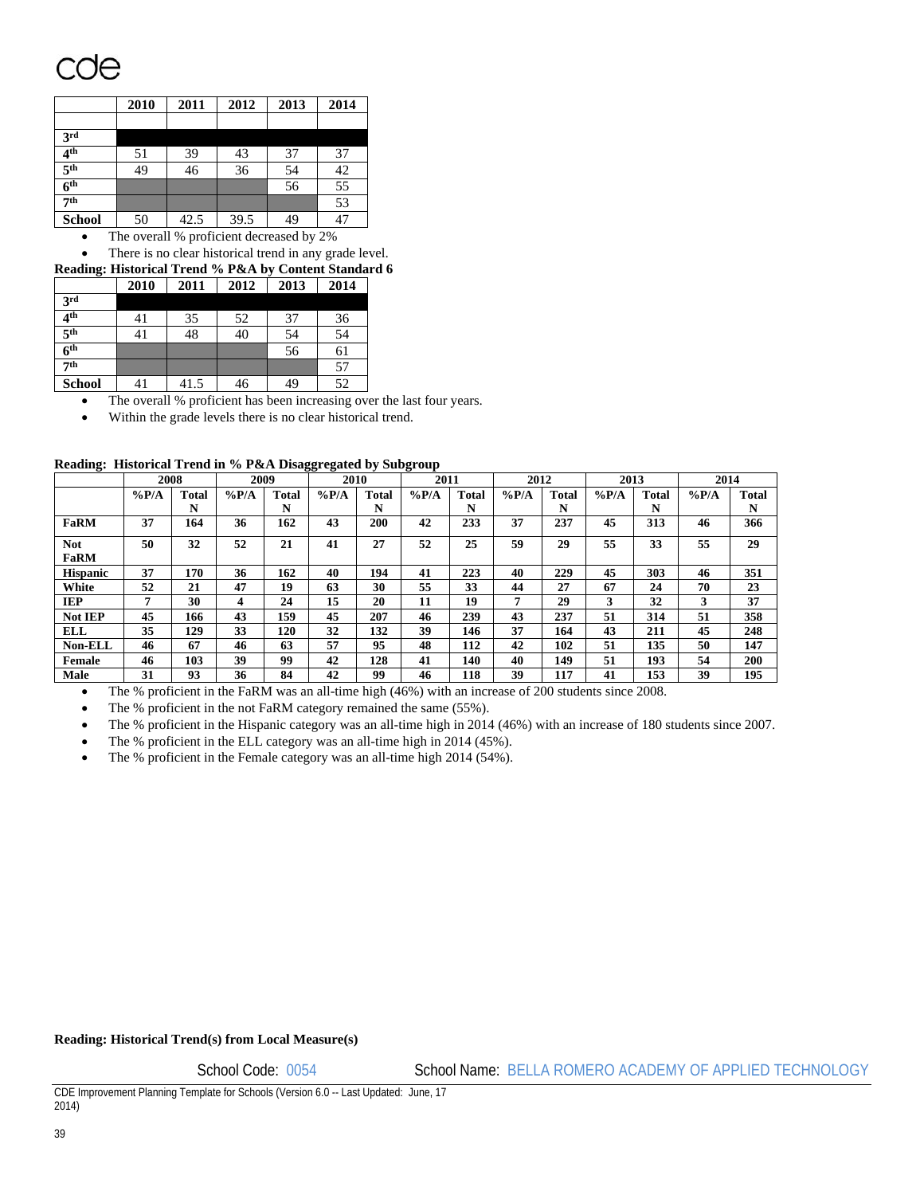| | 2010 | 2011 | 2012 | 2013 | 2014 |
|---|---|---|---|---|---|
| | | | | | |
| 3rd | | | | | |
| 4th | 51 | 39 | 43 | 37 | 37 |
| 5th | 49 | 46 | 36 | 54 | 42 |
| 6th | | | | 56 | 55 |
| 7th | | | | | 53 |
| School | 50 | 42.5 | 39.5 | 49 | 47 |

- The overall % proficient decreased by 2%
- There is no clear historical trend in any grade level.

**Reading: Historical Trend % P&A by Content Standard 6**

| | 2010 | 2011 | 2012 | 2013 | 2014 |
|---|---|---|---|---|---|
| 3rd | | | | | |
| 4th | 41 | 35 | 52 | 37 | 36 |
| 5th | 41 | 48 | 40 | 54 | 54 |
| 6th | | | | 56 | 61 |
| 7th | | | | | 57 |
| School | 41 | 41.5 | 46 | 49 | 52 |

- The overall % proficient has been increasing over the last four years.
- Within the grade levels there is no clear historical trend.

**Reading: Historical Trend in % P&A Disaggregated by Subgroup**

| | 2008 | | 2009 | | 2010 | | 2011 | | 2012 | | 2013 | | 2014 | |
|---|---|---|---|---|---|---|---|---|---|---|---|---|---|---|
| | %P/A | Total N | %P/A | Total N | %P/A | Total N | %P/A | Total N | %P/A | Total N | %P/A | Total N | %P/A | Total N |
| **FaRM** | 37 | 164 | 36 | 162 | 43 | 200 | 42 | 233 | 37 | 237 | 45 | 313 | 46 | 366 |
| **Not FaRM** | 50 | 32 | 52 | 21 | 41 | 27 | 52 | 25 | 59 | 29 | 55 | 33 | 55 | 29 |
| **Hispanic** | 37 | 170 | 36 | 162 | 40 | 194 | 41 | 223 | 40 | 229 | 45 | 303 | 46 | 351 |
| **White** | 52 | 21 | 47 | 19 | 63 | 30 | 55 | 33 | 44 | 27 | 67 | 24 | 70 | 23 |
| **IEP** | 7 | 30 | 4 | 24 | 15 | 20 | 11 | 19 | 7 | 29 | 3 | 32 | 3 | 37 |
| **Not IEP** | 45 | 166 | 43 | 159 | 45 | 207 | 46 | 239 | 43 | 237 | 51 | 314 | 51 | 358 |
| **ELL** | 35 | 129 | 33 | 120 | 32 | 132 | 39 | 146 | 37 | 164 | 43 | 211 | 45 | 248 |
| **Non-ELL** | 46 | 67 | 46 | 63 | 57 | 95 | 48 | 112 | 42 | 102 | 51 | 135 | 50 | 147 |
| **Female** | 46 | 103 | 39 | 99 | 42 | 128 | 41 | 140 | 40 | 149 | 51 | 193 | 54 | 200 |
| **Male** | 31 | 93 | 36 | 84 | 42 | 99 | 46 | 118 | 39 | 117 | 41 | 153 | 39 | 195 |

- The % proficient in the FaRM was an all-time high (46%) with an increase of 200 students since 2008.
- The % proficient in the not FaRM category remained the same (55%).
- The % proficient in the Hispanic category was an all-time high in 2014 (46%) with an increase of 180 students since 2007.
- The % proficient in the ELL category was an all-time high in 2014 (45%).
- The % proficient in the Female category was an all-time high 2014 (54%).

**Reading: Historical Trend(s) from Local Measure(s)**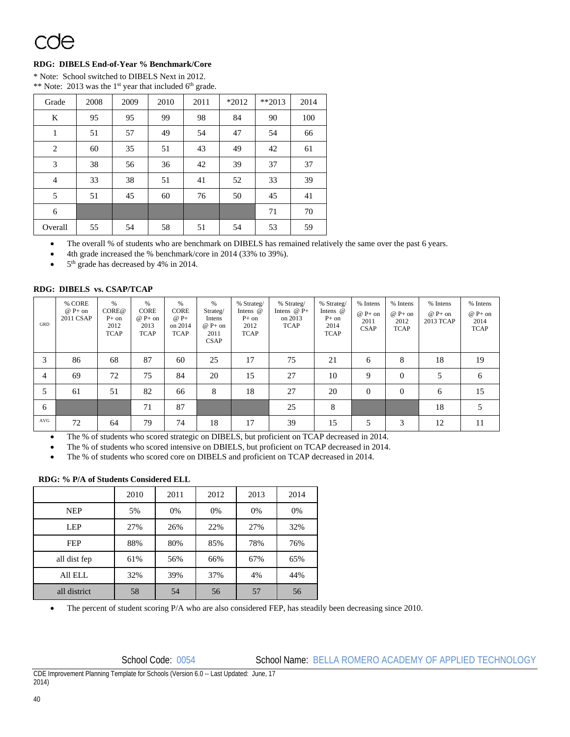cde

**RDG: DIBELS End-of-Year % Benchmark/Core**

\* Note: School switched to DIBELS Next in 2012.
** Note: 2013 was the 1st year that included 6th grade.

| Grade | 2008 | 2009 | 2010 | 2011 | *2012 | **2013 | 2014 |
|---|---|---|---|---|---|---|---|
| K | 95 | 95 | 99 | 98 | 84 | 90 | 100 |
| 1 | 51 | 57 | 49 | 54 | 47 | 54 | 66 |
| 2 | 60 | 35 | 51 | 43 | 49 | 42 | 61 |
| 3 | 38 | 56 | 36 | 42 | 39 | 37 | 37 |
| 4 | 33 | 38 | 51 | 41 | 52 | 33 | 39 |
| 5 | 51 | 45 | 60 | 76 | 50 | 45 | 41 |
| 6 | | | | | | 71 | 70 |
| Overall | 55 | 54 | 58 | 51 | 54 | 53 | 59 |

- The overall % of students who are benchmark on DIBELS has remained relatively the same over the past 6 years.
- 4th grade increased the % benchmark/core in 2014 (33% to 39%).
- 5th grade has decreased by 4% in 2014.

**RDG: DIBELS vs. CSAP/TCAP**

| GRD | % CORE @ P+ on 2011 CSAP | % CORE@ P+ on 2012 TCAP | % CORE @ P+ on 2013 TCAP | % CORE @ P+ on 2014 TCAP | % Strateg/ Intens @ P+ on 2011 CSAP | % Strateg/ Intens @ P+ on 2012 TCAP | % Strateg/ Intens @ P+ on 2013 TCAP | % Strateg/ Intens @ P+ on 2014 TCAP | % Intens @ P+ on 2011 CSAP | % Intens @ P+ on 2012 TCAP | % Intens @ P+ on 2013 TCAP | % Intens @ P+ on 2014 TCAP |
|---|---|---|---|---|---|---|---|---|---|---|---|---|
| 3 | 86 | 68 | 87 | 60 | 25 | 17 | 75 | 21 | 6 | 8 | 18 | 19 |
| 4 | 69 | 72 | 75 | 84 | 20 | 15 | 27 | 10 | 9 | 0 | 5 | 6 |
| 5 | 61 | 51 | 82 | 66 | 8 | 18 | 27 | 20 | 0 | 0 | 6 | 15 |
| 6 | | | 71 | 87 | | | 25 | 8 | | | 18 | 5 |
| AVG | 72 | 64 | 79 | 74 | 18 | 17 | 39 | 15 | 5 | 3 | 12 | 11 |

- The % of students who scored strategic on DIBELS, but proficient on TCAP decreased in 2014.
- The % of students who scored intensive on DBIELS, but proficient on TCAP decreased in 2014.
- The % of students who scored core on DIBELS and proficient on TCAP decreased in 2014.

**RDG: % P/A of Students Considered ELL**

| | 2010 | 2011 | 2012 | 2013 | 2014 |
|---|---|---|---|---|---|
| NEP | 5% | 0% | 0% | 0% | 0% |
| LEP | 27% | 26% | 22% | 27% | 32% |
| FEP | 88% | 80% | 85% | 78% | 76% |
| all dist fep | 61% | 56% | 66% | 67% | 65% |
| All ELL | 32% | 39% | 37% | 4% | 44% |
| all district | 58 | 54 | 56 | 57 | 56 |

- The percent of student scoring P/A who are also considered FEP, has steadily been decreasing since 2010.

School Code: 0054 School Name: BELLA ROMERO ACADEMY OF APPLIED TECHNOLOGY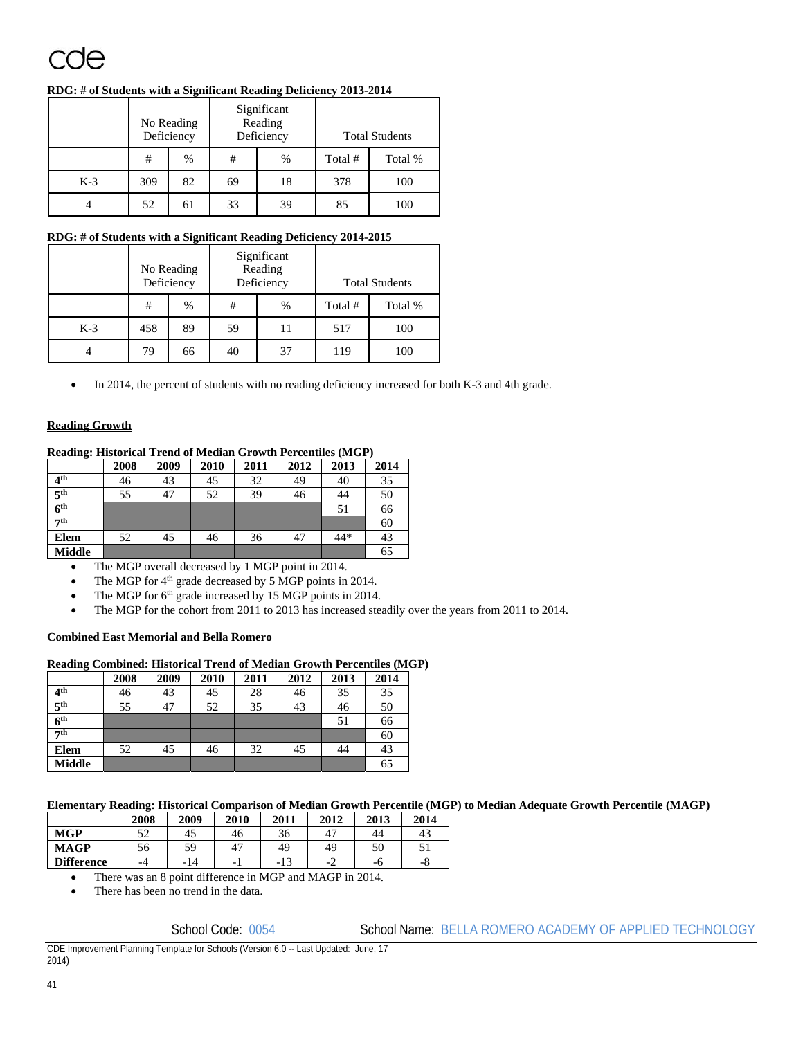**RDG: # of Students with a Significant Reading Deficiency 2013-2014**

| | No Reading Deficiency | | Significant Reading Deficiency | | Total Students | |
|---|---|---|---|---|---|---|
| | # | % | # | % | Total # | Total % |
| K-3 | 309 | 82 | 69 | 18 | 378 | 100 |
| 4 | 52 | 61 | 33 | 39 | 85 | 100 |

**RDG: # of Students with a Significant Reading Deficiency 2014-2015**

| | No Reading Deficiency | | Significant Reading Deficiency | | Total Students | |
|---|---|---|---|---|---|---|
| | # | % | # | % | Total # | Total % |
| K-3 | 458 | 89 | 59 | 11 | 517 | 100 |
| 4 | 79 | 66 | 40 | 37 | 119 | 100 |

- In 2014, the percent of students with no reading deficiency increased for both K-3 and 4th grade.

**Reading Growth**

**Reading: Historical Trend of Median Growth Percentiles (MGP)**

| | 2008 | 2009 | 2010 | 2011 | 2012 | 2013 | 2014 |
|---|---|---|---|---|---|---|---|
| 4th | 46 | 43 | 45 | 32 | 49 | 40 | 35 |
| 5th | 55 | 47 | 52 | 39 | 46 | 44 | 50 |
| 6th | | | | | | 51 | 66 |
| 7th | | | | | | | 60 |
| Elem | 52 | 45 | 46 | 36 | 47 | 44* | 43 |
| Middle | | | | | | | 65 |

- The MGP overall decreased by 1 MGP point in 2014.
- The MGP for 4th grade decreased by 5 MGP points in 2014.
- The MGP for 6th grade increased by 15 MGP points in 2014.
- The MGP for the cohort from 2011 to 2013 has increased steadily over the years from 2011 to 2014.

**Combined East Memorial and Bella Romero**

**Reading Combined: Historical Trend of Median Growth Percentiles (MGP)**

| | 2008 | 2009 | 2010 | 2011 | 2012 | 2013 | 2014 |
|---|---|---|---|---|---|---|---|
| 4th | 46 | 43 | 45 | 28 | 46 | 35 | 35 |
| 5th | 55 | 47 | 52 | 35 | 43 | 46 | 50 |
| 6th | | | | | | 51 | 66 |
| 7th | | | | | | | 60 |
| Elem | 52 | 45 | 46 | 32 | 45 | 44 | 43 |
| Middle | | | | | | | 65 |

**Elementary Reading: Historical Comparison of Median Growth Percentile (MGP) to Median Adequate Growth Percentile (MAGP)**

| | 2008 | 2009 | 2010 | 2011 | 2012 | 2013 | 2014 |
|---|---|---|---|---|---|---|---|
| MGP | 52 | 45 | 46 | 36 | 47 | 44 | 43 |
| MAGP | 56 | 59 | 47 | 49 | 49 | 50 | 51 |
| Difference | -4 | -14 | -1 | -13 | -2 | -6 | -8 |

- There was an 8 point difference in MGP and MAGP in 2014.
- There has been no trend in the data.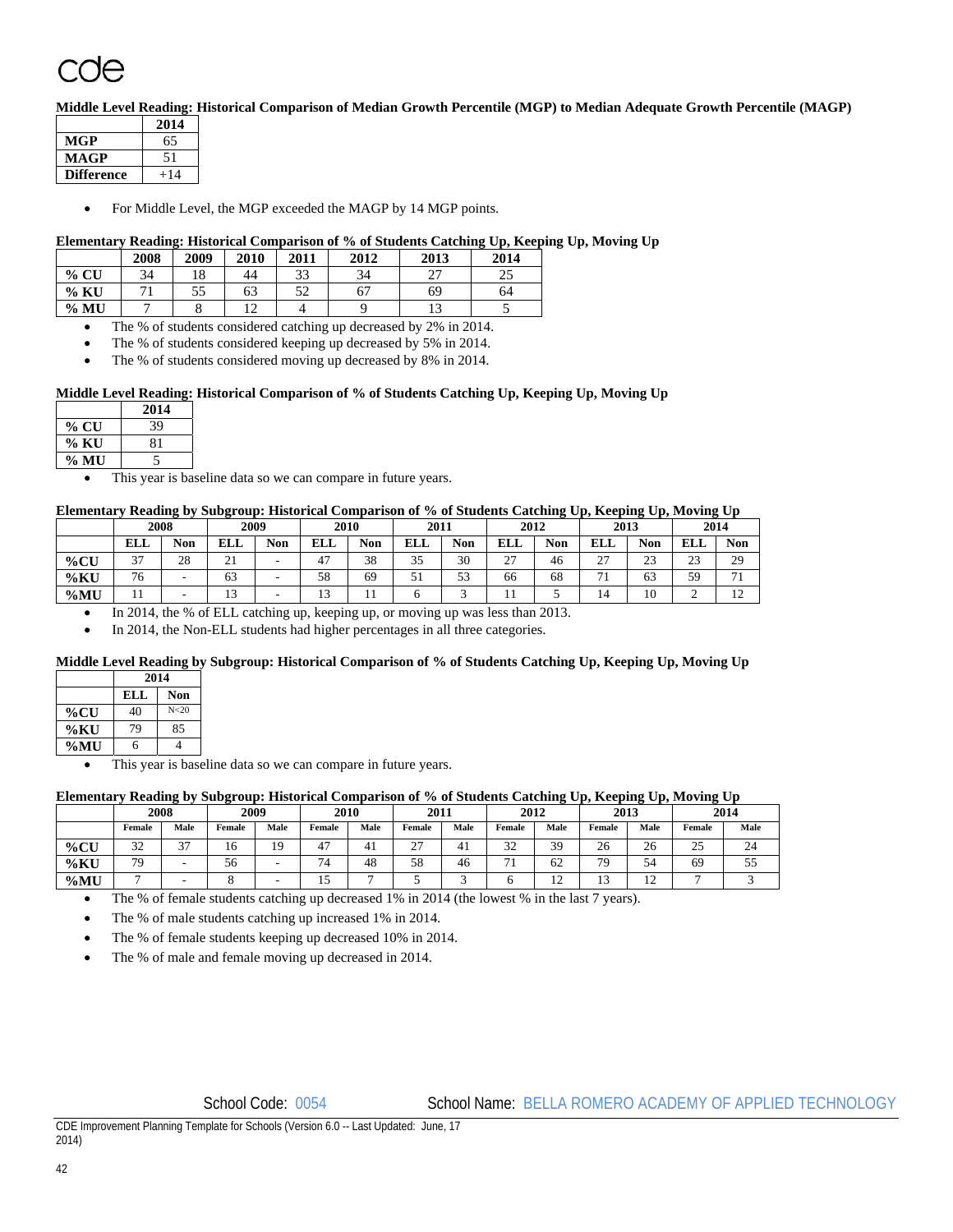cde

**Middle Level Reading: Historical Comparison of Median Growth Percentile (MGP) to Median Adequate Growth Percentile (MAGP)**

| | 2014 |
|---|---|
| **MGP** | 65 |
| **MAGP** | 51 |
| **Difference** | +14 |

- For Middle Level, the MGP exceeded the MAGP by 14 MGP points.

**Elementary Reading: Historical Comparison of % of Students Catching Up, Keeping Up, Moving Up**

| | 2008 | 2009 | 2010 | 2011 | 2012 | 2013 | 2014 |
|---|---|---|---|---|---|---|---|
| **% CU** | 34 | 18 | 44 | 33 | 34 | 27 | 25 |
| **% KU** | 71 | 55 | 63 | 52 | 67 | 69 | 64 |
| **% MU** | 7 | 8 | 12 | 4 | 9 | 13 | 5 |

- The % of students considered catching up decreased by 2% in 2014.
- The % of students considered keeping up decreased by 5% in 2014.
- The % of students considered moving up decreased by 8% in 2014.

**Middle Level Reading: Historical Comparison of % of Students Catching Up, Keeping Up, Moving Up**

| | 2014 |
|---|---|
| **% CU** | 39 |
| **% KU** | 81 |
| **% MU** | 5 |

- This year is baseline data so we can compare in future years.

**Elementary Reading by Subgroup: Historical Comparison of % of Students Catching Up, Keeping Up, Moving Up**

| | 2008 | | 2009 | | 2010 | | 2011 | | 2012 | | 2013 | | 2014 | |
|---|---|---|---|---|---|---|---|---|---|---|---|---|---|---|
| | **ELL** | **Non** | **ELL** | **Non** | **ELL** | **Non** | **ELL** | **Non** | **ELL** | **Non** | **ELL** | **Non** | **ELL** | **Non** |
| **%CU** | 37 | 28 | 21 | - | 47 | 38 | 35 | 30 | 27 | 46 | 27 | 23 | 23 | 29 |
| **%KU** | 76 | - | 63 | - | 58 | 69 | 51 | 53 | 66 | 68 | 71 | 63 | 59 | 71 |
| **%MU** | 11 | - | 13 | - | 13 | 11 | 6 | 3 | 11 | 5 | 14 | 10 | 2 | 12 |

- In 2014, the % of ELL catching up, keeping up, or moving up was less than 2013.
- In 2014, the Non-ELL students had higher percentages in all three categories.

**Middle Level Reading by Subgroup: Historical Comparison of % of Students Catching Up, Keeping Up, Moving Up**

| | 2014 | |
|---|---|---|
| | **ELL** | **Non** |
| **%CU** | 40 | N<20 |
| **%KU** | 79 | 85 |
| **%MU** | 6 | 4 |

- This year is baseline data so we can compare in future years.

**Elementary Reading by Subgroup: Historical Comparison of % of Students Catching Up, Keeping Up, Moving Up**

| | 2008 | | 2009 | | 2010 | | 2011 | | 2012 | | 2013 | | 2014 | |
|---|---|---|---|---|---|---|---|---|---|---|---|---|---|---|
| | **Female** | **Male** | **Female** | **Male** | **Female** | **Male** | **Female** | **Male** | **Female** | **Male** | **Female** | **Male** | **Female** | **Male** |
| **%CU** | 32 | 37 | 16 | 19 | 47 | 41 | 27 | 41 | 32 | 39 | 26 | 26 | 25 | 24 |
| **%KU** | 79 | - | 56 | - | 74 | 48 | 58 | 46 | 71 | 62 | 79 | 54 | 69 | 55 |
| **%MU** | 7 | - | 8 | - | 15 | 7 | 5 | 3 | 6 | 12 | 13 | 12 | 7 | 3 |

- The % of female students catching up decreased 1% in 2014 (the lowest % in the last 7 years).
- The % of male students catching up increased 1% in 2014.
- The % of female students keeping up decreased 10% in 2014.
- The % of male and female moving up decreased in 2014.

School Code: 0054 School Name: BELLA ROMERO ACADEMY OF APPLIED TECHNOLOGY

CDE Improvement Planning Template for Schools (Version 6.0 -- Last Updated: June, 17 2014)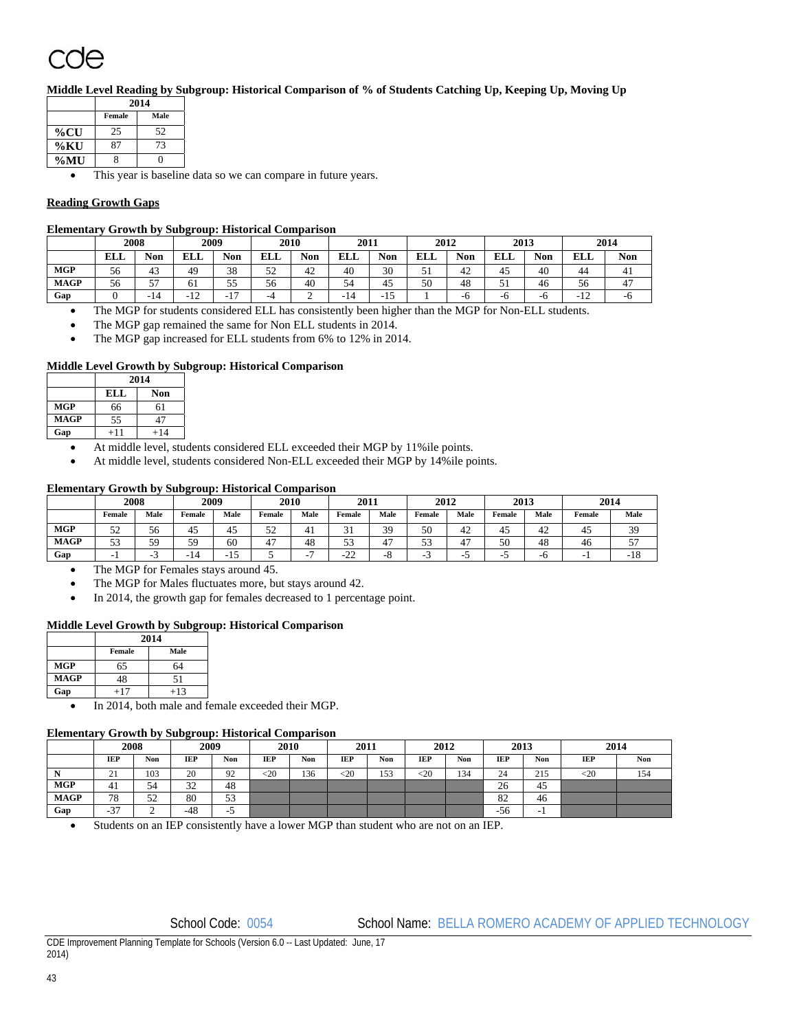**Middle Level Reading by Subgroup: Historical Comparison of % of Students Catching Up, Keeping Up, Moving Up**

| | 2014 | |
|---|---|---|
| | Female | Male |
| %CU | 25 | 52 |
| %KU | 87 | 73 |
| %MU | 8 | 0 |

- This year is baseline data so we can compare in future years.

**Reading Growth Gaps**

**Elementary Growth by Subgroup: Historical Comparison**

| | 2008 | | 2009 | | 2010 | | 2011 | | 2012 | | 2013 | | 2014 | |
|---|---|---|---|---|---|---|---|---|---|---|---|---|---|---|
| | ELL | Non | ELL | Non | ELL | Non | ELL | Non | ELL | Non | ELL | Non | ELL | Non |
| MGP | 56 | 43 | 49 | 38 | 52 | 42 | 40 | 30 | 51 | 42 | 45 | 40 | 44 | 41 |
| MAGP | 56 | 57 | 61 | 55 | 56 | 40 | 54 | 45 | 50 | 48 | 51 | 46 | 56 | 47 |
| Gap | 0 | -14 | -12 | -17 | -4 | 2 | -14 | -15 | 1 | -6 | -6 | -6 | -12 | -6 |

- The MGP for students considered ELL has consistently been higher than the MGP for Non-ELL students.
- The MGP gap remained the same for Non ELL students in 2014.
- The MGP gap increased for ELL students from 6% to 12% in 2014.

**Middle Level Growth by Subgroup: Historical Comparison**

| | 2014 | |
|---|---|---|
| | ELL | Non |
| MGP | 66 | 61 |
| MAGP | 55 | 47 |
| Gap | +11 | +14 |

- At middle level, students considered ELL exceeded their MGP by 11%ile points.
- At middle level, students considered Non-ELL exceeded their MGP by 14%ile points.

**Elementary Growth by Subgroup: Historical Comparison**

| | 2008 | | 2009 | | 2010 | | 2011 | | 2012 | | 2013 | | 2014 | |
|---|---|---|---|---|---|---|---|---|---|---|---|---|---|---|
| | Female | Male | Female | Male | Female | Male | Female | Male | Female | Male | Female | Male | Female | Male |
| MGP | 52 | 56 | 45 | 45 | 52 | 41 | 31 | 39 | 50 | 42 | 45 | 42 | 45 | 39 |
| MAGP | 53 | 59 | 59 | 60 | 47 | 48 | 53 | 47 | 53 | 47 | 50 | 48 | 46 | 57 |
| Gap | -1 | -3 | -14 | -15 | 5 | -7 | -22 | -8 | -3 | -5 | -5 | -6 | -1 | -18 |

- The MGP for Females stays around 45.
- The MGP for Males fluctuates more, but stays around 42.
- In 2014, the growth gap for females decreased to 1 percentage point.

**Middle Level Growth by Subgroup: Historical Comparison**

| | 2014 | |
|---|---|---|
| | Female | Male |
| MGP | 65 | 64 |
| MAGP | 48 | 51 |
| Gap | +17 | +13 |

- In 2014, both male and female exceeded their MGP.

**Elementary Growth by Subgroup: Historical Comparison**

| | 2008 | | 2009 | | 2010 | | 2011 | | 2012 | | 2013 | | 2014 | |
|---|---|---|---|---|---|---|---|---|---|---|---|---|---|---|
| | IEP | Non | IEP | Non | IEP | Non | IEP | Non | IEP | Non | IEP | Non | IEP | Non |
| N | 21 | 103 | 20 | 92 | <20 | 136 | <20 | 153 | <20 | 134 | 24 | 215 | <20 | 154 |
| MGP | 41 | 54 | 32 | 48 | | | | | | | 26 | 45 | | |
| MAGP | 78 | 52 | 80 | 53 | | | | | | | 82 | 46 | | |
| Gap | -37 | 2 | -48 | -5 | | | | | | | -56 | -1 | | |

- Students on an IEP consistently have a lower MGP than student who are not on an IEP.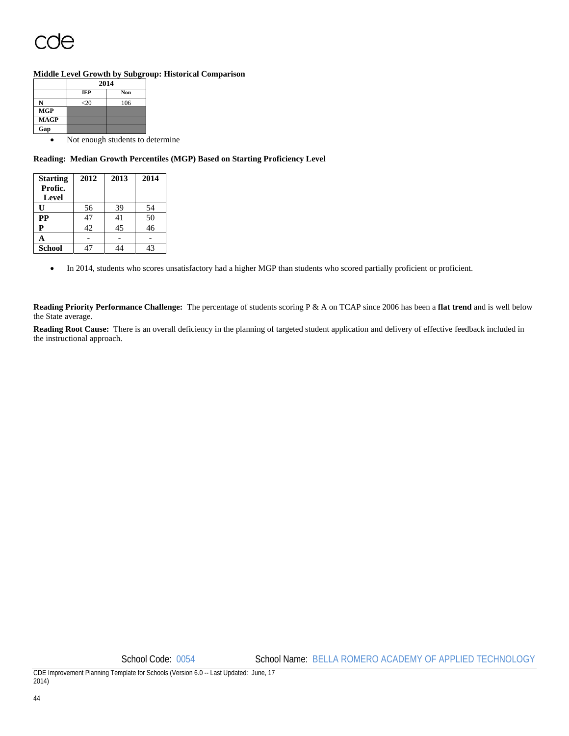**Middle Level Growth by Subgroup: Historical Comparison**

| | 2014 | |
|---|---|---|
| | IEP | Non |
| N | <20 | 106 |
| MGP | | |
| MAGP | | |
| Gap | | |

- Not enough students to determine

**Reading: Median Growth Percentiles (MGP) Based on Starting Proficiency Level**

| Starting Profic. Level | 2012 | 2013 | 2014 |
|---|---|---|---|
| U | 56 | 39 | 54 |
| PP | 47 | 41 | 50 |
| P | 42 | 45 | 46 |
| A | - | - | - |
| School | 47 | 44 | 43 |

- In 2014, students who scores unsatisfactory had a higher MGP than students who scored partially proficient or proficient.

**Reading Priority Performance Challenge:** The percentage of students scoring P & A on TCAP since 2006 has been a **flat trend** and is well below the State average.

**Reading Root Cause:** There is an overall deficiency in the planning of targeted student application and delivery of effective feedback included in the instructional approach.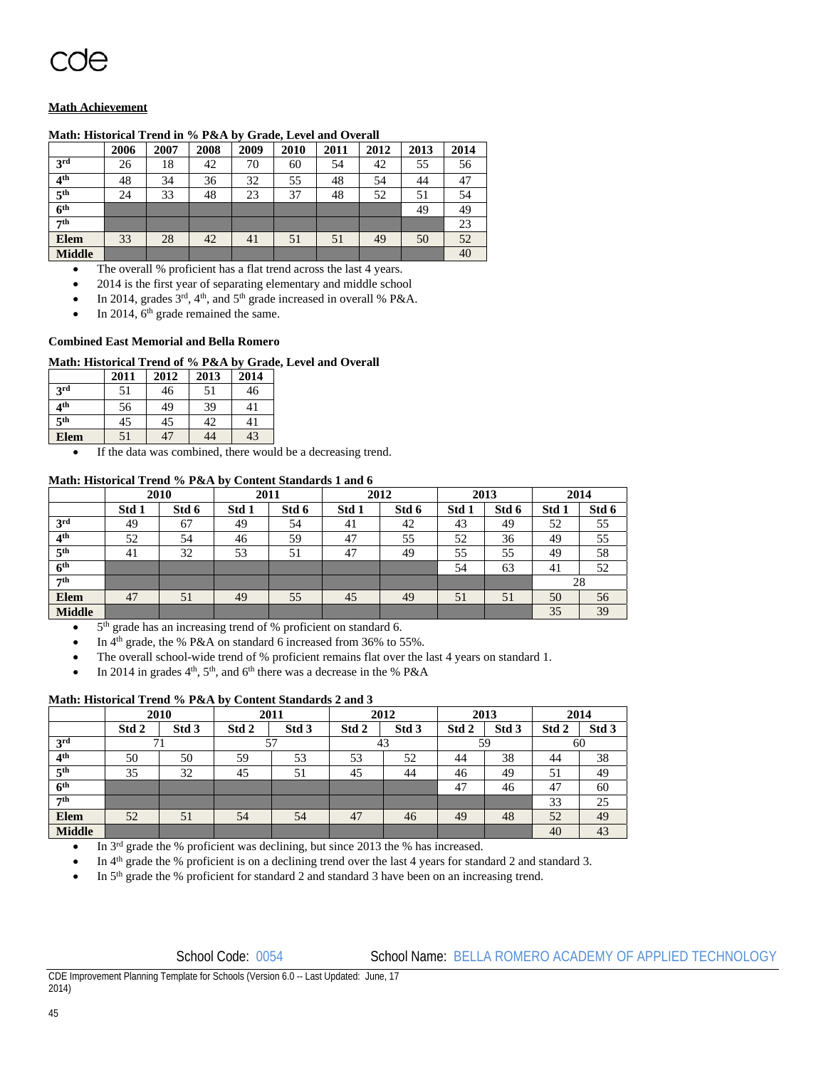cde

**Math Achievement**

**Math: Historical Trend in % P&A by Grade, Level and Overall**

| | 2006 | 2007 | 2008 | 2009 | 2010 | 2011 | 2012 | 2013 | 2014 |
|---|---|---|---|---|---|---|---|---|---|
| 3rd | 26 | 18 | 42 | 70 | 60 | 54 | 42 | 55 | 56 |
| 4th | 48 | 34 | 36 | 32 | 55 | 48 | 54 | 44 | 47 |
| 5th | 24 | 33 | 48 | 23 | 37 | 48 | 52 | 51 | 54 |
| 6th | | | | | | | | 49 | 49 |
| 7th | | | | | | | | | 23 |
| Elem | 33 | 28 | 42 | 41 | 51 | 51 | 49 | 50 | 52 |
| Middle | | | | | | | | | 40 |

- The overall % proficient has a flat trend across the last 4 years.
- 2014 is the first year of separating elementary and middle school
- In 2014, grades 3rd, 4th, and 5th grade increased in overall % P&A.
- In 2014, 6th grade remained the same.

**Combined East Memorial and Bella Romero**

**Math: Historical Trend of % P&A by Grade, Level and Overall**

| | 2011 | 2012 | 2013 | 2014 |
|---|---|---|---|---|
| 3rd | 51 | 46 | 51 | 46 |
| 4th | 56 | 49 | 39 | 41 |
| 5th | 45 | 45 | 42 | 41 |
| Elem | 51 | 47 | 44 | 43 |

- If the data was combined, there would be a decreasing trend.

**Math: Historical Trend % P&A by Content Standards 1 and 6**

| | 2010 | | 2011 | | 2012 | | 2013 | | 2014 | |
|---|---|---|---|---|---|---|---|---|---|---|
| | Std 1 | Std 6 | Std 1 | Std 6 | Std 1 | Std 6 | Std 1 | Std 6 | Std 1 | Std 6 |
| 3rd | 49 | 67 | 49 | 54 | 41 | 42 | 43 | 49 | 52 | 55 |
| 4th | 52 | 54 | 46 | 59 | 47 | 55 | 52 | 36 | 49 | 55 |
| 5th | 41 | 32 | 53 | 51 | 47 | 49 | 55 | 55 | 49 | 58 |
| 6th | | | | | | | 54 | 63 | 41 | 52 |
| 7th | | | | | | | | | 28 | |
| Elem | 47 | 51 | 49 | 55 | 45 | 49 | 51 | 51 | 50 | 56 |
| Middle | | | | | | | | | 35 | 39 |

- 5th grade has an increasing trend of % proficient on standard 6.
- In 4th grade, the % P&A on standard 6 increased from 36% to 55%.
- The overall school-wide trend of % proficient remains flat over the last 4 years on standard 1.
- In 2014 in grades 4th, 5th, and 6th there was a decrease in the % P&A

**Math: Historical Trend % P&A by Content Standards 2 and 3**

| | 2010 | | 2011 | | 2012 | | 2013 | | 2014 | |
|---|---|---|---|---|---|---|---|---|---|---|
| | Std 2 | Std 3 | Std 2 | Std 3 | Std 2 | Std 3 | Std 2 | Std 3 | Std 2 | Std 3 |
| 3rd | 71 | | 57 | | 43 | | 59 | | 60 | |
| 4th | 50 | 50 | 59 | 53 | 53 | 52 | 44 | 38 | 44 | 38 |
| 5th | 35 | 32 | 45 | 51 | 45 | 44 | 46 | 49 | 51 | 49 |
| 6th | | | | | | | 47 | 46 | 47 | 60 |
| 7th | | | | | | | | | 33 | 25 |
| Elem | 52 | 51 | 54 | 54 | 47 | 46 | 49 | 48 | 52 | 49 |
| Middle | | | | | | | | | 40 | 43 |

- In 3rd grade the % proficient was declining, but since 2013 the % has increased.
- In 4th grade the % proficient is on a declining trend over the last 4 years for standard 2 and standard 3.
- In 5th grade the % proficient for standard 2 and standard 3 have been on an increasing trend.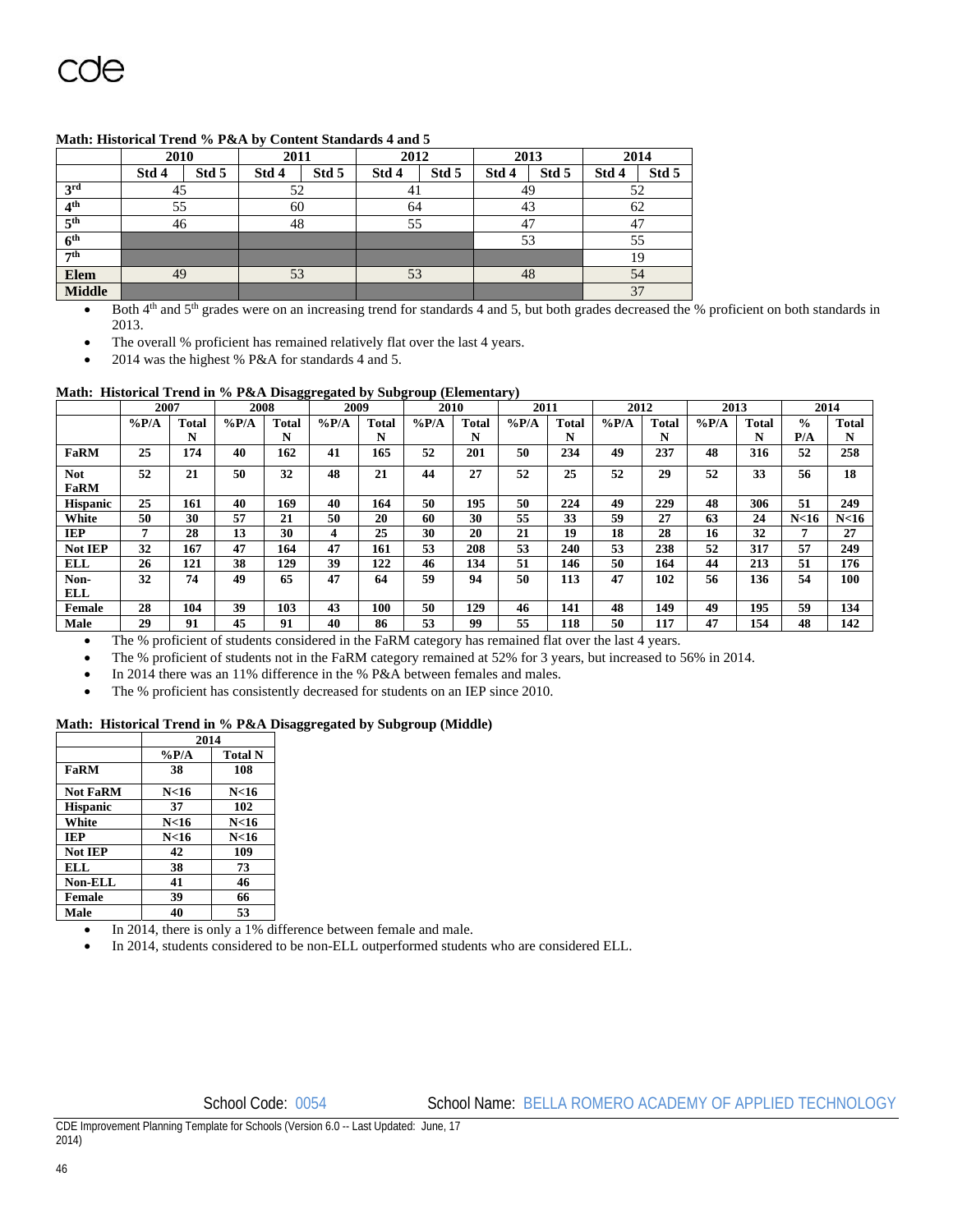**Math: Historical Trend % P&A by Content Standards 4 and 5**

| | 2010 | | 2011 | | 2012 | | 2013 | | 2014 | |
|---|---|---|---|---|---|---|---|---|---|---|
| | Std 4 | Std 5 | Std 4 | Std 5 | Std 4 | Std 5 | Std 4 | Std 5 | Std 4 | Std 5 |
| 3rd | 45 | | 52 | | 41 | | 49 | | 52 | |
| 4th | 55 | | 60 | | 64 | | 43 | | 62 | |
| 5th | 46 | | 48 | | 55 | | 47 | | 47 | |
| 6th | | | | | | | 53 | | 55 | |
| 7th | | | | | | | | | 19 | |
| Elem | 49 | | 53 | | 53 | | 48 | | 54 | |
| Middle | | | | | | | | | 37 | |

- Both 4th and 5th grades were on an increasing trend for standards 4 and 5, but both grades decreased the % proficient on both standards in 2013.
- The overall % proficient has remained relatively flat over the last 4 years.
- 2014 was the highest % P&A for standards 4 and 5.

**Math: Historical Trend in % P&A Disaggregated by Subgroup (Elementary)**

| | 2007 | | 2008 | | 2009 | | 2010 | | 2011 | | 2012 | | 2013 | | 2014 | |
|---|---|---|---|---|---|---|---|---|---|---|---|---|---|---|---|---|
| | %P/A | Total N | %P/A | Total N | %P/A | Total N | %P/A | Total N | %P/A | Total N | %P/A | Total N | %P/A | Total N | % P/A | Total N |
| FaRM | 25 | 174 | 40 | 162 | 41 | 165 | 52 | 201 | 50 | 234 | 49 | 237 | 48 | 316 | 52 | 258 |
| Not FaRM | 52 | 21 | 50 | 32 | 48 | 21 | 44 | 27 | 52 | 25 | 52 | 29 | 52 | 33 | 56 | 18 |
| Hispanic | 25 | 161 | 40 | 169 | 40 | 164 | 50 | 195 | 50 | 224 | 49 | 229 | 48 | 306 | 51 | 249 |
| White | 50 | 30 | 57 | 21 | 50 | 20 | 60 | 30 | 55 | 33 | 59 | 27 | 63 | 24 | N<16 | N<16 |
| IEP | 7 | 28 | 13 | 30 | 4 | 25 | 30 | 20 | 21 | 19 | 18 | 28 | 16 | 32 | 7 | 27 |
| Not IEP | 32 | 167 | 47 | 164 | 47 | 161 | 53 | 208 | 53 | 240 | 53 | 238 | 52 | 317 | 57 | 249 |
| ELL | 26 | 121 | 38 | 129 | 39 | 122 | 46 | 134 | 51 | 146 | 50 | 164 | 44 | 213 | 51 | 176 |
| Non-ELL | 32 | 74 | 49 | 65 | 47 | 64 | 59 | 94 | 50 | 113 | 47 | 102 | 56 | 136 | 54 | 100 |
| Female | 28 | 104 | 39 | 103 | 43 | 100 | 50 | 129 | 46 | 141 | 48 | 149 | 49 | 195 | 59 | 134 |
| Male | 29 | 91 | 45 | 91 | 40 | 86 | 53 | 99 | 55 | 118 | 50 | 117 | 47 | 154 | 48 | 142 |

- The % proficient of students considered in the FaRM category has remained flat over the last 4 years.
- The % proficient of students not in the FaRM category remained at 52% for 3 years, but increased to 56% in 2014.
- In 2014 there was an 11% difference in the % P&A between females and males.
- The % proficient has consistently decreased for students on an IEP since 2010.

**Math: Historical Trend in % P&A Disaggregated by Subgroup (Middle)**

| | 2014 | |
|---|---|---|
| | %P/A | Total N |
| FaRM | 38 | 108 |
| Not FaRM | N<16 | N<16 |
| Hispanic | 37 | 102 |
| White | N<16 | N<16 |
| IEP | N<16 | N<16 |
| Not IEP | 42 | 109 |
| ELL | 38 | 73 |
| Non-ELL | 41 | 46 |
| Female | 39 | 66 |
| Male | 40 | 53 |

- In 2014, there is only a 1% difference between female and male.
- In 2014, students considered to be non-ELL outperformed students who are considered ELL.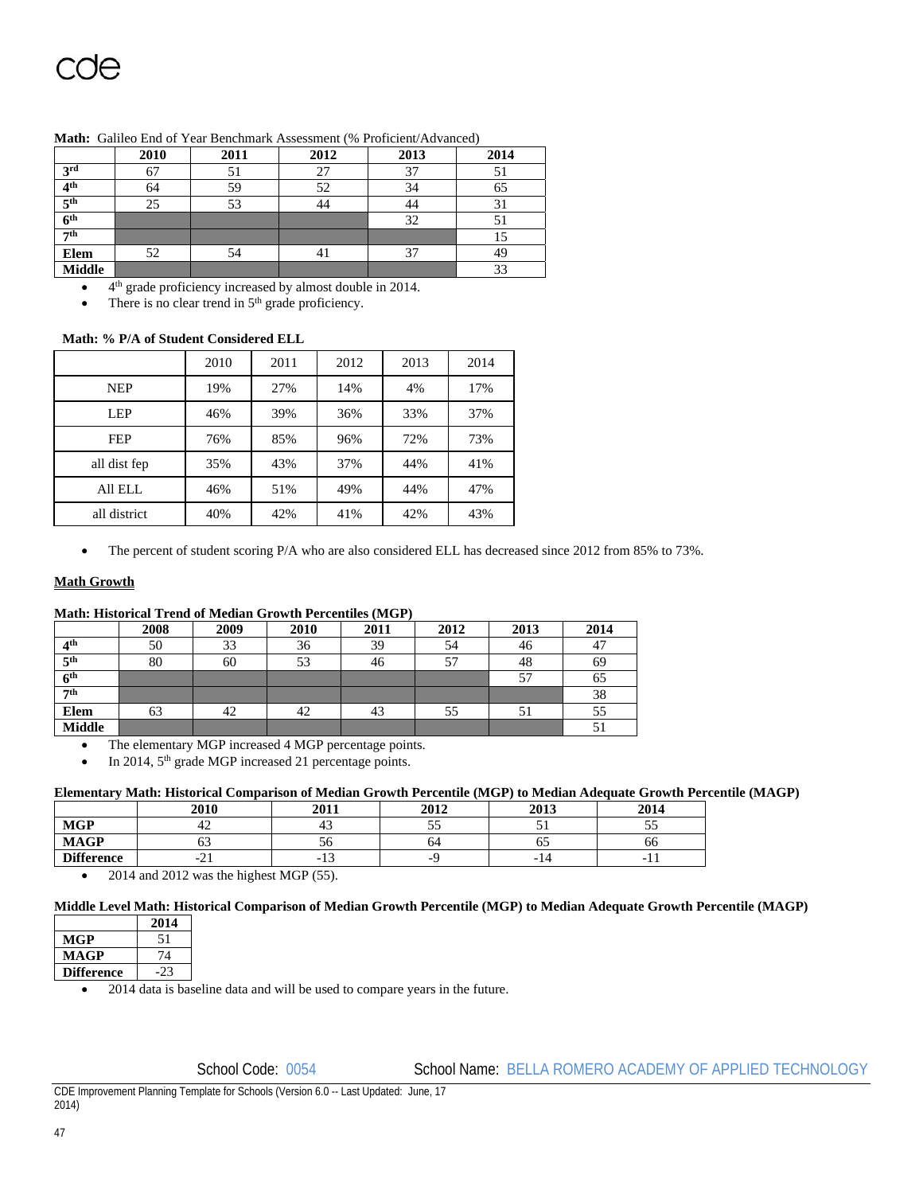**Math:** Galileo End of Year Benchmark Assessment (% Proficient/Advanced)

| | 2010 | 2011 | 2012 | 2013 | 2014 |
|---|---|---|---|---|---|
| 3rd | 67 | 51 | 27 | 37 | 51 |
| 4th | 64 | 59 | 52 | 34 | 65 |
| 5th | 25 | 53 | 44 | 44 | 31 |
| 6th | | | | 32 | 51 |
| 7th | | | | | 15 |
| Elem | 52 | 54 | 41 | 37 | 49 |
| Middle | | | | | 33 |

- 4th grade proficiency increased by almost double in 2014.
- There is no clear trend in 5th grade proficiency.

**Math: % P/A of Student Considered ELL**

| | 2010 | 2011 | 2012 | 2013 | 2014 |
|---|---|---|---|---|---|
| NEP | 19% | 27% | 14% | 4% | 17% |
| LEP | 46% | 39% | 36% | 33% | 37% |
| FEP | 76% | 85% | 96% | 72% | 73% |
| all dist fep | 35% | 43% | 37% | 44% | 41% |
| All ELL | 46% | 51% | 49% | 44% | 47% |
| all district | 40% | 42% | 41% | 42% | 43% |

- The percent of student scoring P/A who are also considered ELL has decreased since 2012 from 85% to 73%.

**Math Growth**

**Math: Historical Trend of Median Growth Percentiles (MGP)**

| | 2008 | 2009 | 2010 | 2011 | 2012 | 2013 | 2014 |
|---|---|---|---|---|---|---|---|
| 4th | 50 | 33 | 36 | 39 | 54 | 46 | 47 |
| 5th | 80 | 60 | 53 | 46 | 57 | 48 | 69 |
| 6th | | | | | | 57 | 65 |
| 7th | | | | | | | 38 |
| Elem | 63 | 42 | 42 | 43 | 55 | 51 | 55 |
| Middle | | | | | | | 51 |

- The elementary MGP increased 4 MGP percentage points.
- In 2014, 5th grade MGP increased 21 percentage points.

**Elementary Math: Historical Comparison of Median Growth Percentile (MGP) to Median Adequate Growth Percentile (MAGP)**

| | 2010 | 2011 | 2012 | 2013 | 2014 |
|---|---|---|---|---|---|
| **MGP** | 42 | 43 | 55 | 51 | 55 |
| **MAGP** | 63 | 56 | 64 | 65 | 66 |
| **Difference** | -21 | -13 | -9 | -14 | -11 |

- 2014 and 2012 was the highest MGP (55).

**Middle Level Math: Historical Comparison of Median Growth Percentile (MGP) to Median Adequate Growth Percentile (MAGP)**

| | 2014 |
|---|---|
| **MGP** | 51 |
| **MAGP** | 74 |
| **Difference** | -23 |

- 2014 data is baseline data and will be used to compare years in the future.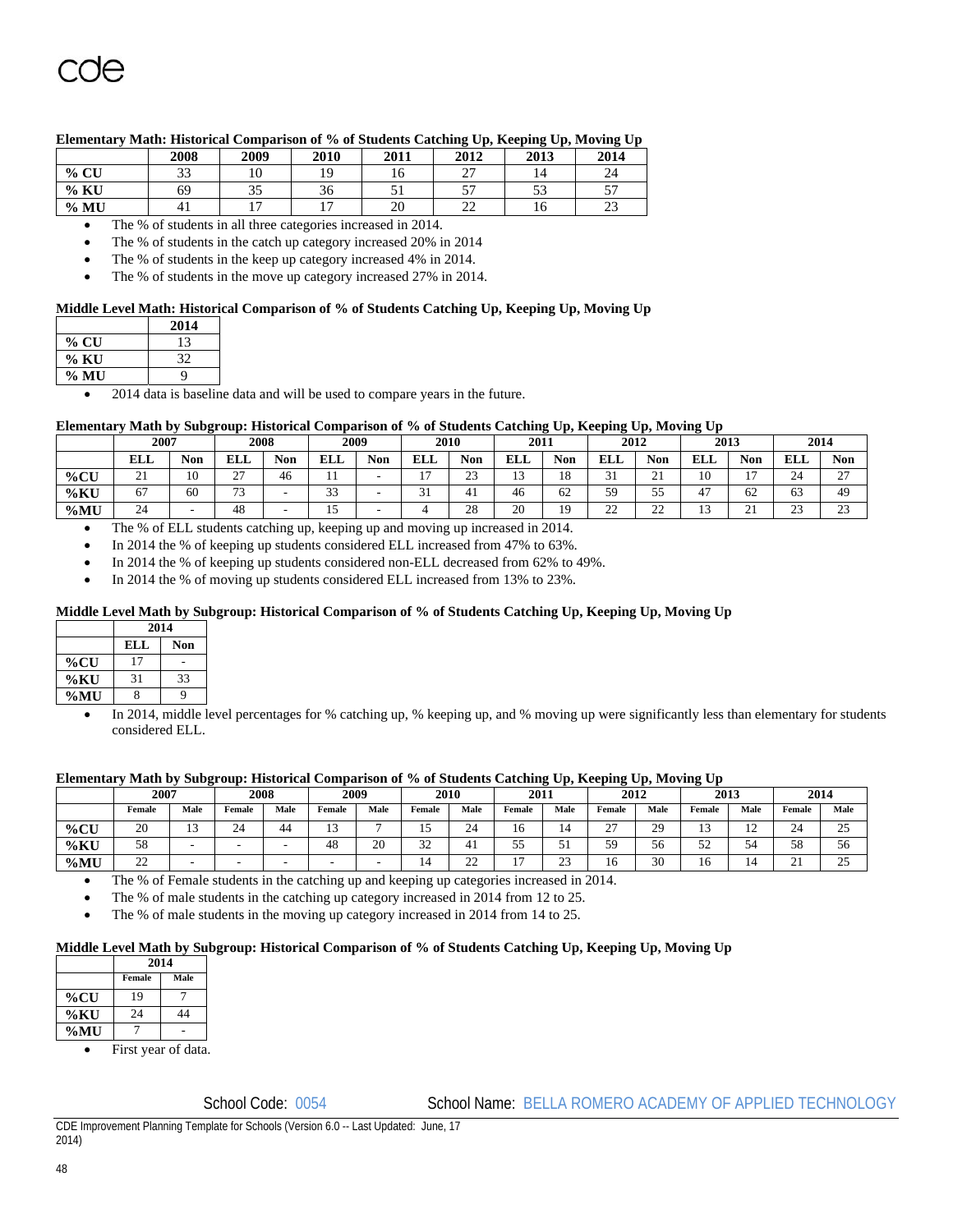**Elementary Math: Historical Comparison of % of Students Catching Up, Keeping Up, Moving Up**

| | 2008 | 2009 | 2010 | 2011 | 2012 | 2013 | 2014 |
|---|---|---|---|---|---|---|---|
| % CU | 33 | 10 | 19 | 16 | 27 | 14 | 24 |
| % KU | 69 | 35 | 36 | 51 | 57 | 53 | 57 |
| % MU | 41 | 17 | 17 | 20 | 22 | 16 | 23 |

- The % of students in all three categories increased in 2014.
- The % of students in the catch up category increased 20% in 2014
- The % of students in the keep up category increased 4% in 2014.
- The % of students in the move up category increased 27% in 2014.

**Middle Level Math: Historical Comparison of % of Students Catching Up, Keeping Up, Moving Up**

| | 2014 |
|---|---|
| % CU | 13 |
| % KU | 32 |
| % MU | 9 |

- 2014 data is baseline data and will be used to compare years in the future.

**Elementary Math by Subgroup: Historical Comparison of % of Students Catching Up, Keeping Up, Moving Up**

| | 2007 | | 2008 | | 2009 | | 2010 | | 2011 | | 2012 | | 2013 | | 2014 | |
|---|---|---|---|---|---|---|---|---|---|---|---|---|---|---|---|---|
| | ELL | Non | ELL | Non | ELL | Non | ELL | Non | ELL | Non | ELL | Non | ELL | Non | ELL | Non |
| %CU | 21 | 10 | 27 | 46 | 11 | - | 17 | 23 | 13 | 18 | 31 | 21 | 10 | 17 | 24 | 27 |
| %KU | 67 | 60 | 73 | - | 33 | - | 31 | 41 | 46 | 62 | 59 | 55 | 47 | 62 | 63 | 49 |
| %MU | 24 | - | 48 | - | 15 | - | 4 | 28 | 20 | 19 | 22 | 22 | 13 | 21 | 23 | 23 |

- The % of ELL students catching up, keeping up and moving up increased in 2014.
- In 2014 the % of keeping up students considered ELL increased from 47% to 63%.
- In 2014 the % of keeping up students considered non-ELL decreased from 62% to 49%.
- In 2014 the % of moving up students considered ELL increased from 13% to 23%.

**Middle Level Math by Subgroup: Historical Comparison of % of Students Catching Up, Keeping Up, Moving Up**

| | 2014 | |
|---|---|---|
| | ELL | Non |
| %CU | 17 | - |
| %KU | 31 | 33 |
| %MU | 8 | 9 |

- In 2014, middle level percentages for % catching up, % keeping up, and % moving up were significantly less than elementary for students considered ELL.

**Elementary Math by Subgroup: Historical Comparison of % of Students Catching Up, Keeping Up, Moving Up**

| | 2007 | | 2008 | | 2009 | | 2010 | | 2011 | | 2012 | | 2013 | | 2014 | |
|---|---|---|---|---|---|---|---|---|---|---|---|---|---|---|---|---|
| | Female | Male | Female | Male | Female | Male | Female | Male | Female | Male | Female | Male | Female | Male | Female | Male |
| %CU | 20 | 13 | 24 | 44 | 13 | 7 | 15 | 24 | 16 | 14 | 27 | 29 | 13 | 12 | 24 | 25 |
| %KU | 58 | - | - | - | 48 | 20 | 32 | 41 | 55 | 51 | 59 | 56 | 52 | 54 | 58 | 56 |
| %MU | 22 | - | - | - | - | - | 14 | 22 | 17 | 23 | 16 | 30 | 16 | 14 | 21 | 25 |

- The % of Female students in the catching up and keeping up categories increased in 2014.
- The % of male students in the catching up category increased in 2014 from 12 to 25.
- The % of male students in the moving up category increased in 2014 from 14 to 25.

**Middle Level Math by Subgroup: Historical Comparison of % of Students Catching Up, Keeping Up, Moving Up**

| | 2014 | |
|---|---|---|
| | Female | Male |
| %CU | 19 | 7 |
| %KU | 24 | 44 |
| %MU | 7 | - |

- First year of data.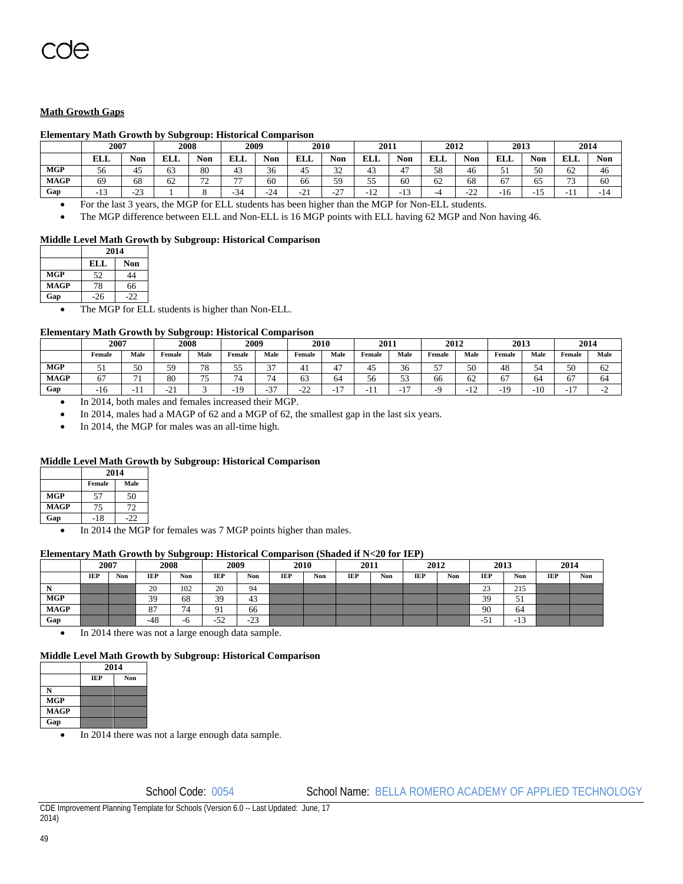## Math Growth Gaps

**Elementary Math Growth by Subgroup: Historical Comparison**

| | 2007 | | 2008 | | 2009 | | 2010 | | 2011 | | 2012 | | 2013 | | 2014 | |
|---|---|---|---|---|---|---|---|---|---|---|---|---|---|---|---|---|
| | ELL | Non | ELL | Non | ELL | Non | ELL | Non | ELL | Non | ELL | Non | ELL | Non | ELL | Non |
| **MGP** | 56 | 45 | 63 | 80 | 43 | 36 | 45 | 32 | 43 | 47 | 58 | 46 | 51 | 50 | 62 | 46 |
| **MAGP** | 69 | 68 | 62 | 72 | 77 | 60 | 66 | 59 | 55 | 60 | 62 | 68 | 67 | 65 | 73 | 60 |
| **Gap** | -13 | -23 | 1 | 8 | -34 | -24 | -21 | -27 | -12 | -13 | -4 | -22 | -16 | -15 | -11 | -14 |

- For the last 3 years, the MGP for ELL students has been higher than the MGP for Non-ELL students.
- The MGP difference between ELL and Non-ELL is 16 MGP points with ELL having 62 MGP and Non having 46.

**Middle Level Math Growth by Subgroup: Historical Comparison**

| | 2014 | |
|---|---|---|
| | ELL | Non |
| **MGP** | 52 | 44 |
| **MAGP** | 78 | 66 |
| **Gap** | -26 | -22 |

- The MGP for ELL students is higher than Non-ELL.

**Elementary Math Growth by Subgroup: Historical Comparison**

| | 2007 | | 2008 | | 2009 | | 2010 | | 2011 | | 2012 | | 2013 | | 2014 | |
|---|---|---|---|---|---|---|---|---|---|---|---|---|---|---|---|---|
| | Female | Male | Female | Male | Female | Male | Female | Male | Female | Male | Female | Male | Female | Male | Female | Male |
| **MGP** | 51 | 50 | 59 | 78 | 55 | 37 | 41 | 47 | 45 | 36 | 57 | 50 | 48 | 54 | 50 | 62 |
| **MAGP** | 67 | 71 | 80 | 75 | 74 | 74 | 63 | 64 | 56 | 53 | 66 | 62 | 67 | 64 | 67 | 64 |
| **Gap** | -16 | -11 | -21 | 3 | -19 | -37 | -22 | -17 | -11 | -17 | -9 | -12 | -19 | -10 | -17 | -2 |

- In 2014, both males and females increased their MGP.
- In 2014, males had a MAGP of 62 and a MGP of 62, the smallest gap in the last six years.
- In 2014, the MGP for males was an all-time high.

**Middle Level Math Growth by Subgroup: Historical Comparison**

| | 2014 | |
|---|---|---|
| | Female | Male |
| **MGP** | 57 | 50 |
| **MAGP** | 75 | 72 |
| **Gap** | -18 | -22 |

- In 2014 the MGP for females was 7 MGP points higher than males.

**Elementary Math Growth by Subgroup: Historical Comparison (Shaded if N<20 for IEP)**

| | 2007 | | 2008 | | 2009 | | 2010 | | 2011 | | 2012 | | 2013 | | 2014 | |
|---|---|---|---|---|---|---|---|---|---|---|---|---|---|---|---|---|
| | IEP | Non | IEP | Non | IEP | Non | IEP | Non | IEP | Non | IEP | Non | IEP | Non | IEP | Non |
| **N** | | | 20 | 102 | 20 | 94 | | | | | | | 23 | 215 | | |
| **MGP** | | | 39 | 68 | 39 | 43 | | | | | | | 39 | 51 | | |
| **MAGP** | | | 87 | 74 | 91 | 66 | | | | | | | 90 | 64 | | |
| **Gap** | | | -48 | -6 | -52 | -23 | | | | | | | -51 | -13 | | |

- In 2014 there was not a large enough data sample.

**Middle Level Math Growth by Subgroup: Historical Comparison**

| | 2014 | |
|---|---|---|
| | IEP | Non |
| **N** | | |
| **MGP** | | |
| **MAGP** | | |
| **Gap** | | |

- In 2014 there was not a large enough data sample.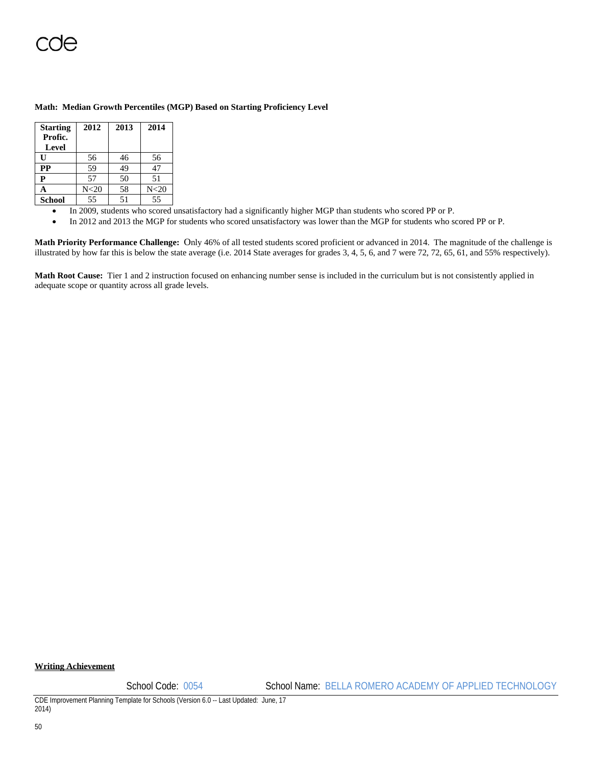**Math: Median Growth Percentiles (MGP) Based on Starting Proficiency Level**

| Starting Profic. Level | 2012 | 2013 | 2014 |
|---|---|---|---|
| U | 56 | 46 | 56 |
| PP | 59 | 49 | 47 |
| P | 57 | 50 | 51 |
| A | N<20 | 58 | N<20 |
| School | 55 | 51 | 55 |

- In 2009, students who scored unsatisfactory had a significantly higher MGP than students who scored PP or P.
- In 2012 and 2013 the MGP for students who scored unsatisfactory was lower than the MGP for students who scored PP or P.

**Math Priority Performance Challenge:** Only 46% of all tested students scored proficient or advanced in 2014. The magnitude of the challenge is illustrated by how far this is below the state average (i.e. 2014 State averages for grades 3, 4, 5, 6, and 7 were 72, 72, 65, 61, and 55% respectively).

**Math Root Cause:** Tier 1 and 2 instruction focused on enhancing number sense is included in the curriculum but is not consistently applied in adequate scope or quantity across all grade levels.

**Writing Achievement**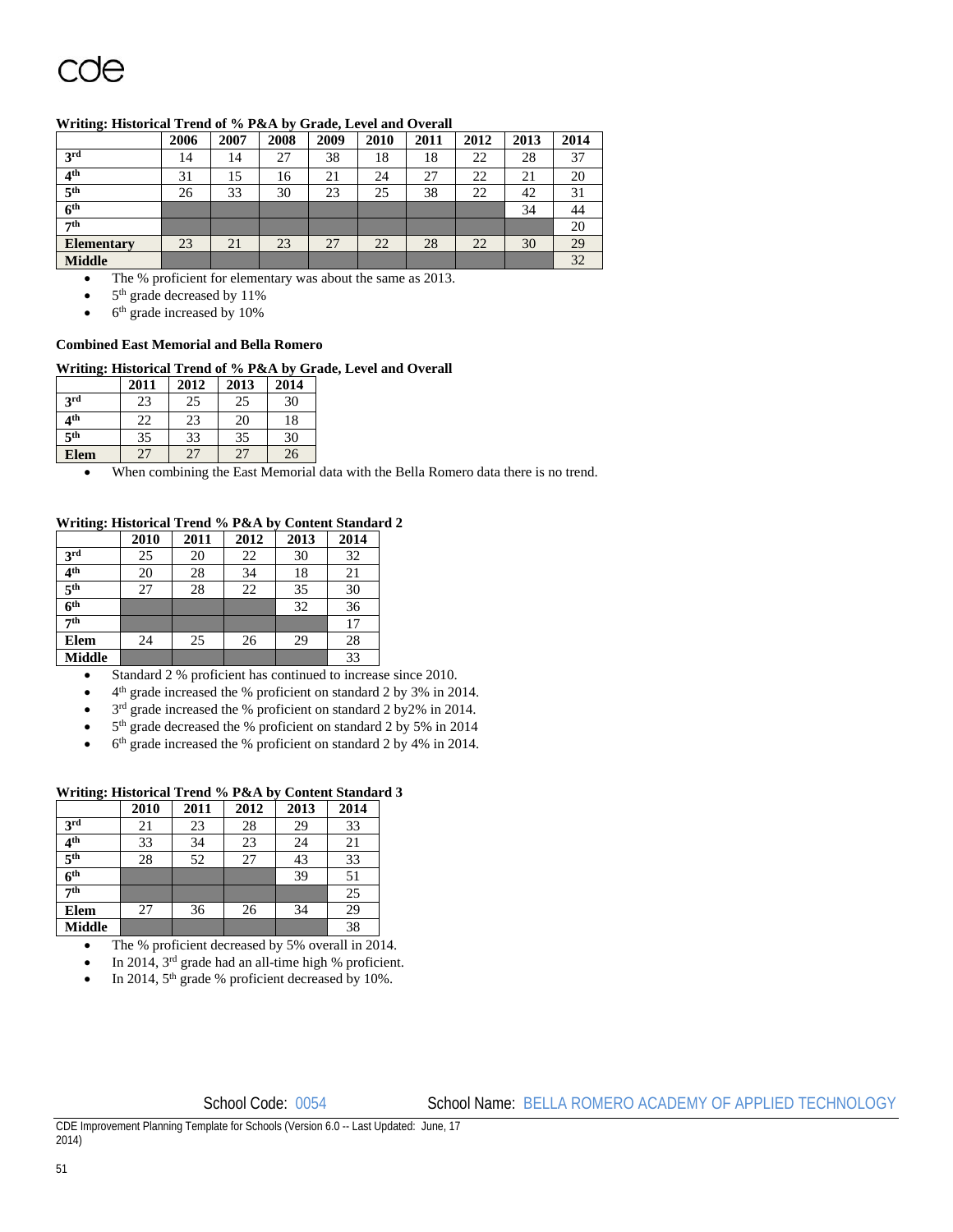**Writing: Historical Trend of % P&A by Grade, Level and Overall**

| | 2006 | 2007 | 2008 | 2009 | 2010 | 2011 | 2012 | 2013 | 2014 |
|---|---|---|---|---|---|---|---|---|---|
| 3rd | 14 | 14 | 27 | 38 | 18 | 18 | 22 | 28 | 37 |
| 4th | 31 | 15 | 16 | 21 | 24 | 27 | 22 | 21 | 20 |
| 5th | 26 | 33 | 30 | 23 | 25 | 38 | 22 | 42 | 31 |
| 6th | | | | | | | | 34 | 44 |
| 7th | | | | | | | | | 20 |
| Elementary | 23 | 21 | 23 | 27 | 22 | 28 | 22 | 30 | 29 |
| Middle | | | | | | | | | 32 |

- The % proficient for elementary was about the same as 2013.
- 5th grade decreased by 11%
- 6th grade increased by 10%

**Combined East Memorial and Bella Romero**

**Writing: Historical Trend of % P&A by Grade, Level and Overall**

| | 2011 | 2012 | 2013 | 2014 |
|---|---|---|---|---|
| 3rd | 23 | 25 | 25 | 30 |
| 4th | 22 | 23 | 20 | 18 |
| 5th | 35 | 33 | 35 | 30 |
| Elem | 27 | 27 | 27 | 26 |

- When combining the East Memorial data with the Bella Romero data there is no trend.

**Writing: Historical Trend % P&A by Content Standard 2**

| | 2010 | 2011 | 2012 | 2013 | 2014 |
|---|---|---|---|---|---|
| 3rd | 25 | 20 | 22 | 30 | 32 |
| 4th | 20 | 28 | 34 | 18 | 21 |
| 5th | 27 | 28 | 22 | 35 | 30 |
| 6th | | | | 32 | 36 |
| 7th | | | | | 17 |
| Elem | 24 | 25 | 26 | 29 | 28 |
| Middle | | | | | 33 |

- Standard 2 % proficient has continued to increase since 2010.
- 4th grade increased the % proficient on standard 2 by 3% in 2014.
- 3rd grade increased the % proficient on standard 2 by2% in 2014.
- 5th grade decreased the % proficient on standard 2 by 5% in 2014
- 6th grade increased the % proficient on standard 2 by 4% in 2014.

**Writing: Historical Trend % P&A by Content Standard 3**

| | 2010 | 2011 | 2012 | 2013 | 2014 |
|---|---|---|---|---|---|
| 3rd | 21 | 23 | 28 | 29 | 33 |
| 4th | 33 | 34 | 23 | 24 | 21 |
| 5th | 28 | 52 | 27 | 43 | 33 |
| 6th | | | | 39 | 51 |
| 7th | | | | | 25 |
| Elem | 27 | 36 | 26 | 34 | 29 |
| Middle | | | | | 38 |

- The % proficient decreased by 5% overall in 2014.
- In 2014, 3rd grade had an all-time high % proficient.
- In 2014, 5th grade % proficient decreased by 10%.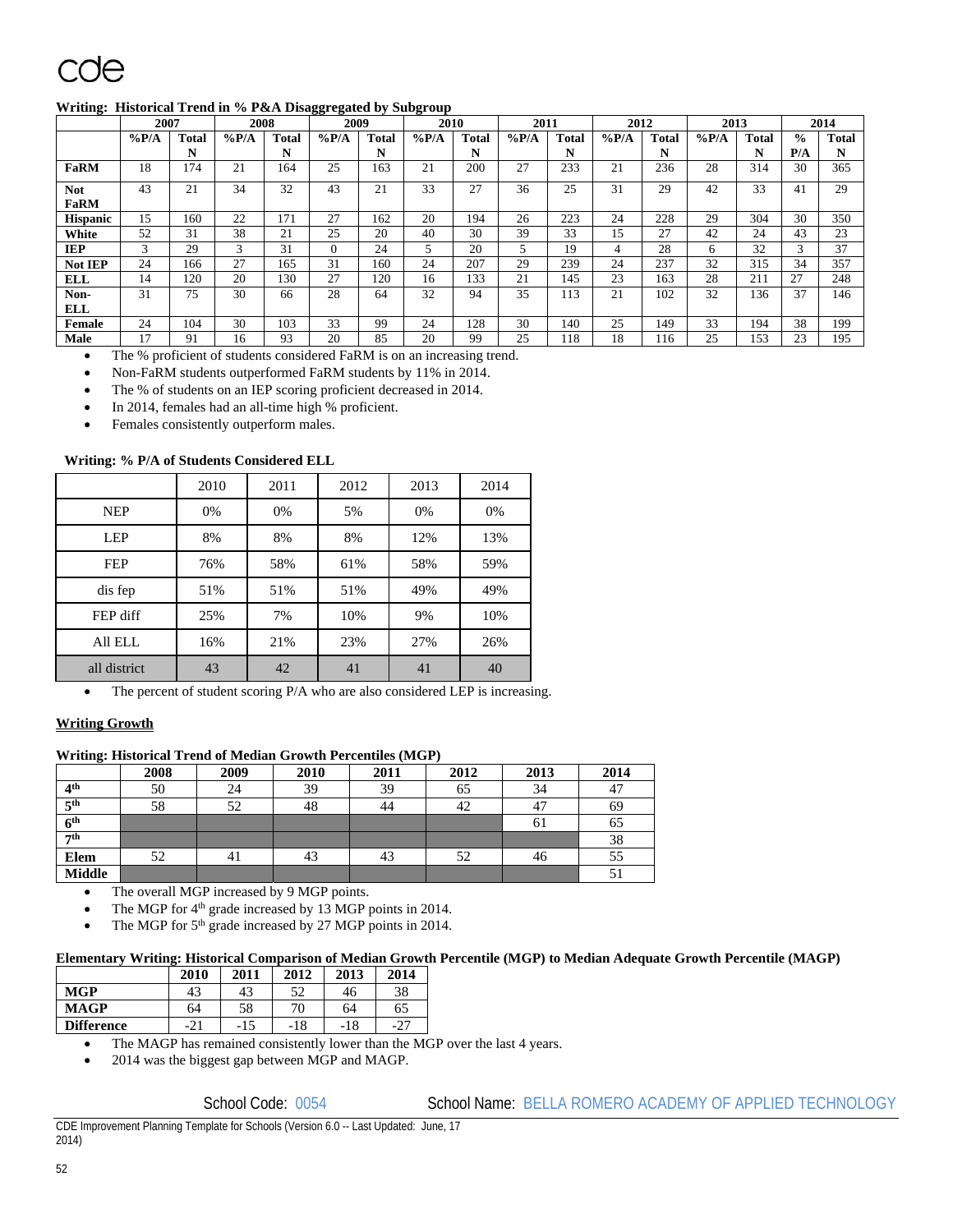**Writing: Historical Trend in % P&A Disaggregated by Subgroup**

| | 2007 | | 2008 | | 2009 | | 2010 | | 2011 | | 2012 | | 2013 | | 2014 | |
|---|---|---|---|---|---|---|---|---|---|---|---|---|---|---|---|---|
| | %P/A | Total N | %P/A | Total N | %P/A | Total N | %P/A | Total N | %P/A | Total N | %P/A | Total N | %P/A | Total N | % P/A | Total N |
| **FaRM** | 18 | 174 | 21 | 164 | 25 | 163 | 21 | 200 | 27 | 233 | 21 | 236 | 28 | 314 | 30 | 365 |
| **Not FaRM** | 43 | 21 | 34 | 32 | 43 | 21 | 33 | 27 | 36 | 25 | 31 | 29 | 42 | 33 | 41 | 29 |
| **Hispanic** | 15 | 160 | 22 | 171 | 27 | 162 | 20 | 194 | 26 | 223 | 24 | 228 | 29 | 304 | 30 | 350 |
| **White** | 52 | 31 | 38 | 21 | 25 | 20 | 40 | 30 | 39 | 33 | 15 | 27 | 42 | 24 | 43 | 23 |
| **IEP** | 3 | 29 | 3 | 31 | 0 | 24 | 5 | 20 | 5 | 19 | 4 | 28 | 6 | 32 | 3 | 37 |
| **Not IEP** | 24 | 166 | 27 | 165 | 31 | 160 | 24 | 207 | 29 | 239 | 24 | 237 | 32 | 315 | 34 | 357 |
| **ELL** | 14 | 120 | 20 | 130 | 27 | 120 | 16 | 133 | 21 | 145 | 23 | 163 | 28 | 211 | 27 | 248 |
| **Non-ELL** | 31 | 75 | 30 | 66 | 28 | 64 | 32 | 94 | 35 | 113 | 21 | 102 | 32 | 136 | 37 | 146 |
| **Female** | 24 | 104 | 30 | 103 | 33 | 99 | 24 | 128 | 30 | 140 | 25 | 149 | 33 | 194 | 38 | 199 |
| **Male** | 17 | 91 | 16 | 93 | 20 | 85 | 20 | 99 | 25 | 118 | 18 | 116 | 25 | 153 | 23 | 195 |

- The % proficient of students considered FaRM is on an increasing trend.
- Non-FaRM students outperformed FaRM students by 11% in 2014.
- The % of students on an IEP scoring proficient decreased in 2014.
- In 2014, females had an all-time high % proficient.
- Females consistently outperform males.

**Writing: % P/A of Students Considered ELL**

| | 2010 | 2011 | 2012 | 2013 | 2014 |
|---|---|---|---|---|---|
| NEP | 0% | 0% | 5% | 0% | 0% |
| LEP | 8% | 8% | 8% | 12% | 13% |
| FEP | 76% | 58% | 61% | 58% | 59% |
| dis fep | 51% | 51% | 51% | 49% | 49% |
| FEP diff | 25% | 7% | 10% | 9% | 10% |
| All ELL | 16% | 21% | 23% | 27% | 26% |
| all district | 43 | 42 | 41 | 41 | 40 |

- The percent of student scoring P/A who are also considered LEP is increasing.

**Writing Growth**

**Writing: Historical Trend of Median Growth Percentiles (MGP)**

| | 2008 | 2009 | 2010 | 2011 | 2012 | 2013 | 2014 |
|---|---|---|---|---|---|---|---|
| **4th** | 50 | 24 | 39 | 39 | 65 | 34 | 47 |
| **5th** | 58 | 52 | 48 | 44 | 42 | 47 | 69 |
| **6th** | | | | | | 61 | 65 |
| **7th** | | | | | | | 38 |
| **Elem** | 52 | 41 | 43 | 43 | 52 | 46 | 55 |
| **Middle** | | | | | | | 51 |

- The overall MGP increased by 9 MGP points.
- The MGP for 4th grade increased by 13 MGP points in 2014.
- The MGP for 5th grade increased by 27 MGP points in 2014.

**Elementary Writing: Historical Comparison of Median Growth Percentile (MGP) to Median Adequate Growth Percentile (MAGP)**

| | 2010 | 2011 | 2012 | 2013 | 2014 |
|---|---|---|---|---|---|
| **MGP** | 43 | 43 | 52 | 46 | 38 |
| **MAGP** | 64 | 58 | 70 | 64 | 65 |
| **Difference** | -21 | -15 | -18 | -18 | -27 |

- The MAGP has remained consistently lower than the MGP over the last 4 years.
- 2014 was the biggest gap between MGP and MAGP.

School Code: 0054 School Name: BELLA ROMERO ACADEMY OF APPLIED TECHNOLOGY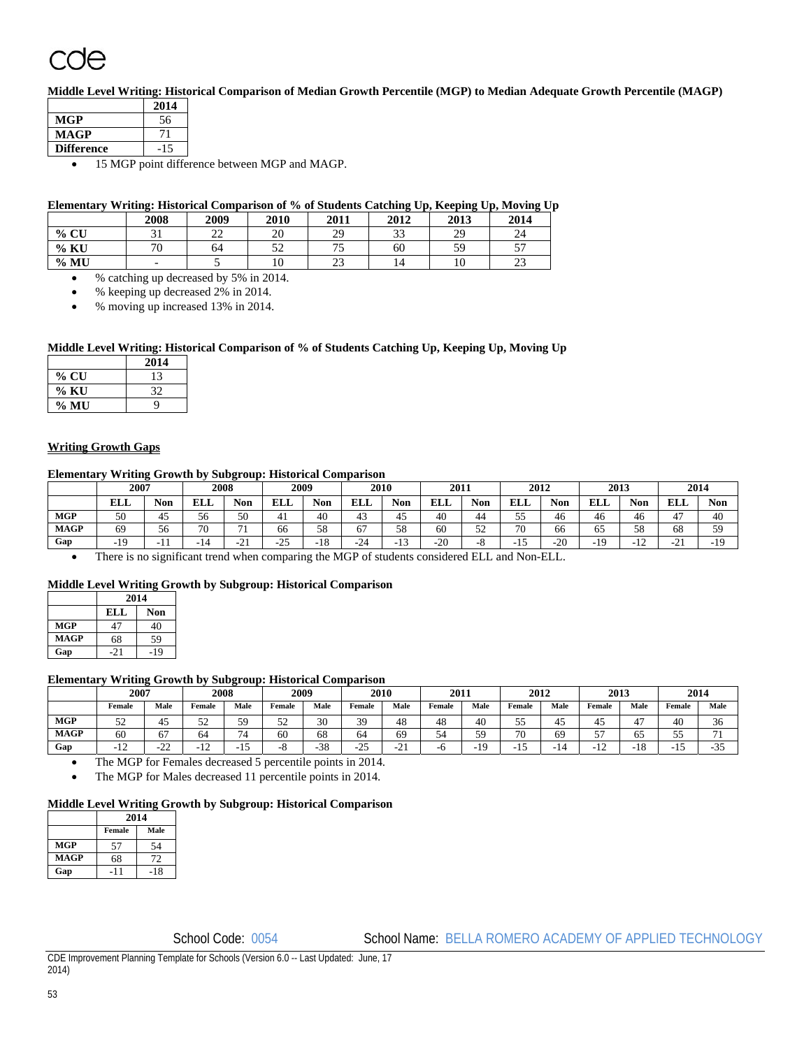**Middle Level Writing: Historical Comparison of Median Growth Percentile (MGP) to Median Adequate Growth Percentile (MAGP)**

| | 2014 |
|---|---|
| **MGP** | 56 |
| **MAGP** | 71 |
| **Difference** | -15 |

- 15 MGP point difference between MGP and MAGP.

**Elementary Writing: Historical Comparison of % of Students Catching Up, Keeping Up, Moving Up**

| | 2008 | 2009 | 2010 | 2011 | 2012 | 2013 | 2014 |
|---|---|---|---|---|---|---|---|
| **% CU** | 31 | 22 | 20 | 29 | 33 | 29 | 24 |
| **% KU** | 70 | 64 | 52 | 75 | 60 | 59 | 57 |
| **% MU** | - | 5 | 10 | 23 | 14 | 10 | 23 |

- % catching up decreased by 5% in 2014.
- % keeping up decreased 2% in 2014.
- % moving up increased 13% in 2014.

**Middle Level Writing: Historical Comparison of % of Students Catching Up, Keeping Up, Moving Up**

| | 2014 |
|---|---|
| **% CU** | 13 |
| **% KU** | 32 |
| **% MU** | 9 |

**Writing Growth Gaps**

**Elementary Writing Growth by Subgroup: Historical Comparison**

| | 2007 | | 2008 | | 2009 | | 2010 | | 2011 | | 2012 | | 2013 | | 2014 | |
|---|---|---|---|---|---|---|---|---|---|---|---|---|---|---|---|---|
| | ELL | Non | ELL | Non | ELL | Non | ELL | Non | ELL | Non | ELL | Non | ELL | Non | ELL | Non |
| **MGP** | 50 | 45 | 56 | 50 | 41 | 40 | 43 | 45 | 40 | 44 | 55 | 46 | 46 | 46 | 47 | 40 |
| **MAGP** | 69 | 56 | 70 | 71 | 66 | 58 | 67 | 58 | 60 | 52 | 70 | 66 | 65 | 58 | 68 | 59 |
| **Gap** | -19 | -11 | -14 | -21 | -25 | -18 | -24 | -13 | -20 | -8 | -15 | -20 | -19 | -12 | -21 | -19 |

- There is no significant trend when comparing the MGP of students considered ELL and Non-ELL.

**Middle Level Writing Growth by Subgroup: Historical Comparison**

| | 2014 | |
|---|---|---|
| | ELL | Non |
| **MGP** | 47 | 40 |
| **MAGP** | 68 | 59 |
| **Gap** | -21 | -19 |

**Elementary Writing Growth by Subgroup: Historical Comparison**

| | 2007 | | 2008 | | 2009 | | 2010 | | 2011 | | 2012 | | 2013 | | 2014 | |
|---|---|---|---|---|---|---|---|---|---|---|---|---|---|---|---|---|
| | Female | Male | Female | Male | Female | Male | Female | Male | Female | Male | Female | Male | Female | Male | Female | Male |
| **MGP** | 52 | 45 | 52 | 59 | 52 | 30 | 39 | 48 | 48 | 40 | 55 | 45 | 45 | 47 | 40 | 36 |
| **MAGP** | 60 | 67 | 64 | 74 | 60 | 68 | 64 | 69 | 54 | 59 | 70 | 69 | 57 | 65 | 55 | 71 |
| **Gap** | -12 | -22 | -12 | -15 | -8 | -38 | -25 | -21 | -6 | -19 | -15 | -14 | -12 | -18 | -15 | -35 |

- The MGP for Females decreased 5 percentile points in 2014.
- The MGP for Males decreased 11 percentile points in 2014.

**Middle Level Writing Growth by Subgroup: Historical Comparison**

| | 2014 | |
|---|---|---|
| | Female | Male |
| **MGP** | 57 | 54 |
| **MAGP** | 68 | 72 |
| **Gap** | -11 | -18 |

School Code: 0054 School Name: BELLA ROMERO ACADEMY OF APPLIED TECHNOLOGY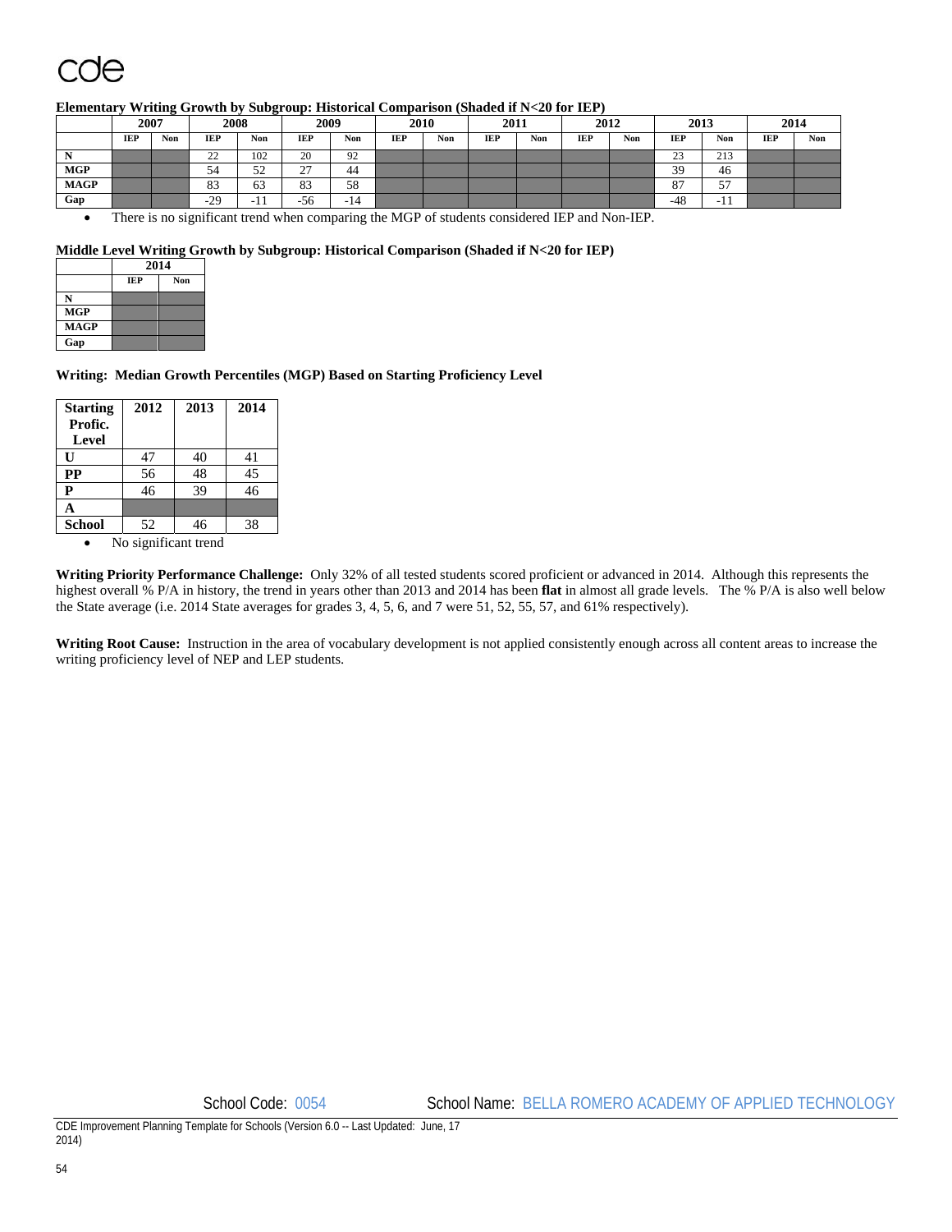**Elementary Writing Growth by Subgroup: Historical Comparison (Shaded if N<20 for IEP)**

| | 2007 | | 2008 | | 2009 | | 2010 | | 2011 | | 2012 | | 2013 | | 2014 | |
|---|---|---|---|---|---|---|---|---|---|---|---|---|---|---|---|---|
| | IEP | Non | IEP | Non | IEP | Non | IEP | Non | IEP | Non | IEP | Non | IEP | Non | IEP | Non |
| N | | | 22 | 102 | 20 | 92 | | | | | | | 23 | 213 | | |
| MGP | | | 54 | 52 | 27 | 44 | | | | | | | 39 | 46 | | |
| MAGP | | | 83 | 63 | 83 | 58 | | | | | | | 87 | 57 | | |
| Gap | | | -29 | -11 | -56 | -14 | | | | | | | -48 | -11 | | |

- There is no significant trend when comparing the MGP of students considered IEP and Non-IEP.

**Middle Level Writing Growth by Subgroup: Historical Comparison (Shaded if N<20 for IEP)**

| | 2014 | |
|---|---|---|
| | IEP | Non |
| N | | |
| MGP | | |
| MAGP | | |
| Gap | | |

**Writing: Median Growth Percentiles (MGP) Based on Starting Proficiency Level**

| Starting Profic. Level | 2012 | 2013 | 2014 |
|---|---|---|---|
| U | 47 | 40 | 41 |
| PP | 56 | 48 | 45 |
| P | 46 | 39 | 46 |
| A | | | |
| School | 52 | 46 | 38 |

- No significant trend

**Writing Priority Performance Challenge:** Only 32% of all tested students scored proficient or advanced in 2014. Although this represents the highest overall % P/A in history, the trend in years other than 2013 and 2014 has been **flat** in almost all grade levels. The % P/A is also well below the State average (i.e. 2014 State averages for grades 3, 4, 5, 6, and 7 were 51, 52, 55, 57, and 61% respectively).

**Writing Root Cause:** Instruction in the area of vocabulary development is not applied consistently enough across all content areas to increase the writing proficiency level of NEP and LEP students.